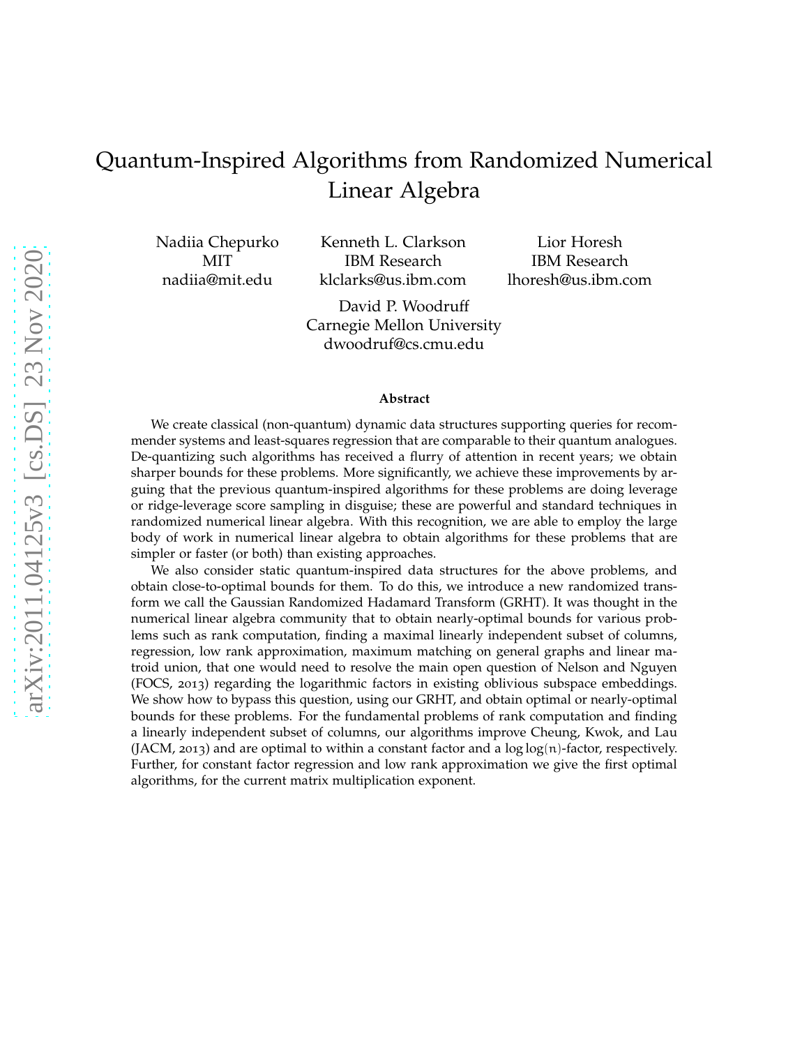# Quantum-Inspired Algorithms from Randomized Numerical Linear Algebra

Nadiia Chepurko
MIT
nadiia@mit.edu

Kenneth L. Clarkson
IBM Research
klclarks@us.ibm.com

Lior Horesh
IBM Research
lhoresh@us.ibm.com

David P. Woodruff
Carnegie Mellon University
dwoodruf@cs.cmu.edu

### Abstract

We create classical (non-quantum) dynamic data structures supporting queries for recommender systems and least-squares regression that are comparable to their quantum analogues. De-quantizing such algorithms has received a flurry of attention in recent years; we obtain sharper bounds for these problems. More significantly, we achieve these improvements by arguing that the previous quantum-inspired algorithms for these problems are doing leverage or ridge-leverage score sampling in disguise; these are powerful and standard techniques in randomized numerical linear algebra. With this recognition, we are able to employ the large body of work in numerical linear algebra to obtain algorithms for these problems that are simpler or faster (or both) than existing approaches.

We also consider static quantum-inspired data structures for the above problems, and obtain close-to-optimal bounds for them. To do this, we introduce a new randomized transform we call the Gaussian Randomized Hadamard Transform (GRHT). It was thought in the numerical linear algebra community that to obtain nearly-optimal bounds for various problems such as rank computation, finding a maximal linearly independent subset of columns, regression, low rank approximation, maximum matching on general graphs and linear matroid union, that one would need to resolve the main open question of Nelson and Nguyen (FOCS, 2013) regarding the logarithmic factors in existing oblivious subspace embeddings. We show how to bypass this question, using our GRHT, and obtain optimal or nearly-optimal bounds for these problems. For the fundamental problems of rank computation and finding a linearly independent subset of columns, our algorithms improve Cheung, Kwok, and Lau (JACM, 2013) and are optimal to within a constant factor and a $\log\log(n)$-factor, respectively. Further, for constant factor regression and low rank approximation we give the first optimal algorithms, for the current matrix multiplication exponent.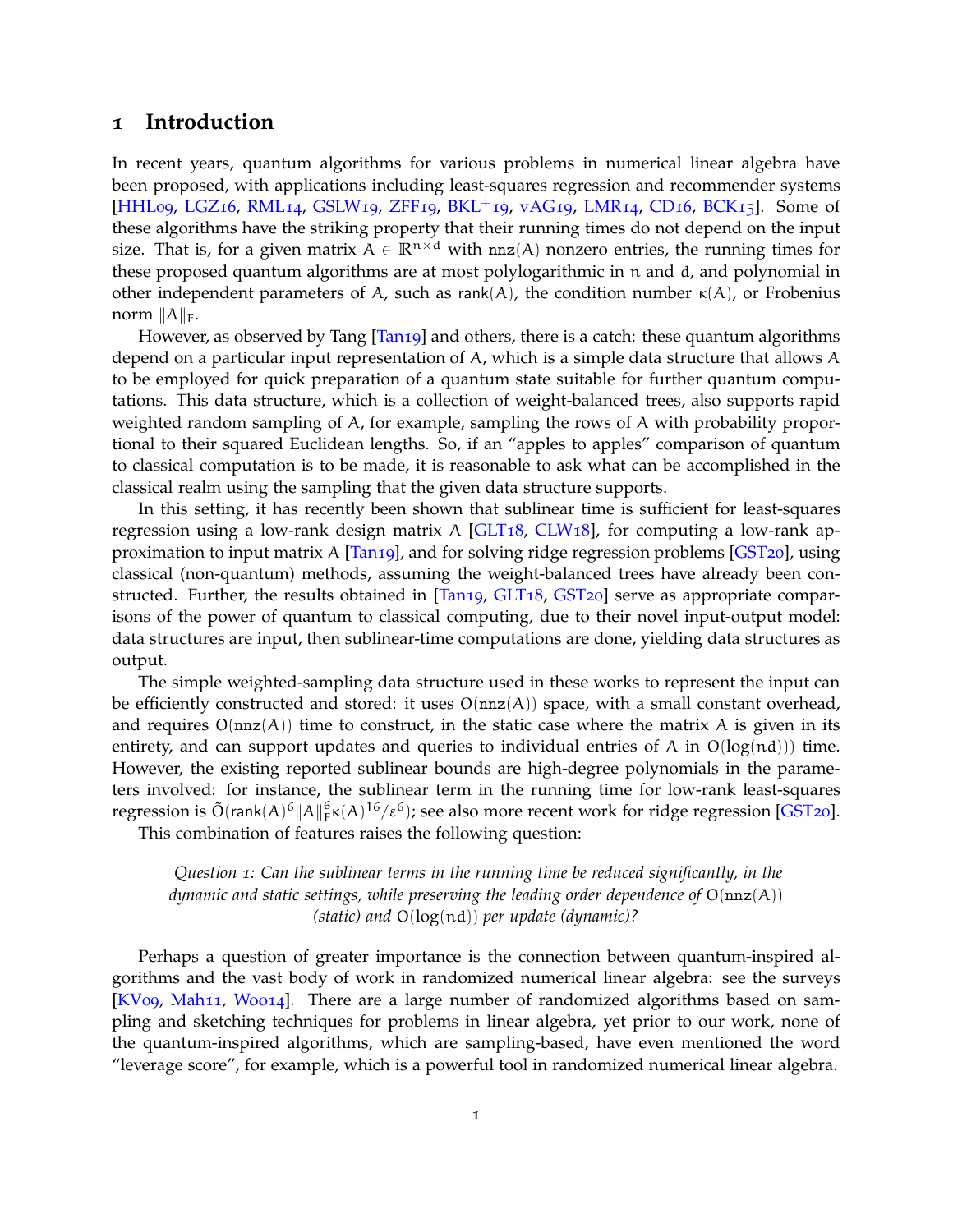# 1 Introduction

In recent years, quantum algorithms for various problems in numerical linear algebra have been proposed, with applications including least-squares regression and recommender systems [HHL09, LGZ16, RML14, GSLW19, ZFF19, BKL+19, vAG19, LMR14, CD16, BCK15]. Some of these algorithms have the striking property that their running times do not depend on the input size. That is, for a given matrix $A \in \mathbb{R}^{n \times d}$ with $\mathtt{nnz}(A)$ nonzero entries, the running times for these proposed quantum algorithms are at most polylogarithmic in $n$ and $d$, and polynomial in other independent parameters of $A$, such as $\mathsf{rank}(A)$, the condition number $\kappa(A)$, or Frobenius norm $\|A\|_F$.

However, as observed by Tang [Tan19] and others, there is a catch: these quantum algorithms depend on a particular input representation of $A$, which is a simple data structure that allows $A$ to be employed for quick preparation of a quantum state suitable for further quantum computations. This data structure, which is a collection of weight-balanced trees, also supports rapid weighted random sampling of $A$, for example, sampling the rows of $A$ with probability proportional to their squared Euclidean lengths. So, if an "apples to apples" comparison of quantum to classical computation is to be made, it is reasonable to ask what can be accomplished in the classical realm using the sampling that the given data structure supports.

In this setting, it has recently been shown that sublinear time is sufficient for least-squares regression using a low-rank design matrix $A$ [GLT18, CLW18], for computing a low-rank approximation to input matrix $A$ [Tan19], and for solving ridge regression problems [GST20], using classical (non-quantum) methods, assuming the weight-balanced trees have already been constructed. Further, the results obtained in [Tan19, GLT18, GST20] serve as appropriate comparisons of the power of quantum to classical computing, due to their novel input-output model: data structures are input, then sublinear-time computations are done, yielding data structures as output.

The simple weighted-sampling data structure used in these works to represent the input can be efficiently constructed and stored: it uses $O(\mathtt{nnz}(A))$ space, with a small constant overhead, and requires $O(\mathtt{nnz}(A))$ time to construct, in the static case where the matrix $A$ is given in its entirety, and can support updates and queries to individual entries of $A$ in $O(\log(nd)))$ time. However, the existing reported sublinear bounds are high-degree polynomials in the parameters involved: for instance, the sublinear term in the running time for low-rank least-squares regression is $\tilde{O}(\mathsf{rank}(A)^6 \|A\|_F^6 \kappa(A)^{16}/\varepsilon^6)$; see also more recent work for ridge regression [GST20].

This combination of features raises the following question:

*Question 1: Can the sublinear terms in the running time be reduced significantly, in the dynamic and static settings, while preserving the leading order dependence of* $O(\mathtt{nnz}(A))$ *(static) and* $O(\log(nd))$ *per update (dynamic)?*

Perhaps a question of greater importance is the connection between quantum-inspired algorithms and the vast body of work in randomized numerical linear algebra: see the surveys [KV09, Mah11, Woo14]. There are a large number of randomized algorithms based on sampling and sketching techniques for problems in linear algebra, yet prior to our work, none of the quantum-inspired algorithms, which are sampling-based, have even mentioned the word "leverage score", for example, which is a powerful tool in randomized numerical linear algebra.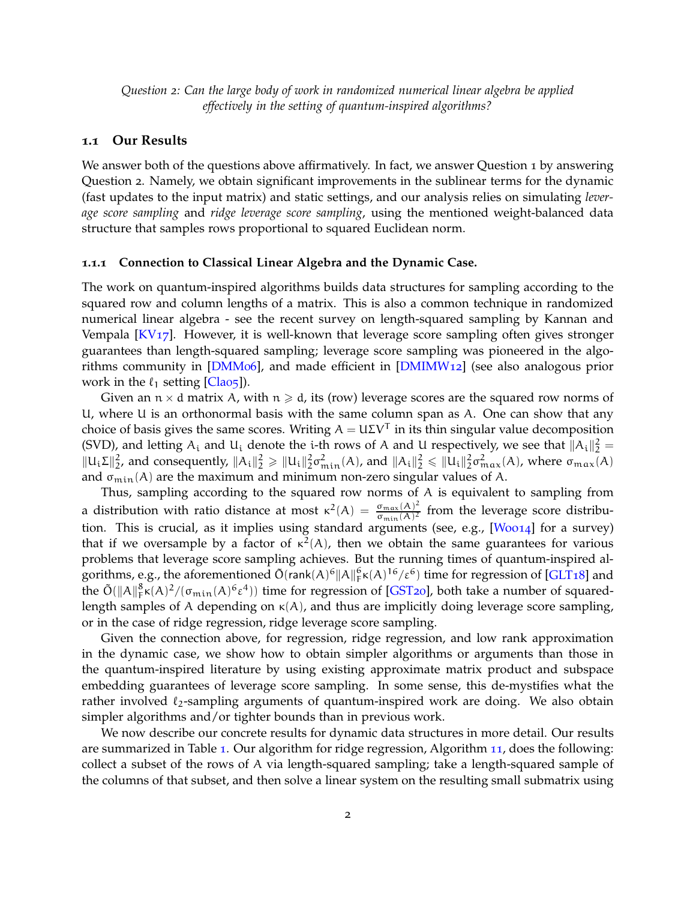*Question 2: Can the large body of work in randomized numerical linear algebra be applied effectively in the setting of quantum-inspired algorithms?*

## 1.1 Our Results

We answer both of the questions above affirmatively. In fact, we answer Question 1 by answering Question 2. Namely, we obtain significant improvements in the sublinear terms for the dynamic (fast updates to the input matrix) and static settings, and our analysis relies on simulating *leverage score sampling* and *ridge leverage score sampling*, using the mentioned weight-balanced data structure that samples rows proportional to squared Euclidean norm.

### 1.1.1 Connection to Classical Linear Algebra and the Dynamic Case.

The work on quantum-inspired algorithms builds data structures for sampling according to the squared row and column lengths of a matrix. This is also a common technique in randomized numerical linear algebra - see the recent survey on length-squared sampling by Kannan and Vempala [KV17]. However, it is well-known that leverage score sampling often gives stronger guarantees than length-squared sampling; leverage score sampling was pioneered in the algorithms community in [DMM06], and made efficient in [DMIMW12] (see also analogous prior work in the $\ell_1$ setting [Cla05]).

Given an $n \times d$ matrix $A$, with $n \geq d$, its (row) leverage scores are the squared row norms of $U$, where $U$ is an orthonormal basis with the same column span as $A$. One can show that any choice of basis gives the same scores. Writing $A = U\Sigma V^T$ in its thin singular value decomposition (SVD), and letting $A_i$ and $U_i$ denote the i-th rows of $A$ and $U$ respectively, we see that $\|A_i\|_2^2 = \|U_i\Sigma\|_2^2$, and consequently, $\|A_i\|_2^2 \geq \|U_i\|_2^2\sigma_{min}^2(A)$, and $\|A_i\|_2^2 \leq \|U_i\|_2^2\sigma_{max}^2(A)$, where $\sigma_{max}(A)$ and $\sigma_{min}(A)$ are the maximum and minimum non-zero singular values of $A$.

Thus, sampling according to the squared row norms of $A$ is equivalent to sampling from a distribution with ratio distance at most $\kappa^2(A) = \frac{\sigma_{max}(A)^2}{\sigma_{min}(A)^2}$ from the leverage score distribution. This is crucial, as it implies using standard arguments (see, e.g., [Woo14] for a survey) that if we oversample by a factor of $\kappa^2(A)$, then we obtain the same guarantees for various problems that leverage score sampling achieves. But the running times of quantum-inspired algorithms, e.g., the aforementioned $\tilde{O}(\mathsf{rank}(A)^6\|A\|_F^6\kappa(A)^{16}/\varepsilon^6)$ time for regression of [GLT18] and the $\tilde{O}(\|A\|_F^8\kappa(A)^2/(\sigma_{min}(A)^6\varepsilon^4))$ time for regression of [GST20], both take a number of squared-length samples of $A$ depending on $\kappa(A)$, and thus are implicitly doing leverage score sampling, or in the case of ridge regression, ridge leverage score sampling.

Given the connection above, for regression, ridge regression, and low rank approximation in the dynamic case, we show how to obtain simpler algorithms or arguments than those in the quantum-inspired literature by using existing approximate matrix product and subspace embedding guarantees of leverage score sampling. In some sense, this de-mystifies what the rather involved $\ell_2$-sampling arguments of quantum-inspired work are doing. We also obtain simpler algorithms and/or tighter bounds than in previous work.

We now describe our concrete results for dynamic data structures in more detail. Our results are summarized in Table 1. Our algorithm for ridge regression, Algorithm 11, does the following: collect a subset of the rows of $A$ via length-squared sampling; take a length-squared sample of the columns of that subset, and then solve a linear system on the resulting small submatrix using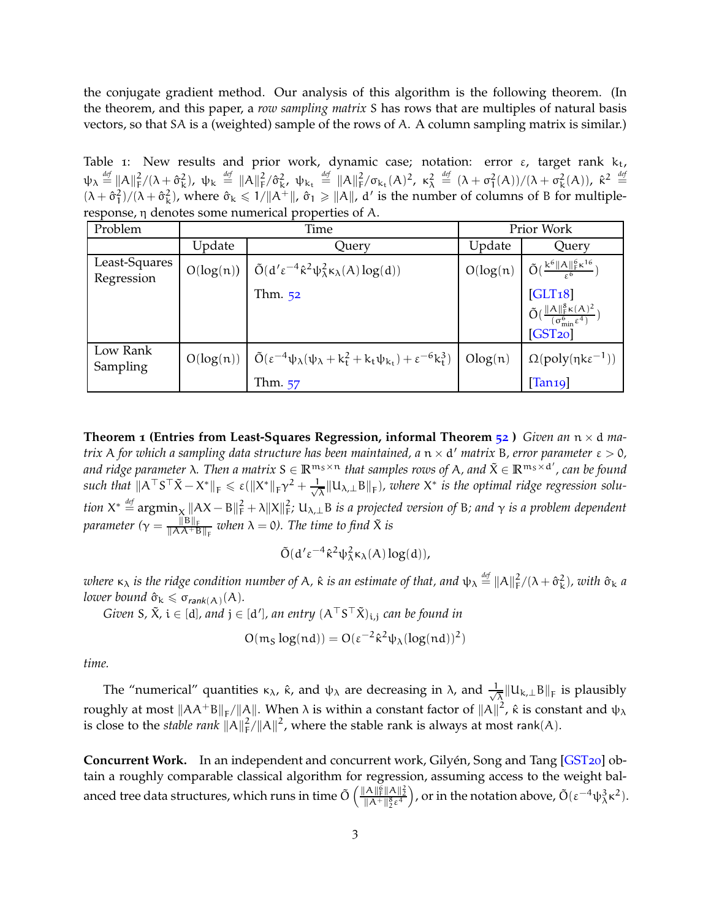the conjugate gradient method. Our analysis of this algorithm is the following theorem. (In the theorem, and this paper, a *row sampling matrix* $S$ has rows that are multiples of natural basis vectors, so that $SA$ is a (weighted) sample of the rows of $A$. A column sampling matrix is similar.)

Table 1: New results and prior work, dynamic case; notation: error $\varepsilon$, target rank $k_t$, $\psi_\lambda \stackrel{def}{=} \|A\|_F^2/(\lambda+\hat{\sigma}_k^2)$, $\psi_k \stackrel{def}{=} \|A\|_F^2/\hat{\sigma}_k^2$, $\psi_{k_t} \stackrel{def}{=} \|A\|_F^2/\sigma_{k_t}(A)^2$, $\kappa_\lambda^2 \stackrel{def}{=} (\lambda+\sigma_1^2(A))/(\lambda+\sigma_k^2(A))$, $\hat{\kappa}^2 \stackrel{def}{=} (\lambda+\hat{\sigma}_1^2)/(\lambda+\hat{\sigma}_k^2)$, where $\hat{\sigma}_k \leqslant 1/\|A^+\|$, $\hat{\sigma}_1 \geqslant \|A\|$, $d'$ is the number of columns of $B$ for multiple-response, $\eta$ denotes some numerical properties of $A$.

| Problem | Time | | Prior Work | |
|---|---|---|---|---|
| | Update | Query | Update | Query |
| Least-Squares Regression | $O(\log(n))$ | $\tilde{O}(d'\varepsilon^{-4}\hat{\kappa}^2\psi_\lambda^2\kappa_\lambda(A)\log(d))$ Thm. 52 | $O(\log(n))$ | $\tilde{O}(\frac{k^6\|A\|_F^6\kappa^{16}}{\varepsilon^6})$ [GLT18] $\tilde{O}(\frac{\|A\|_F^8\kappa(A)^2}{(\sigma_{\min}^6\varepsilon^4)})$ [GST20] |
| Low Rank Sampling | $O(\log(n))$ | $\tilde{O}(\varepsilon^{-4}\psi_\lambda(\psi_\lambda+k_t^2+k_t\psi_{k_t})+\varepsilon^{-6}k_t^3)$ Thm. 57 | $O\log(n)$ | $\Omega(\text{poly}(\eta k\varepsilon^{-1}))$ [Tan19] |

**Theorem 1 (Entries from Least-Squares Regression, informal Theorem 52 )** *Given an $n \times d$ matrix $A$ for which a sampling data structure has been maintained, a $n \times d'$ matrix $B$, error parameter $\varepsilon > 0$, and ridge parameter $\lambda$. Then a matrix $S \in \mathbb{R}^{m_S \times n}$ that samples rows of $A$, and $\tilde{X} \in \mathbb{R}^{m_S \times d'}$, can be found such that $\|A^\top S^\top \tilde{X} - X^*\|_F \leqslant \varepsilon(\|X^*\|_F\gamma^2 + \frac{1}{\sqrt{\lambda}}\|U_{\lambda,\perp}B\|_F)$, where $X^*$ is the optimal ridge regression solution $X^* \stackrel{def}{=} \operatorname{argmin}_X \|AX - B\|_F^2 + \lambda\|X\|_F^2$; $U_{\lambda,\perp}B$ is a projected version of $B$; and $\gamma$ is a problem dependent parameter ($\gamma = \frac{\|B\|_F}{\|AA^+B\|_F}$ when $\lambda = 0$). The time to find $\tilde{X}$ is*

$$\tilde{O}(d'\varepsilon^{-4}\hat{\kappa}^2\psi_\lambda^2\kappa_\lambda(A)\log(d)),$$

*where $\kappa_\lambda$ is the ridge condition number of $A$, $\hat{\kappa}$ is an estimate of that, and $\psi_\lambda \stackrel{def}{=} \|A\|_F^2/(\lambda+\hat{\sigma}_k^2)$, with $\hat{\sigma}_k$ a lower bound $\hat{\sigma}_k \leqslant \sigma_{\textit{rank}(A)}(A)$.*

*Given $S$, $\tilde{X}$, $i \in [d]$, and $j \in [d']$, an entry $(A^\top S^\top \tilde{X})_{i,j}$ can be found in*

$$O(m_S \log(nd)) = O(\varepsilon^{-2}\hat{\kappa}^2\psi_\lambda(\log(nd))^2)$$

*time.*

The "numerical" quantities $\kappa_\lambda$, $\hat{\kappa}$, and $\psi_\lambda$ are decreasing in $\lambda$, and $\frac{1}{\sqrt{\lambda}}\|U_{k,\perp}B\|_F$ is plausibly roughly at most $\|AA^+B\|_F/\|A\|$. When $\lambda$ is within a constant factor of $\|A\|^2$, $\hat{\kappa}$ is constant and $\psi_\lambda$ is close to the *stable rank* $\|A\|_F^2/\|A\|^2$, where the stable rank is always at most $\operatorname{rank}(A)$.

**Concurrent Work.** In an independent and concurrent work, Gilyén, Song and Tang [GST20] obtain a roughly comparable classical algorithm for regression, assuming access to the weight balanced tree data structures, which runs in time $\tilde{O}\left(\frac{\|A\|_F^6\|A\|_2^2}{\|A^+\|_2^8\varepsilon^4}\right)$, or in the notation above, $\tilde{O}(\varepsilon^{-4}\psi_\lambda^3\kappa^2)$.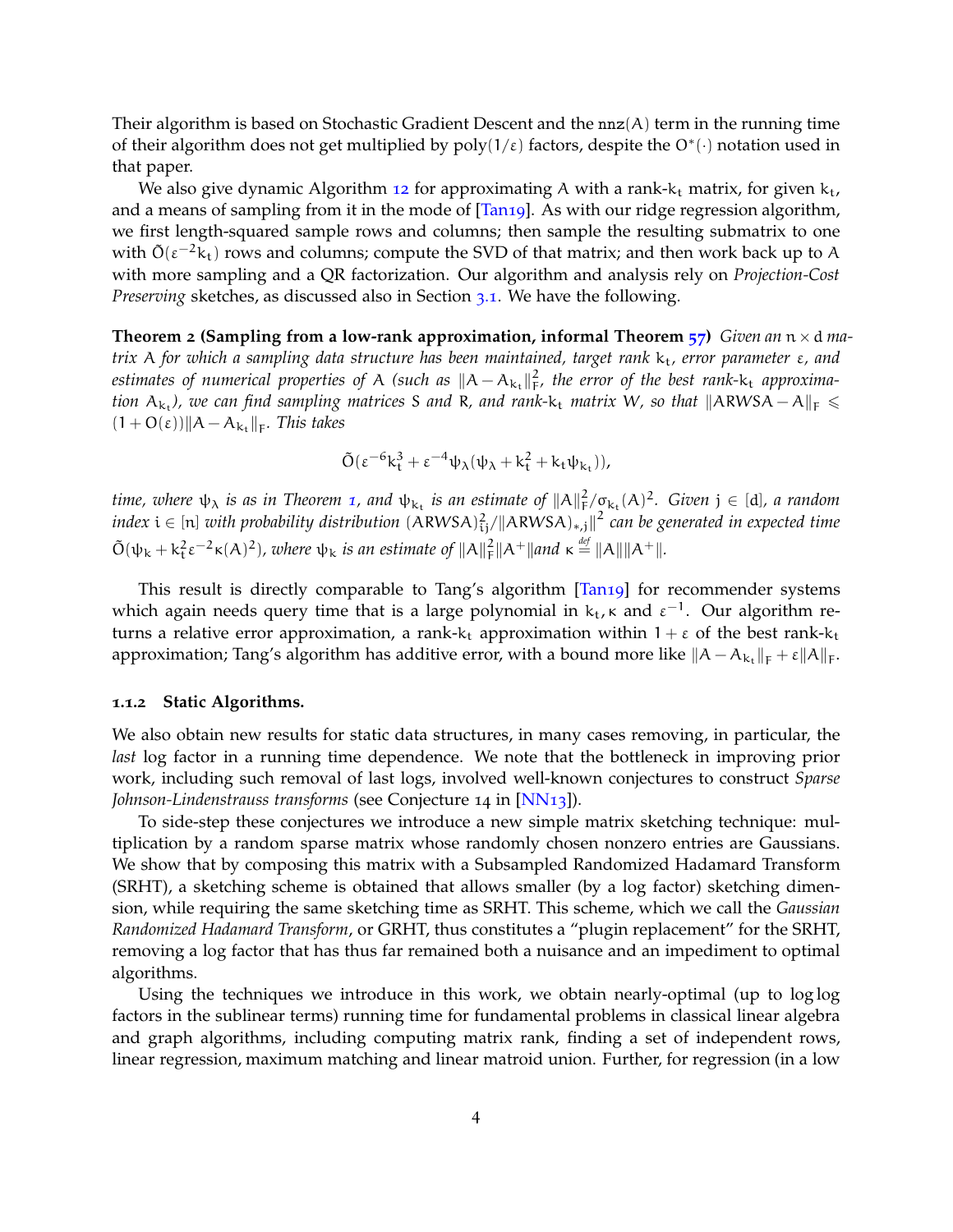Their algorithm is based on Stochastic Gradient Descent and the $\mathrm{nnz}(A)$ term in the running time of their algorithm does not get multiplied by $\mathrm{poly}(1/\varepsilon)$ factors, despite the $O^*(\cdot)$ notation used in that paper.

We also give dynamic Algorithm 12 for approximating $A$ with a rank-$k_t$ matrix, for given $k_t$, and a means of sampling from it in the mode of [Tan19]. As with our ridge regression algorithm, we first length-squared sample rows and columns; then sample the resulting submatrix to one with $\tilde{O}(\varepsilon^{-2}k_t)$ rows and columns; compute the SVD of that matrix; and then work back up to $A$ with more sampling and a QR factorization. Our algorithm and analysis rely on *Projection-Cost Preserving* sketches, as discussed also in Section 3.1. We have the following.

**Theorem 2 (Sampling from a low-rank approximation, informal Theorem 57)** *Given an $n \times d$ matrix $A$ for which a sampling data structure has been maintained, target rank $k_t$, error parameter $\varepsilon$, and estimates of numerical properties of $A$ (such as $\|A - A_{k_t}\|_F^2$, the error of the best rank-$k_t$ approximation $A_{k_t}$), we can find sampling matrices $S$ and $R$, and rank-$k_t$ matrix $W$, so that $\|ARWSA - A\|_F \leqslant (1 + O(\varepsilon))\|A - A_{k_t}\|_F$. This takes*

$$\tilde{O}(\varepsilon^{-6}k_t^3 + \varepsilon^{-4}\psi_\lambda(\psi_\lambda + k_t^2 + k_t\psi_{k_t})),$$

*time, where $\psi_\lambda$ is as in Theorem 1, and $\psi_{k_t}$ is an estimate of $\|A\|_F^2/\sigma_{k_t}(A)^2$. Given $j \in [d]$, a random index $i \in [n]$ with probability distribution $(ARWSA)_{ij}^2/\|(ARWSA)_{*,j}\|^2$ can be generated in expected time $\tilde{O}(\psi_k + k_t^2\varepsilon^{-2}\kappa(A)^2)$, where $\psi_k$ is an estimate of $\|A\|_F^2\|A^+\|$and $\kappa \stackrel{def}{=} \|A\|\|A^+\|$.*

This result is directly comparable to Tang's algorithm [Tan19] for recommender systems which again needs query time that is a large polynomial in $k_t, \kappa$ and $\varepsilon^{-1}$. Our algorithm returns a relative error approximation, a rank-$k_t$ approximation within $1 + \varepsilon$ of the best rank-$k_t$ approximation; Tang's algorithm has additive error, with a bound more like $\|A - A_{k_t}\|_F + \varepsilon\|A\|_F$.

### 1.1.2 Static Algorithms.

We also obtain new results for static data structures, in many cases removing, in particular, the *last* log factor in a running time dependence. We note that the bottleneck in improving prior work, including such removal of last logs, involved well-known conjectures to construct *Sparse Johnson-Lindenstrauss transforms* (see Conjecture 14 in [NN13]).

To side-step these conjectures we introduce a new simple matrix sketching technique: multiplication by a random sparse matrix whose randomly chosen nonzero entries are Gaussians. We show that by composing this matrix with a Subsampled Randomized Hadamard Transform (SRHT), a sketching scheme is obtained that allows smaller (by a log factor) sketching dimension, while requiring the same sketching time as SRHT. This scheme, which we call the *Gaussian Randomized Hadamard Transform*, or GRHT, thus constitutes a "plugin replacement" for the SRHT, removing a log factor that has thus far remained both a nuisance and an impediment to optimal algorithms.

Using the techniques we introduce in this work, we obtain nearly-optimal (up to $\log\log$ factors in the sublinear terms) running time for fundamental problems in classical linear algebra and graph algorithms, including computing matrix rank, finding a set of independent rows, linear regression, maximum matching and linear matroid union. Further, for regression (in a low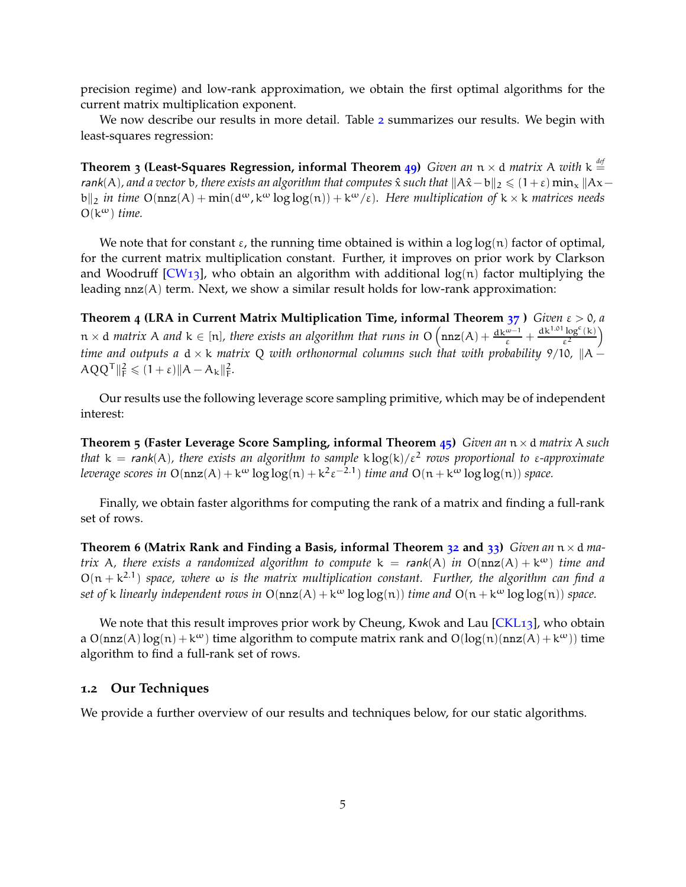precision regime) and low-rank approximation, we obtain the first optimal algorithms for the current matrix multiplication exponent.

We now describe our results in more detail. Table 2 summarizes our results. We begin with least-squares regression:

**Theorem 3 (Least-Squares Regression, informal Theorem 49)** *Given an $n \times d$ matrix $A$ with $k \stackrel{def}{=} \text{rank}(A)$, and a vector $b$, there exists an algorithm that computes $\hat{x}$ such that $\|A\hat{x} - b\|_2 \leqslant (1+\varepsilon)\min_x \|Ax - b\|_2$ in time $O(\text{nnz}(A) + \min(d^\omega, k^\omega \log\log(n)) + k^\omega/\varepsilon)$. Here multiplication of $k \times k$ matrices needs $O(k^\omega)$ time.*

We note that for constant $\varepsilon$, the running time obtained is within a $\log\log(n)$ factor of optimal, for the current matrix multiplication constant. Further, it improves on prior work by Clarkson and Woodruff [CW13], who obtain an algorithm with additional $\log(n)$ factor multiplying the leading $\text{nnz}(A)$ term. Next, we show a similar result holds for low-rank approximation:

**Theorem 4 (LRA in Current Matrix Multiplication Time, informal Theorem 37 )** *Given $\varepsilon > 0$, a $n \times d$ matrix $A$ and $k \in [n]$, there exists an algorithm that runs in $O\left(\text{nnz}(A) + \frac{dk^{\omega-1}}{\varepsilon} + \frac{dk^{1.01}\log^c(k)}{\varepsilon^2}\right)$ time and outputs a $d \times k$ matrix $Q$ with orthonormal columns such that with probability $9/10$, $\|A - AQQ^T\|_F^2 \leqslant (1+\varepsilon)\|A - A_k\|_F^2$.*

Our results use the following leverage score sampling primitive, which may be of independent interest:

**Theorem 5 (Faster Leverage Score Sampling, informal Theorem 45)** *Given an $n \times d$ matrix $A$ such that $k = \text{rank}(A)$, there exists an algorithm to sample $k\log(k)/\varepsilon^2$ rows proportional to $\varepsilon$-approximate leverage scores in $O(\text{nnz}(A) + k^\omega \log\log(n) + k^2\varepsilon^{-2.1})$ time and $O(n + k^\omega \log\log(n))$ space.*

Finally, we obtain faster algorithms for computing the rank of a matrix and finding a full-rank set of rows.

**Theorem 6 (Matrix Rank and Finding a Basis, informal Theorem 32 and 33)** *Given an $n \times d$ matrix $A$, there exists a randomized algorithm to compute $k = \text{rank}(A)$ in $O(\text{nnz}(A) + k^\omega)$ time and $O(n + k^{2.1})$ space, where $\omega$ is the matrix multiplication constant. Further, the algorithm can find a set of $k$ linearly independent rows in $O(\text{nnz}(A) + k^\omega \log\log(n))$ time and $O(n + k^\omega \log\log(n))$ space.*

We note that this result improves prior work by Cheung, Kwok and Lau [CKL13], who obtain a $O(\text{nnz}(A)\log(n) + k^\omega)$ time algorithm to compute matrix rank and $O(\log(n)(\text{nnz}(A) + k^\omega))$ time algorithm to find a full-rank set of rows.

## 1.2 Our Techniques

We provide a further overview of our results and techniques below, for our static algorithms.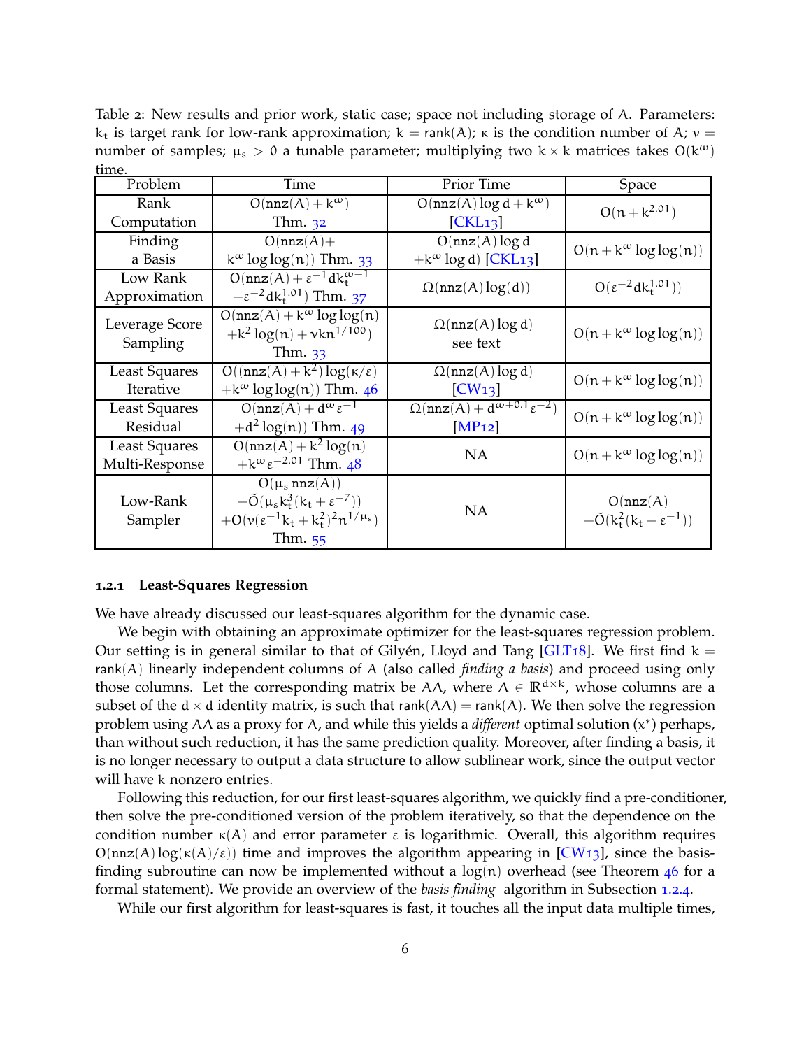Table 2: New results and prior work, static case; space not including storage of $A$. Parameters: $k_t$ is target rank for low-rank approximation; $k = \text{rank}(A)$; $\kappa$ is the condition number of $A$; $\nu$ = number of samples; $\mu_s > 0$ a tunable parameter; multiplying two $k \times k$ matrices takes $O(k^\omega)$ time.

| Problem | Time | Prior Time | Space |
|---|---|---|---|
| Rank Computation | $O(\text{nnz}(A) + k^\omega)$ Thm. 32 | $O(\text{nnz}(A) \log d + k^\omega)$ [CKL13] | $O(n + k^{2.01})$ |
| Finding a Basis | $O(\text{nnz}(A)+$ $k^\omega \log\log(n))$ Thm. 33 | $O(\text{nnz}(A) \log d$ $+k^\omega \log d)$ [CKL13] | $O(n + k^\omega \log\log(n))$ |
| Low Rank Approximation | $O(\text{nnz}(A) + \varepsilon^{-1} dk_t^{\omega-1}$ $+\varepsilon^{-2} dk_t^{1.01})$ Thm. 37 | $\Omega(\text{nnz}(A) \log(d))$ | $O(\varepsilon^{-2} dk_t^{1.01}))$ |
| Leverage Score Sampling | $O(\text{nnz}(A) + k^\omega \log\log(n)$ $+k^2 \log(n) + \nu k n^{1/100})$ Thm. 33 | $\Omega(\text{nnz}(A) \log d)$ see text | $O(n + k^\omega \log\log(n))$ |
| Least Squares Iterative | $O((\text{nnz}(A) + k^2) \log(\kappa/\varepsilon)$ $+k^\omega \log\log(n))$ Thm. 46 | $\Omega(\text{nnz}(A) \log d)$ [CW13] | $O(n + k^\omega \log\log(n))$ |
| Least Squares Residual | $O(\text{nnz}(A) + d^\omega \varepsilon^{-1}$ $+d^2 \log(n))$ Thm. 49 | $\Omega(\text{nnz}(A) + d^{\omega+0.1} \varepsilon^{-2})$ [MP12] | $O(n + k^\omega \log\log(n))$ |
| Least Squares Multi-Response | $O(\text{nnz}(A) + k^2 \log(n)$ $+k^\omega \varepsilon^{-2.01}$ Thm. 48 | NA | $O(n + k^\omega \log\log(n))$ |
| Low-Rank Sampler | $O(\mu_s \,\text{nnz}(A))$ $+\tilde{O}(\mu_s k_t^3(k_t + \varepsilon^{-7}))$ $+O(\nu(\varepsilon^{-1} k_t + k_t^2)^2 n^{1/\mu_s})$ Thm. 55 | NA | $O(\text{nnz}(A)$ $+\tilde{O}(k_t^2(k_t + \varepsilon^{-1}))$ |

#### 1.2.1 Least-Squares Regression

We have already discussed our least-squares algorithm for the dynamic case.

We begin with obtaining an approximate optimizer for the least-squares regression problem. Our setting is in general similar to that of Gilyén, Lloyd and Tang [GLT18]. We first find $k = \text{rank}(A)$ linearly independent columns of $A$ (also called *finding a basis*) and proceed using only those columns. Let the corresponding matrix be $A\Lambda$, where $\Lambda \in \mathbb{R}^{d \times k}$, whose columns are a subset of the $d \times d$ identity matrix, is such that $\text{rank}(A\Lambda) = \text{rank}(A)$. We then solve the regression problem using $A\Lambda$ as a proxy for $A$, and while this yields a *different* optimal solution $(x^*)$ perhaps, than without such reduction, it has the same prediction quality. Moreover, after finding a basis, it is no longer necessary to output a data structure to allow sublinear work, since the output vector will have $k$ nonzero entries.

Following this reduction, for our first least-squares algorithm, we quickly find a pre-conditioner, then solve the pre-conditioned version of the problem iteratively, so that the dependence on the condition number $\kappa(A)$ and error parameter $\varepsilon$ is logarithmic. Overall, this algorithm requires $O(\text{nnz}(A) \log(\kappa(A)/\varepsilon))$ time and improves the algorithm appearing in [CW13], since the basis-finding subroutine can now be implemented without a $\log(n)$ overhead (see Theorem 46 for a formal statement). We provide an overview of the *basis finding* algorithm in Subsection 1.2.4.

While our first algorithm for least-squares is fast, it touches all the input data multiple times,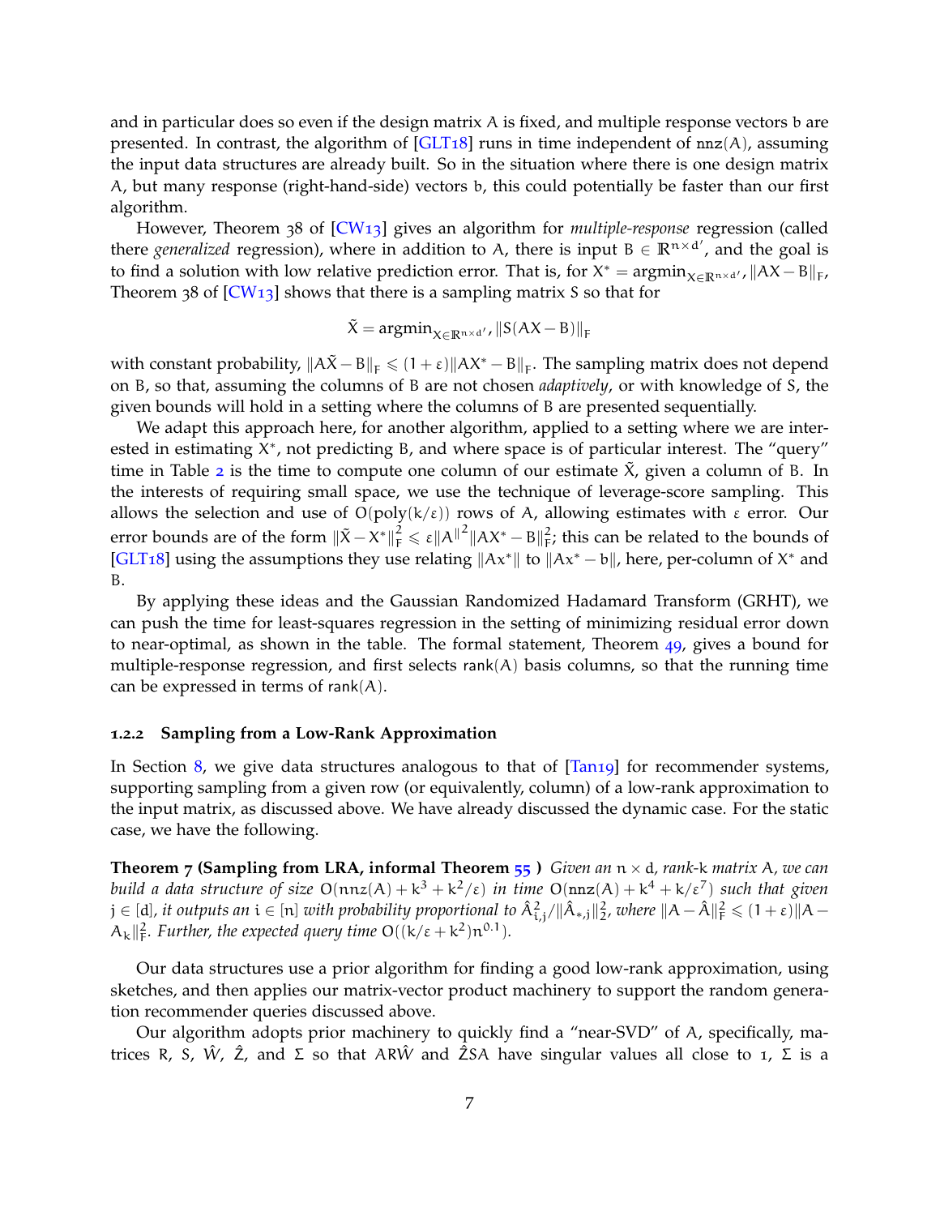and in particular does so even if the design matrix $A$ is fixed, and multiple response vectors $b$ are presented. In contrast, the algorithm of [GLT18] runs in time independent of $\mathtt{nnz}(A)$, assuming the input data structures are already built. So in the situation where there is one design matrix $A$, but many response (right-hand-side) vectors $b$, this could potentially be faster than our first algorithm.

However, Theorem 38 of [CW13] gives an algorithm for *multiple-response* regression (called there *generalized* regression), where in addition to $A$, there is input $B \in \mathbb{R}^{n \times d'}$, and the goal is to find a solution with low relative prediction error. That is, for $X^* = \mathrm{argmin}_{X \in \mathbb{R}^{n \times d'}} \|AX - B\|_F$, Theorem 38 of [CW13] shows that there is a sampling matrix $S$ so that for

$$\tilde{X} = \mathrm{argmin}_{X \in \mathbb{R}^{n \times d'}} \|S(AX - B)\|_F$$

with constant probability, $\|A\tilde{X} - B\|_F \leqslant (1+\varepsilon)\|AX^* - B\|_F$. The sampling matrix does not depend on $B$, so that, assuming the columns of $B$ are not chosen *adaptively*, or with knowledge of $S$, the given bounds will hold in a setting where the columns of $B$ are presented sequentially.

We adapt this approach here, for another algorithm, applied to a setting where we are interested in estimating $X^*$, not predicting $B$, and where space is of particular interest. The "query" time in Table 2 is the time to compute one column of our estimate $\tilde{X}$, given a column of $B$. In the interests of requiring small space, we use the technique of leverage-score sampling. This allows the selection and use of $O(\mathrm{poly}(k/\varepsilon))$ rows of $A$, allowing estimates with $\varepsilon$ error. Our error bounds are of the form $\|\tilde{X} - X^*\|_F^2 \leqslant \varepsilon \|A^{\|}\|^2 \|AX^* - B\|_F^2$; this can be related to the bounds of [GLT18] using the assumptions they use relating $\|Ax^*\|$ to $\|Ax^* - b\|$, here, per-column of $X^*$ and $B$.

By applying these ideas and the Gaussian Randomized Hadamard Transform (GRHT), we can push the time for least-squares regression in the setting of minimizing residual error down to near-optimal, as shown in the table. The formal statement, Theorem 49, gives a bound for multiple-response regression, and first selects $\mathsf{rank}(A)$ basis columns, so that the running time can be expressed in terms of $\mathsf{rank}(A)$.

### 1.2.2 Sampling from a Low-Rank Approximation

In Section 8, we give data structures analogous to that of [Tan19] for recommender systems, supporting sampling from a given row (or equivalently, column) of a low-rank approximation to the input matrix, as discussed above. We have already discussed the dynamic case. For the static case, we have the following.

**Theorem 7 (Sampling from LRA, informal Theorem 55 )** *Given an $n \times d$, rank-$k$ matrix $A$, we can build a data structure of size $O(\mathtt{nnz}(A) + k^3 + k^2/\varepsilon)$ in time $O(\mathtt{nnz}(A) + k^4 + k/\varepsilon^7)$ such that given $j \in [d]$, it outputs an $i \in [n]$ with probability proportional to $\hat{A}_{i,j}^2 / \|\hat{A}_{*,j}\|_2^2$, where $\|A - \hat{A}\|_F^2 \leqslant (1+\varepsilon)\|A - A_k\|_F^2$. Further, the expected query time $O((k/\varepsilon + k^2) n^{0.1})$.*

Our data structures use a prior algorithm for finding a good low-rank approximation, using sketches, and then applies our matrix-vector product machinery to support the random generation recommender queries discussed above.

Our algorithm adopts prior machinery to quickly find a "near-SVD" of $A$, specifically, matrices $R$, $S$, $\hat{W}$, $\hat{Z}$, and $\Sigma$ so that $AR\hat{W}$ and $\hat{Z}SA$ have singular values all close to 1, $\Sigma$ is a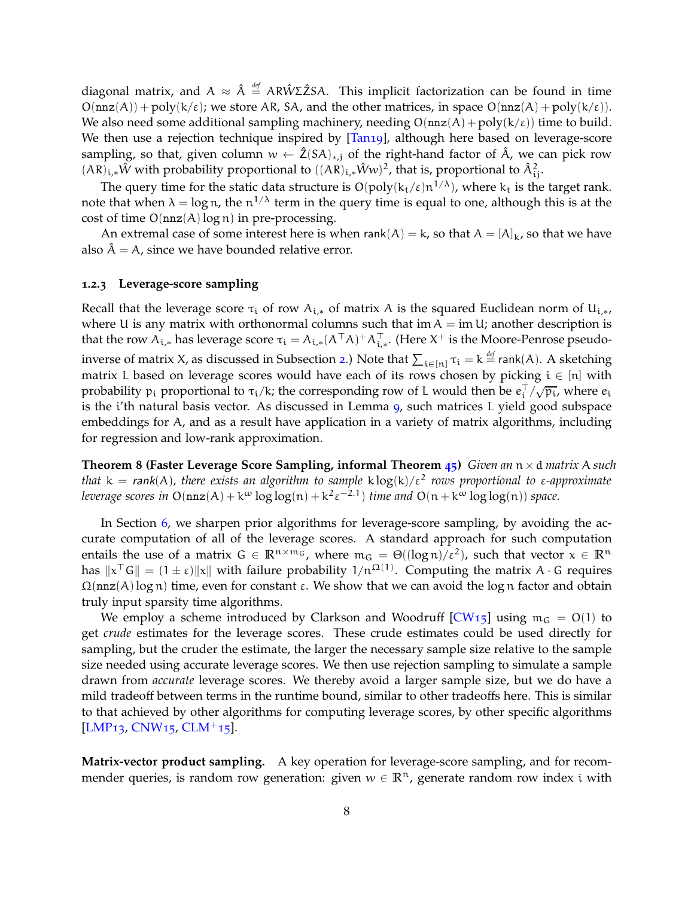diagonal matrix, and $A \approx \hat{A} \stackrel{\text{def}}{=} AR\hat{W}\Sigma\hat{Z}SA$. This implicit factorization can be found in time $O(\texttt{nnz}(A)) + \text{poly}(k/\varepsilon)$; we store $AR$, $SA$, and the other matrices, in space $O(\texttt{nnz}(A) + \text{poly}(k/\varepsilon))$. We also need some additional sampling machinery, needing $O(\texttt{nnz}(A) + \text{poly}(k/\varepsilon))$ time to build. We then use a rejection technique inspired by [Tan19], although here based on leverage-score sampling, so that, given column $w \leftarrow \hat{Z}(SA)_{*,j}$ of the right-hand factor of $\hat{A}$, we can pick row $(AR)_{i,*}\hat{W}$ with probability proportional to $((AR)_{i,*}\hat{W}w)^2$, that is, proportional to $\hat{A}^2_{ij}$.

The query time for the static data structure is $O(\text{poly}(k_t/\varepsilon)n^{1/\lambda})$, where $k_t$ is the target rank. note that when $\lambda = \log n$, the $n^{1/\lambda}$ term in the query time is equal to one, although this is at the cost of time $O(\texttt{nnz}(A)\log n)$ in pre-processing.

An extremal case of some interest here is when $\text{rank}(A) = k$, so that $A = [A]_k$, so that we have also $\hat{A} = A$, since we have bounded relative error.

### 1.2.3 Leverage-score sampling

Recall that the leverage score $\tau_i$ of row $A_{i,*}$ of matrix $A$ is the squared Euclidean norm of $U_{i,*}$, where $U$ is any matrix with orthonormal columns such that $\text{im}\, A = \text{im}\, U$; another description is that the row $A_{i,*}$ has leverage score $\tau_i = A_{i,*}(A^\top A)^+ A_{i,*}^\top$. (Here $X^+$ is the Moore-Penrose pseudo-inverse of matrix $X$, as discussed in Subsection 2.) Note that $\sum_{i\in[n]} \tau_i = k \stackrel{\text{def}}{=} \text{rank}(A)$. A sketching matrix $L$ based on leverage scores would have each of its rows chosen by picking $i \in [n]$ with probability $p_i$ proportional to $\tau_i/k$; the corresponding row of $L$ would then be $e_i^\top/\sqrt{p_i}$, where $e_i$ is the $i$'th natural basis vector. As discussed in Lemma 9, such matrices $L$ yield good subspace embeddings for $A$, and as a result have application in a variety of matrix algorithms, including for regression and low-rank approximation.

**Theorem 8 (Faster Leverage Score Sampling, informal Theorem 45)** *Given an $n \times d$ matrix $A$ such that $k = \text{rank}(A)$, there exists an algorithm to sample $k\log(k)/\varepsilon^2$ rows proportional to $\varepsilon$-approximate leverage scores in $O(\texttt{nnz}(A) + k^\omega \log\log(n) + k^2\varepsilon^{-2.1})$ time and $O(n + k^\omega \log\log(n))$ space.*

In Section 6, we sharpen prior algorithms for leverage-score sampling, by avoiding the accurate computation of all of the leverage scores. A standard approach for such computation entails the use of a matrix $G \in \mathbb{R}^{n\times m_G}$, where $m_G = \Theta((\log n)/\varepsilon^2)$, such that vector $x \in \mathbb{R}^n$ has $\|x^\top G\| = (1 \pm \varepsilon)\|x\|$ with failure probability $1/n^{\Omega(1)}$. Computing the matrix $A \cdot G$ requires $\Omega(\texttt{nnz}(A)\log n)$ time, even for constant $\varepsilon$. We show that we can avoid the $\log n$ factor and obtain truly input sparsity time algorithms.

We employ a scheme introduced by Clarkson and Woodruff [CW15] using $m_G = O(1)$ to get *crude* estimates for the leverage scores. These crude estimates could be used directly for sampling, but the cruder the estimate, the larger the necessary sample size relative to the sample size needed using accurate leverage scores. We then use rejection sampling to simulate a sample drawn from *accurate* leverage scores. We thereby avoid a larger sample size, but we do have a mild tradeoff between terms in the runtime bound, similar to other tradeoffs here. This is similar to that achieved by other algorithms for computing leverage scores, by other specific algorithms [LMP13, CNW15, CLM+15].

**Matrix-vector product sampling.** A key operation for leverage-score sampling, and for recommender queries, is random row generation: given $w \in \mathbb{R}^n$, generate random row index $i$ with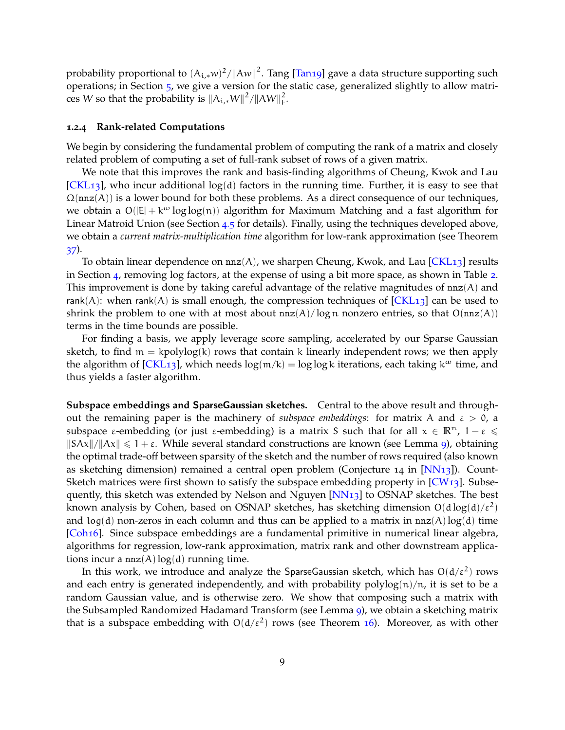probability proportional to $(A_{i,*}w)^2/\|Aw\|^2$. Tang [Tan19] gave a data structure supporting such operations; in Section 5, we give a version for the static case, generalized slightly to allow matrices $W$ so that the probability is $\|A_{i,*}W\|^2/\|AW\|_F^2$.

#### 1.2.4 Rank-related Computations

We begin by considering the fundamental problem of computing the rank of a matrix and closely related problem of computing a set of full-rank subset of rows of a given matrix.

We note that this improves the rank and basis-finding algorithms of Cheung, Kwok and Lau [CKL13], who incur additional $\log(d)$ factors in the running time. Further, it is easy to see that $\Omega(\mathrm{nnz}(A))$ is a lower bound for both these problems. As a direct consequence of our techniques, we obtain a $O(|E| + k^{\omega} \log\log(n))$ algorithm for Maximum Matching and a fast algorithm for Linear Matroid Union (see Section 4.5 for details). Finally, using the techniques developed above, we obtain a *current matrix-multiplication time* algorithm for low-rank approximation (see Theorem 37).

To obtain linear dependence on $\mathrm{nnz}(A)$, we sharpen Cheung, Kwok, and Lau [CKL13] results in Section 4, removing log factors, at the expense of using a bit more space, as shown in Table 2. This improvement is done by taking careful advantage of the relative magnitudes of $\mathrm{nnz}(A)$ and $\mathrm{rank}(A)$: when $\mathrm{rank}(A)$ is small enough, the compression techniques of [CKL13] can be used to shrink the problem to one with at most about $\mathrm{nnz}(A)/\log n$ nonzero entries, so that $O(\mathrm{nnz}(A))$ terms in the time bounds are possible.

For finding a basis, we apply leverage score sampling, accelerated by our Sparse Gaussian sketch, to find $m = k\mathrm{polylog}(k)$ rows that contain $k$ linearly independent rows; we then apply the algorithm of [CKL13], which needs $\log(m/k) = \log\log k$ iterations, each taking $k^{\omega}$ time, and thus yields a faster algorithm.

**Subspace embeddings and SparseGaussian sketches.** Central to the above result and throughout the remaining paper is the machinery of *subspace embeddings*: for matrix $A$ and $\varepsilon > 0$, a subspace $\varepsilon$-embedding (or just $\varepsilon$-embedding) is a matrix $S$ such that for all $x \in \mathbb{R}^n$, $1-\varepsilon \leqslant \|SAx\|/\|Ax\| \leqslant 1+\varepsilon$. While several standard constructions are known (see Lemma 9), obtaining the optimal trade-off between sparsity of the sketch and the number of rows required (also known as sketching dimension) remained a central open problem (Conjecture 14 in [NN13]). Count-Sketch matrices were first shown to satisfy the subspace embedding property in [CW13]. Subsequently, this sketch was extended by Nelson and Nguyen [NN13] to OSNAP sketches. The best known analysis by Cohen, based on OSNAP sketches, has sketching dimension $O(d\log(d)/\varepsilon^2)$ and $\log(d)$ non-zeros in each column and thus can be applied to a matrix in $\mathrm{nnz}(A)\log(d)$ time [Coh16]. Since subspace embeddings are a fundamental primitive in numerical linear algebra, algorithms for regression, low-rank approximation, matrix rank and other downstream applications incur a $\mathrm{nnz}(A)\log(d)$ running time.

In this work, we introduce and analyze the SparseGaussian sketch, which has $O(d/\varepsilon^2)$ rows and each entry is generated independently, and with probability $\mathrm{polylog}(n)/n$, it is set to be a random Gaussian value, and is otherwise zero. We show that composing such a matrix with the Subsampled Randomized Hadamard Transform (see Lemma 9), we obtain a sketching matrix that is a subspace embedding with $O(d/\varepsilon^2)$ rows (see Theorem 16). Moreover, as with other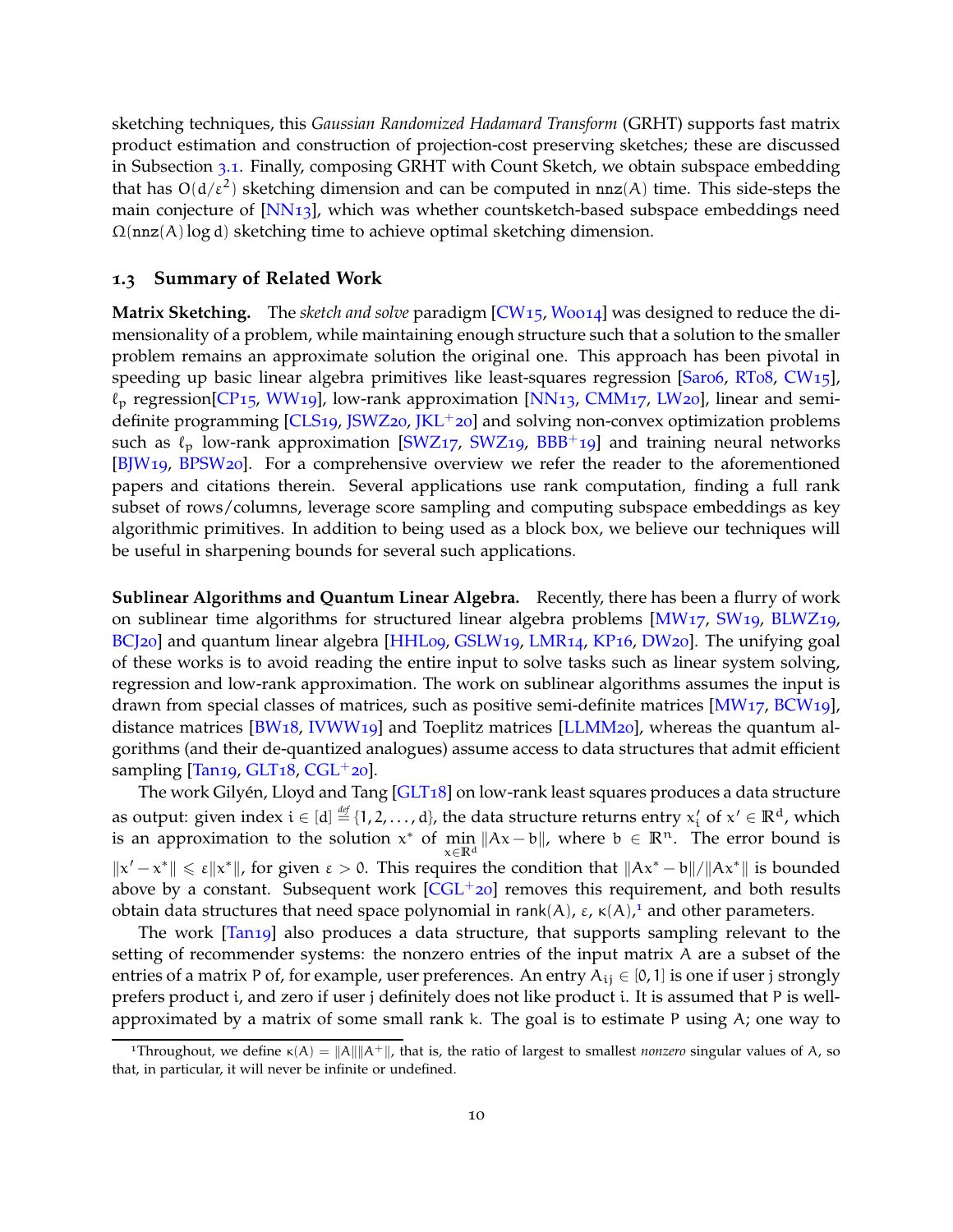sketching techniques, this *Gaussian Randomized Hadamard Transform* (GRHT) supports fast matrix product estimation and construction of projection-cost preserving sketches; these are discussed in Subsection 3.1. Finally, composing GRHT with Count Sketch, we obtain subspace embedding that has $O(d/\varepsilon^2)$ sketching dimension and can be computed in $\mathtt{nnz}(A)$ time. This side-steps the main conjecture of [NN13], which was whether countsketch-based subspace embeddings need $\Omega(\mathtt{nnz}(A)\log d)$ sketching time to achieve optimal sketching dimension.

## 1.3 Summary of Related Work

**Matrix Sketching.** The *sketch and solve* paradigm [CW15, Woo14] was designed to reduce the dimensionality of a problem, while maintaining enough structure such that a solution to the smaller problem remains an approximate solution the original one. This approach has been pivotal in speeding up basic linear algebra primitives like least-squares regression [Sar06, RT08, CW15], $\ell_p$ regression[CP15, WW19], low-rank approximation [NN13, CMM17, LW20], linear and semi-definite programming [CLS19, JSWZ20, JKL+20] and solving non-convex optimization problems such as $\ell_p$ low-rank approximation [SWZ17, SWZ19, BBB+19] and training neural networks [BJW19, BPSW20]. For a comprehensive overview we refer the reader to the aforementioned papers and citations therein. Several applications use rank computation, finding a full rank subset of rows/columns, leverage score sampling and computing subspace embeddings as key algorithmic primitives. In addition to being used as a block box, we believe our techniques will be useful in sharpening bounds for several such applications.

**Sublinear Algorithms and Quantum Linear Algebra.** Recently, there has been a flurry of work on sublinear time algorithms for structured linear algebra problems [MW17, SW19, BLWZ19, BCJ20] and quantum linear algebra [HHL09, GSLW19, LMR14, KP16, DW20]. The unifying goal of these works is to avoid reading the entire input to solve tasks such as linear system solving, regression and low-rank approximation. The work on sublinear algorithms assumes the input is drawn from special classes of matrices, such as positive semi-definite matrices [MW17, BCW19], distance matrices [BW18, IVWW19] and Toeplitz matrices [LLMM20], whereas the quantum algorithms (and their de-quantized analogues) assume access to data structures that admit efficient sampling [Tan19, GLT18, CGL+20].

The work Gilyén, Lloyd and Tang [GLT18] on low-rank least squares produces a data structure as output: given index $i \in [d] \stackrel{def}{=} \{1, 2, \ldots, d\}$, the data structure returns entry $x'_i$ of $x' \in \mathbb{R}^d$, which is an approximation to the solution $x^*$ of $\min_{x \in \mathbb{R}^d} \|Ax - b\|$, where $b \in \mathbb{R}^n$. The error bound is $\|x' - x^*\| \leqslant \varepsilon\|x^*\|$, for given $\varepsilon > 0$. This requires the condition that $\|Ax^* - b\|/\|Ax^*\|$ is bounded above by a constant. Subsequent work [CGL+20] removes this requirement, and both results obtain data structures that need space polynomial in $\mathsf{rank}(A)$, $\varepsilon$, $\kappa(A)$,[1] and other parameters.

The work [Tan19] also produces a data structure, that supports sampling relevant to the setting of recommender systems: the nonzero entries of the input matrix $A$ are a subset of the entries of a matrix $P$ of, for example, user preferences. An entry $A_{ij} \in [0, 1]$ is one if user $j$ strongly prefers product $i$, and zero if user $j$ definitely does not like product $i$. It is assumed that $P$ is well-approximated by a matrix of some small rank $k$. The goal is to estimate $P$ using $A$; one way to

[1] Throughout, we define $\kappa(A) = \|A\|\|A^+\|$, that is, the ratio of largest to smallest *nonzero* singular values of $A$, so that, in particular, it will never be infinite or undefined.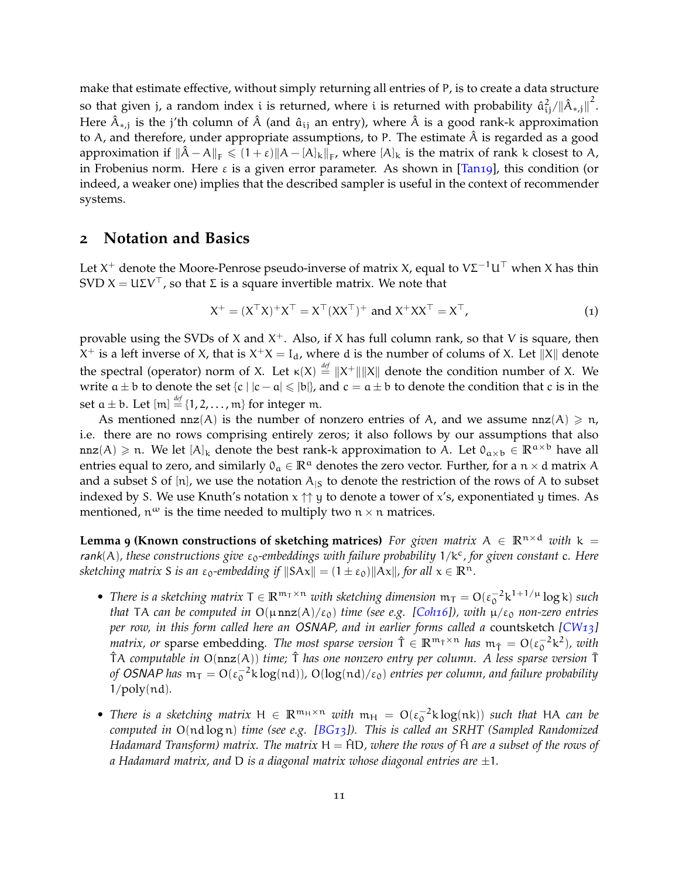make that estimate effective, without simply returning all entries of $P$, is to create a data structure so that given $j$, a random index $i$ is returned, where $i$ is returned with probability $\hat{a}_{ij}^2/\|\hat{A}_{*,j}\|^2$. Here $\hat{A}_{*,j}$ is the j'th column of $\hat{A}$ (and $\hat{a}_{ij}$ an entry), where $\hat{A}$ is a good rank-$k$ approximation to $A$, and therefore, under appropriate assumptions, to $P$. The estimate $\hat{A}$ is regarded as a good approximation if $\|\hat{A} - A\|_F \leqslant (1+\varepsilon)\|A - [A]_k\|_F$, where $[A]_k$ is the matrix of rank $k$ closest to $A$, in Frobenius norm. Here $\varepsilon$ is a given error parameter. As shown in [Tan19], this condition (or indeed, a weaker one) implies that the described sampler is useful in the context of recommender systems.

## 2 Notation and Basics

Let $X^+$ denote the Moore-Penrose pseudo-inverse of matrix $X$, equal to $V\Sigma^{-1}U^\top$ when $X$ has thin SVD $X = U\Sigma V^\top$, so that $\Sigma$ is a square invertible matrix. We note that

$$X^+ = (X^\top X)^+ X^\top = X^\top (XX^\top)^+ \text{ and } X^+ XX^\top = X^\top, \tag{1}$$

provable using the SVDs of $X$ and $X^+$. Also, if $X$ has full column rank, so that $V$ is square, then $X^+$ is a left inverse of $X$, that is $X^+ X = I_d$, where $d$ is the number of colums of $X$. Let $\|X\|$ denote the spectral (operator) norm of $X$. Let $\kappa(X) \stackrel{def}{=} \|X^+\|\|X\|$ denote the condition number of $X$. We write $a \pm b$ to denote the set $\{c \mid |c - a| \leqslant |b|\}$, and $c = a \pm b$ to denote the condition that $c$ is in the set $a \pm b$. Let $[m] \stackrel{def}{=} \{1, 2, \ldots, m\}$ for integer $m$.

As mentioned $\mathtt{nnz}(A)$ is the number of nonzero entries of $A$, and we assume $\mathtt{nnz}(A) \geqslant n$, i.e. there are no rows comprising entirely zeros; it also follows by our assumptions that also $\mathtt{nnz}(A) \geqslant n$. We let $[A]_k$ denote the best rank-$k$ approximation to $A$. Let $0_{a\times b} \in \mathbb{R}^{a\times b}$ have all entries equal to zero, and similarly $0_a \in \mathbb{R}^a$ denotes the zero vector. Further, for a $n \times d$ matrix $A$ and a subset $S$ of $[n]$, we use the notation $A_{|S}$ to denote the restriction of the rows of $A$ to subset indexed by $S$. We use Knuth's notation $x \uparrow\uparrow y$ to denote a tower of $x$'s, exponentiated $y$ times. As mentioned, $n^\omega$ is the time needed to multiply two $n \times n$ matrices.

**Lemma 9 (Known constructions of sketching matrices)** *For given matrix $A \in \mathbb{R}^{n\times d}$ with $k = \mathrm{rank}(A)$, these constructions give $\varepsilon_0$-embeddings with failure probability $1/k^c$, for given constant $c$. Here sketching matrix $S$ is an $\varepsilon_0$-embedding if $\|SAx\| = (1 \pm \varepsilon_0)\|Ax\|$, for all $x \in \mathbb{R}^n$.*

- *There is a sketching matrix $T \in \mathbb{R}^{m_T \times n}$ with sketching dimension $m_T = O(\varepsilon_0^{-2} k^{1+1/\mu} \log k)$ such that $TA$ can be computed in $O(\mu\, \mathtt{nnz}(A)/\varepsilon_0)$ time (see e.g. [Coh16]), with $\mu/\varepsilon_0$ non-zero entries per row, in this form called here an OSNAP, and in earlier forms called a* countsketch *[CW13] matrix, or* sparse embedding*. The most sparse version $\hat{T} \in \mathbb{R}^{m_{\hat{T}} \times n}$ has $m_{\hat{T}} = O(\varepsilon_0^{-2} k^2)$, with $\hat{T}A$ computable in $O(\mathtt{nnz}(A))$ time; $\hat{T}$ has one nonzero entry per column. A less sparse version $\bar{T}$ of OSNAP has $m_T = O(\varepsilon_0^{-2} k \log(nd))$, $O(\log(nd)/\varepsilon_0)$ entries per column, and failure probability $1/\mathrm{poly}(nd)$.*
- *There is a sketching matrix $H \in \mathbb{R}^{m_H \times n}$ with $m_H = O(\varepsilon_0^{-2} k \log(nk))$ such that $HA$ can be computed in $O(nd \log n)$ time (see e.g. [BG13]). This is called an SRHT (Sampled Randomized Hadamard Transform) matrix. The matrix $H = \hat{H}D$, where the rows of $\hat{H}$ are a subset of the rows of a Hadamard matrix, and $D$ is a diagonal matrix whose diagonal entries are $\pm 1$.*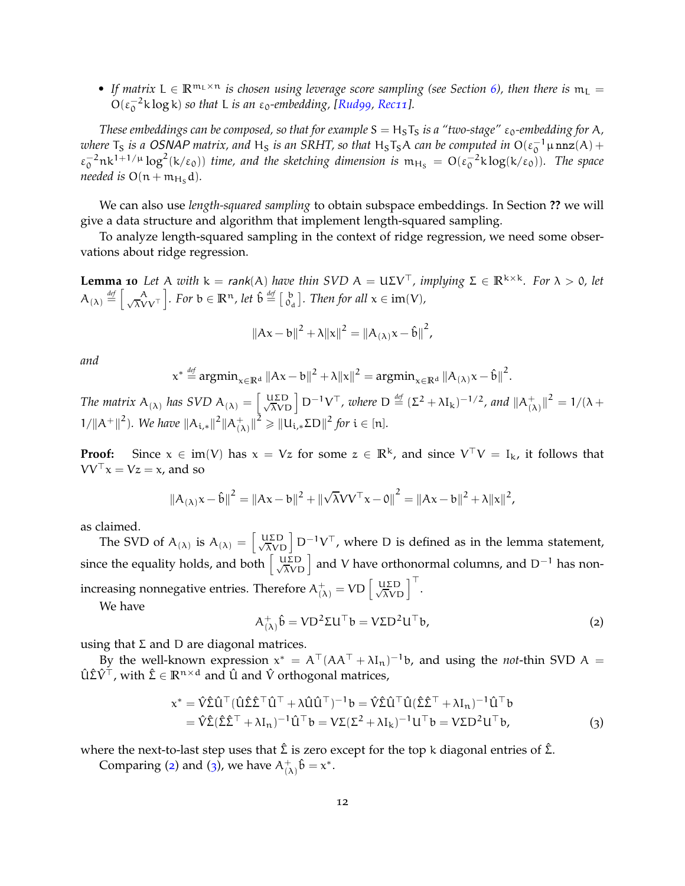- *If matrix $L \in \mathbb{R}^{m_L \times n}$ is chosen using leverage score sampling (see Section 6), then there is $m_L = O(\varepsilon_0^{-2} k \log k)$ so that $L$ is an $\varepsilon_0$-embedding, [Rud99, Rec11].*

*These embeddings can be composed, so that for example $S = H_S T_S$ is a "two-stage" $\varepsilon_0$-embedding for $A$, where $T_S$ is a OSNAP matrix, and $H_S$ is an SRHT, so that $H_S T_S A$ can be computed in $O(\varepsilon_0^{-1}\mu\,\texttt{nnz}(A) + \varepsilon_0^{-2} n k^{1+1/\mu} \log^2(k/\varepsilon_0))$ time, and the sketching dimension is $m_{H_S} = O(\varepsilon_0^{-2} k \log(k/\varepsilon_0))$. The space needed is $O(n + m_{H_S} d)$.*

We can also use *length-squared sampling* to obtain subspace embeddings. In Section **??** we will give a data structure and algorithm that implement length-squared sampling.

To analyze length-squared sampling in the context of ridge regression, we need some observations about ridge regression.

**Lemma 10** *Let $A$ with $k = \mathrm{rank}(A)$ have thin SVD $A = U\Sigma V^\top$, implying $\Sigma \in \mathbb{R}^{k \times k}$. For $\lambda > 0$, let $A_{(\lambda)} \stackrel{\text{def}}{=} \left[\begin{smallmatrix} A \\ \sqrt{\lambda} V V^\top \end{smallmatrix}\right]$. For $b \in \mathbb{R}^n$, let $\hat{b} \stackrel{\text{def}}{=} \left[\begin{smallmatrix} b \\ 0_d \end{smallmatrix}\right]$. Then for all $x \in \mathrm{im}(V)$,*

$$\|Ax - b\|^2 + \lambda\|x\|^2 = \|A_{(\lambda)} x - \hat{b}\|^2,$$

*and*

$$x^* \stackrel{\text{def}}{=} \mathrm{argmin}_{x \in \mathbb{R}^d} \|Ax - b\|^2 + \lambda\|x\|^2 = \mathrm{argmin}_{x \in \mathbb{R}^d} \|A_{(\lambda)} x - \hat{b}\|^2.$$

*The matrix $A_{(\lambda)}$ has SVD $A_{(\lambda)} = \left[\begin{smallmatrix} U\Sigma D \\ \sqrt{\lambda} V D \end{smallmatrix}\right] D^{-1} V^\top$, where $D \stackrel{\text{def}}{=} (\Sigma^2 + \lambda I_k)^{-1/2}$, and $\|A_{(\lambda)}^+\|^2 = 1/(\lambda + 1/\|A^+\|^2)$. We have $\|A_{i,*}\|^2 \|A_{(\lambda)}^+\|^2 \geq \|U_{i,*}\Sigma D\|^2$ for $i \in [n]$.*

**Proof:** Since $x \in \mathrm{im}(V)$ has $x = Vz$ for some $z \in \mathbb{R}^k$, and since $V^\top V = I_k$, it follows that $VV^\top x = Vz = x$, and so

$$\|A_{(\lambda)} x - \hat{b}\|^2 = \|Ax - b\|^2 + \|\sqrt{\lambda} V V^\top x - 0\|^2 = \|Ax - b\|^2 + \lambda\|x\|^2,$$

as claimed.

The SVD of $A_{(\lambda)}$ is $A_{(\lambda)} = \left[\begin{smallmatrix} U\Sigma D \\ \sqrt{\lambda} V D \end{smallmatrix}\right] D^{-1} V^\top$, where $D$ is defined as in the lemma statement, since the equality holds, and both $\left[\begin{smallmatrix} U\Sigma D \\ \sqrt{\lambda} V D \end{smallmatrix}\right]$ and $V$ have orthonormal columns, and $D^{-1}$ has non-increasing nonnegative entries. Therefore $A_{(\lambda)}^+ = VD \left[\begin{smallmatrix} U\Sigma D \\ \sqrt{\lambda} V D \end{smallmatrix}\right]^\top$.

We have

$$A_{(\lambda)}^+ \hat{b} = V D^2 \Sigma U^\top b = V \Sigma D^2 U^\top b, \tag{2}$$

using that $\Sigma$ and $D$ are diagonal matrices.

By the well-known expression $x^* = A^\top (AA^\top + \lambda I_n)^{-1} b$, and using the *not*-thin SVD $A = \hat{U}\hat{\Sigma}\hat{V}^\top$, with $\hat{\Sigma} \in \mathbb{R}^{n \times d}$ and $\hat{U}$ and $\hat{V}$ orthogonal matrices,

$$\begin{aligned} x^* &= \hat{V}\hat{\Sigma}\hat{U}^\top (\hat{U}\hat{\Sigma}\hat{\Sigma}^\top \hat{U}^\top + \lambda \hat{U}\hat{U}^\top)^{-1} b = \hat{V}\hat{\Sigma}\hat{U}^\top \hat{U} (\hat{\Sigma}\hat{\Sigma}^\top + \lambda I_n)^{-1} \hat{U}^\top b \\ &= \hat{V}\hat{\Sigma}(\hat{\Sigma}\hat{\Sigma}^\top + \lambda I_n)^{-1} \hat{U}^\top b = V\Sigma(\Sigma^2 + \lambda I_k)^{-1} U^\top b = V\Sigma D^2 U^\top b, \end{aligned} \tag{3}$$

where the next-to-last step uses that $\hat{\Sigma}$ is zero except for the top $k$ diagonal entries of $\hat{\Sigma}$.

Comparing (2) and (3), we have $A_{(\lambda)}^+ \hat{b} = x^*$.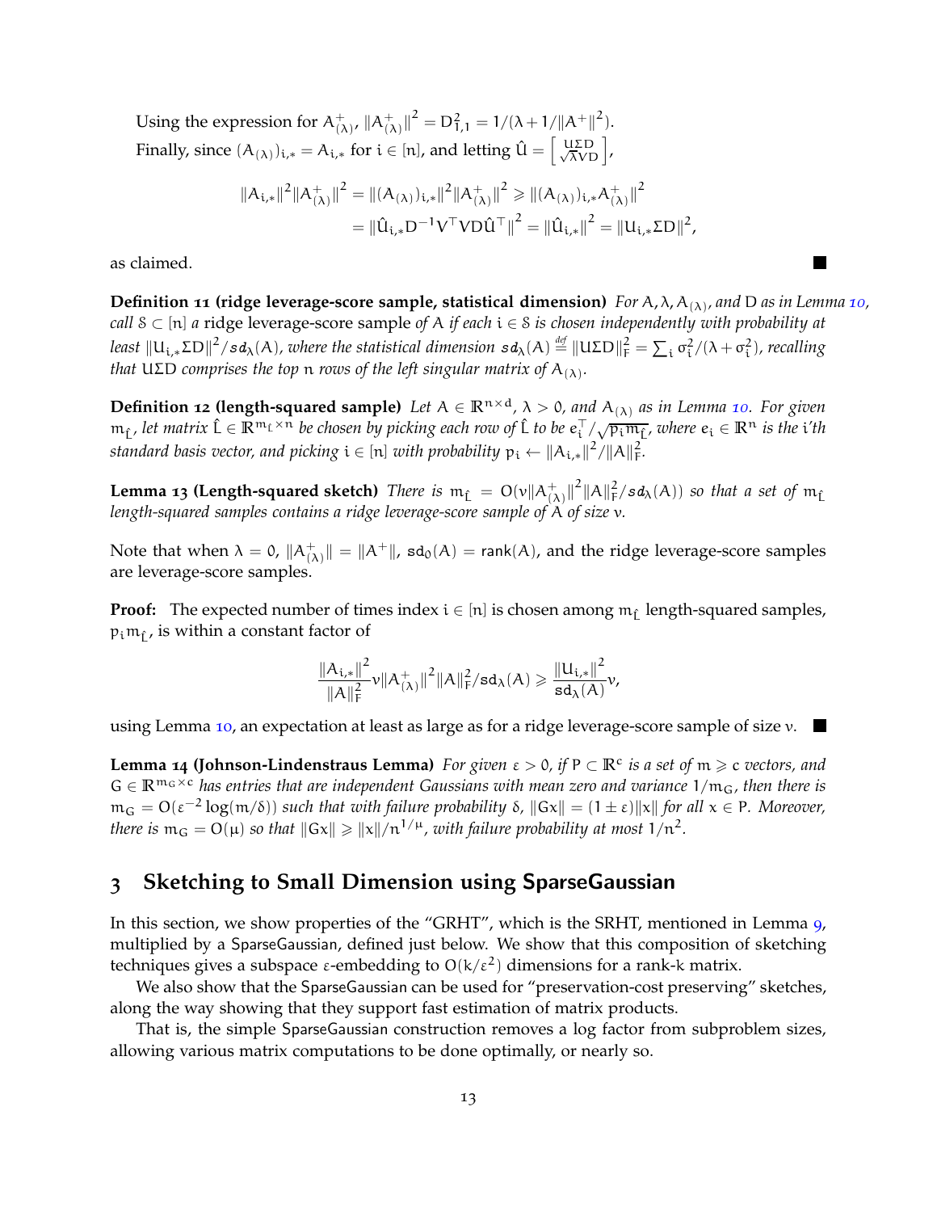Using the expression for $A^+_{(\lambda)}$, $\|A^+_{(\lambda)}\|^2 = D^2_{1,1} = 1/(\lambda + 1/\|A^+\|^2)$.

Finally, since $(A_{(\lambda)})_{i,*} = A_{i,*}$ for $i \in [n]$, and letting $\hat{U} = \begin{bmatrix} U\Sigma D \\ \sqrt{\lambda} VD \end{bmatrix}$,

$$
\begin{aligned}
\|A_{i,*}\|^2 \|A^+_{(\lambda)}\|^2 &= \|(A_{(\lambda)})_{i,*}\|^2 \|A^+_{(\lambda)}\|^2 \geqslant \|(A_{(\lambda)})_{i,*} A^+_{(\lambda)}\|^2 \\
&= \|\hat{U}_{i,*} D^{-1} V^\top V D \hat{U}^\top\|^2 = \|\hat{U}_{i,*}\|^2 = \|U_{i,*}\Sigma D\|^2,
\end{aligned}
$$

as claimed. ∎

**Definition 11 (ridge leverage-score sample, statistical dimension)** *For $A, \lambda, A_{(\lambda)}$, and $D$ as in Lemma 10, call $\mathcal{S} \subset [n]$ a* ridge leverage-score sample *of $A$ if each $i \in \mathcal{S}$ is chosen independently with probability at least $\|U_{i,*}\Sigma D\|^2 / \mathsf{sd}_\lambda(A)$, where the statistical dimension $\mathsf{sd}_\lambda(A) \stackrel{def}{=} \|U\Sigma D\|_F^2 = \sum_i \sigma_i^2/(\lambda + \sigma_i^2)$, recalling that $U\Sigma D$ comprises the top $n$ rows of the left singular matrix of $A_{(\lambda)}$.*

**Definition 12 (length-squared sample)** *Let $A \in \mathbb{R}^{n \times d}$, $\lambda > 0$, and $A_{(\lambda)}$ as in Lemma 10. For given $m_{\hat{L}}$, let matrix $\hat{L} \in \mathbb{R}^{m_L \times n}$ be chosen by picking each row of $\hat{L}$ to be $e_i^\top / \sqrt{p_i m_{\hat{L}}}$, where $e_i \in \mathbb{R}^n$ is the $i$'th standard basis vector, and picking $i \in [n]$ with probability $p_i \leftarrow \|A_{i,*}\|^2 / \|A\|_F^2$.*

**Lemma 13 (Length-squared sketch)** *There is $m_{\hat{L}} = O(\nu \|A^+_{(\lambda)}\|^2 \|A\|_F^2 / \mathsf{sd}_\lambda(A))$ so that a set of $m_{\hat{L}}$ length-squared samples contains a ridge leverage-score sample of $A$ of size $\nu$.*

Note that when $\lambda = 0$, $\|A^+_{(\lambda)}\| = \|A^+\|$, $\mathsf{sd}_0(A) = \mathsf{rank}(A)$, and the ridge leverage-score samples are leverage-score samples.

**Proof:** The expected number of times index $i \in [n]$ is chosen among $m_{\hat{L}}$ length-squared samples, $p_i m_{\hat{L}}$, is within a constant factor of

$$
\frac{\|A_{i,*}\|^2}{\|A\|_F^2} \nu \|A^+_{(\lambda)}\|^2 \|A\|_F^2 / \mathsf{sd}_\lambda(A) \geqslant \frac{\|U_{i,*}\|^2}{\mathsf{sd}_\lambda(A)} \nu,
$$

using Lemma 10, an expectation at least as large as for a ridge leverage-score sample of size $\nu$. ∎

**Lemma 14 (Johnson-Lindenstraus Lemma)** *For given $\varepsilon > 0$, if $P \subset \mathbb{R}^c$ is a set of $m \geqslant c$ vectors, and $G \in \mathbb{R}^{m_G \times c}$ has entries that are independent Gaussians with mean zero and variance $1/m_G$, then there is $m_G = O(\varepsilon^{-2} \log(m/\delta))$ such that with failure probability $\delta$, $\|Gx\| = (1 \pm \varepsilon)\|x\|$ for all $x \in P$. Moreover, there is $m_G = O(\mu)$ so that $\|Gx\| \geqslant \|x\|/n^{1/\mu}$, with failure probability at most $1/n^2$.*

## 3 Sketching to Small Dimension using SparseGaussian

In this section, we show properties of the "GRHT", which is the SRHT, mentioned in Lemma 9, multiplied by a SparseGaussian, defined just below. We show that this composition of sketching techniques gives a subspace $\varepsilon$-embedding to $O(k/\varepsilon^2)$ dimensions for a rank-$k$ matrix.

We also show that the SparseGaussian can be used for "preservation-cost preserving" sketches, along the way showing that they support fast estimation of matrix products.

That is, the simple SparseGaussian construction removes a log factor from subproblem sizes, allowing various matrix computations to be done optimally, or nearly so.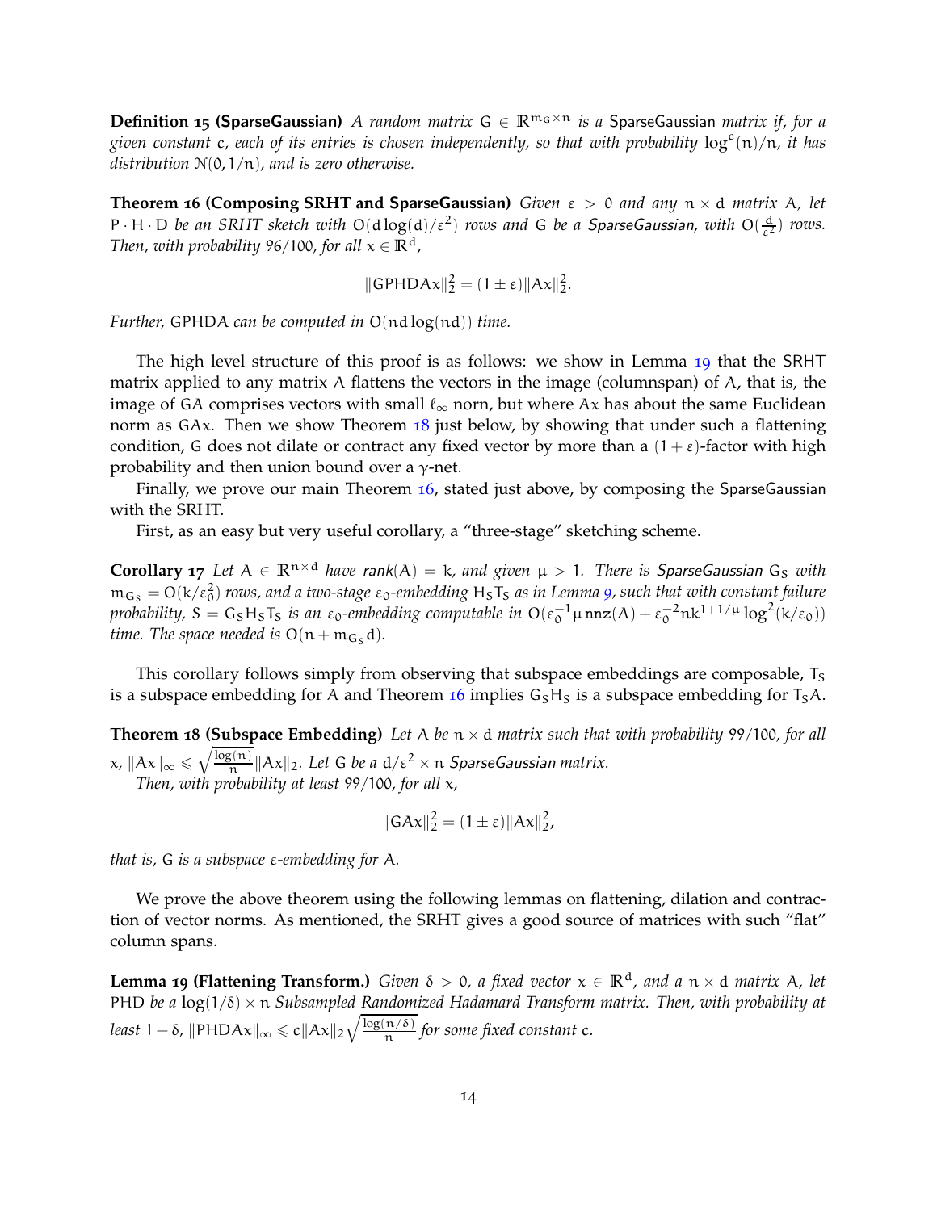**Definition 15 (SparseGaussian)** *A random matrix $G \in \mathbb{R}^{m_G \times n}$ is a* SparseGaussian *matrix if, for a given constant $c$, each of its entries is chosen independently, so that with probability $\log^c(n)/n$, it has distribution $\mathcal{N}(0, 1/n)$, and is zero otherwise.*

**Theorem 16 (Composing SRHT and SparseGaussian)** *Given $\varepsilon > 0$ and any $n \times d$ matrix $A$, let $P \cdot H \cdot D$ be an SRHT sketch with $O(d \log(d)/\varepsilon^2)$ rows and $G$ be a SparseGaussian, with $O(\frac{d}{\varepsilon^2})$ rows. Then, with probability $96/100$, for all $x \in \mathbb{R}^d$,*

$$\|GPHDAx\|_2^2 = (1 \pm \varepsilon)\|Ax\|_2^2.$$

*Further, $GPHDA$ can be computed in $O(nd \log(nd))$ time.*

The high level structure of this proof is as follows: we show in Lemma 19 that the SRHT matrix applied to any matrix $A$ flattens the vectors in the image (columnspan) of $A$, that is, the image of $GA$ comprises vectors with small $\ell_\infty$ norn, but where $Ax$ has about the same Euclidean norm as $GAx$. Then we show Theorem 18 just below, by showing that under such a flattening condition, $G$ does not dilate or contract any fixed vector by more than a $(1+\varepsilon)$-factor with high probability and then union bound over a $\gamma$-net.

Finally, we prove our main Theorem 16, stated just above, by composing the SparseGaussian with the SRHT.

First, as an easy but very useful corollary, a "three-stage" sketching scheme.

**Corollary 17** *Let $A \in \mathbb{R}^{n \times d}$ have $\text{rank}(A) = k$, and given $\mu > 1$. There is SparseGaussian $G_S$ with $m_{G_S} = O(k/\varepsilon_0^2)$ rows, and a two-stage $\varepsilon_0$-embedding $H_S T_S$ as in Lemma 9, such that with constant failure probability, $S = G_S H_S T_S$ is an $\varepsilon_0$-embedding computable in $O(\varepsilon_0^{-1} \mu \, \mathtt{nnz}(A) + \varepsilon_0^{-2} n k^{1+1/\mu} \log^2(k/\varepsilon_0))$ time. The space needed is $O(n + m_{G_S} d)$.*

This corollary follows simply from observing that subspace embeddings are composable, $T_S$ is a subspace embedding for $A$ and Theorem 16 implies $G_S H_S$ is a subspace embedding for $T_S A$.

**Theorem 18 (Subspace Embedding)** *Let $A$ be $n \times d$ matrix such that with probability $99/100$, for all $x$, $\|Ax\|_\infty \leqslant \sqrt{\frac{\log(n)}{n}}\|Ax\|_2$. Let $G$ be a $d/\varepsilon^2 \times n$ SparseGaussian matrix.*

*Then, with probability at least $99/100$, for all $x$,*

$$\|GAx\|_2^2 = (1 \pm \varepsilon)\|Ax\|_2^2,$$

*that is, $G$ is a subspace $\varepsilon$-embedding for $A$.*

We prove the above theorem using the following lemmas on flattening, dilation and contraction of vector norms. As mentioned, the SRHT gives a good source of matrices with such "flat" column spans.

**Lemma 19 (Flattening Transform.)** *Given $\delta > 0$, a fixed vector $x \in \mathbb{R}^d$, and a $n \times d$ matrix $A$, let $PHD$ be a $\log(1/\delta) \times n$ Subsampled Randomized Hadamard Transform matrix. Then, with probability at least $1 - \delta$, $\|PHDAx\|_\infty \leqslant c\|Ax\|_2 \sqrt{\frac{\log(n/\delta)}{n}}$ for some fixed constant $c$.*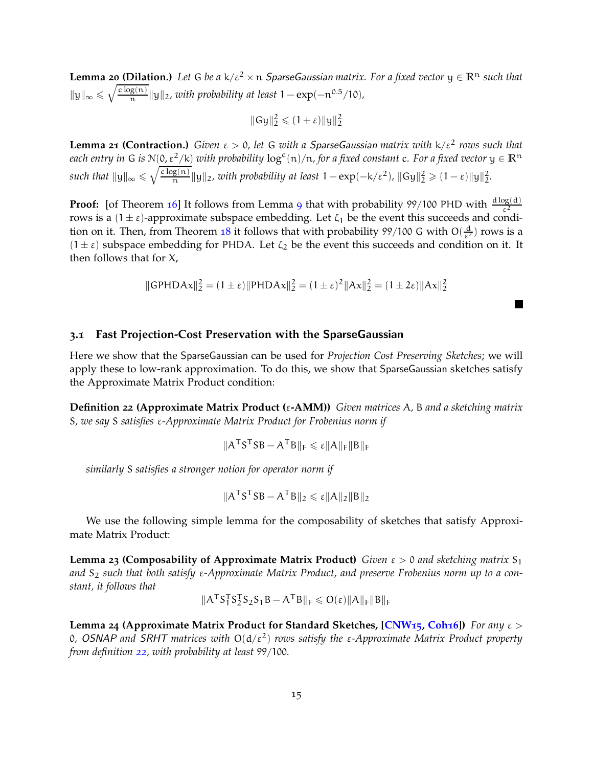**Lemma 20 (Dilation.)** *Let* $G$ *be a* $k/\varepsilon^2 \times n$ *SparseGaussian matrix. For a fixed vector* $y \in \mathbb{R}^n$ *such that* $\|y\|_\infty \leqslant \sqrt{\frac{c\log(n)}{n}}\|y\|_2$, *with probability at least* $1 - \exp(-n^{0.5}/10)$,

$$\|Gy\|_2^2 \leqslant (1+\varepsilon)\|y\|_2^2$$

**Lemma 21 (Contraction.)** *Given* $\varepsilon > 0$, *let* $G$ *with a SparseGaussian matrix with* $k/\varepsilon^2$ *rows such that each entry in* $G$ *is* $\mathcal{N}(0, \varepsilon^2/k)$ *with probability* $\log^c(n)/n$, *for a fixed constant* $c$. *For a fixed vector* $y \in \mathbb{R}^n$ *such that* $\|y\|_\infty \leqslant \sqrt{\frac{c\log(n)}{n}}\|y\|_2$, *with probability at least* $1 - \exp(-k/\varepsilon^2)$, $\|Gy\|_2^2 \geqslant (1-\varepsilon)\|y\|_2^2$.

**Proof:** [of Theorem 16] It follows from Lemma 9 that with probability 99/100 PHD with $\frac{d\log(d)}{\varepsilon^2}$ rows is a $(1 \pm \varepsilon)$-approximate subspace embedding. Let $\zeta_1$ be the event this succeeds and condition on it. Then, from Theorem 18 it follows that with probability 99/100 $G$ with $O(\frac{d}{\varepsilon^2})$ rows is a $(1 \pm \varepsilon)$ subspace embedding for PHDA. Let $\zeta_2$ be the event this succeeds and condition on it. It then follows that for $X$,

$$\|GPHDAx\|_2^2 = (1 \pm \varepsilon)\|PHDAx\|_2^2 = (1 \pm \varepsilon)^2\|Ax\|_2^2 = (1 \pm 2\varepsilon)\|Ax\|_2^2$$

■

### 3.1 Fast Projection-Cost Preservation with the SparseGaussian

Here we show that the SparseGaussian can be used for *Projection Cost Preserving Sketches*; we will apply these to low-rank approximation. To do this, we show that SparseGaussian sketches satisfy the Approximate Matrix Product condition:

**Definition 22 (Approximate Matrix Product ($\varepsilon$-AMM))** *Given matrices* $A$, $B$ *and a sketching matrix* $S$, *we say* $S$ *satisfies* $\varepsilon$*-Approximate Matrix Product for Frobenius norm if*

$$\|A^TS^TSB - A^TB\|_F \leqslant \varepsilon\|A\|_F\|B\|_F$$

*similarly* $S$ *satisfies a stronger notion for operator norm if*

$$\|A^TS^TSB - A^TB\|_2 \leqslant \varepsilon\|A\|_2\|B\|_2$$

We use the following simple lemma for the composability of sketches that satisfy Approximate Matrix Product:

**Lemma 23 (Composability of Approximate Matrix Product)** *Given* $\varepsilon > 0$ *and sketching matrix* $S_1$ *and* $S_2$ *such that both satisfy* $\varepsilon$*-Approximate Matrix Product, and preserve Frobenius norm up to a constant, it follows that*

$$\|A^TS_1^TS_2^TS_2S_1B - A^TB\|_F \leqslant O(\varepsilon)\|A\|_F\|B\|_F$$

**Lemma 24 (Approximate Matrix Product for Standard Sketches, [CNW15, Coh16])** *For any* $\varepsilon > 0$, *OSNAP and SRHT matrices with* $O(d/\varepsilon^2)$ *rows satisfy the* $\varepsilon$*-Approximate Matrix Product property from definition 22, with probability at least* 99/100.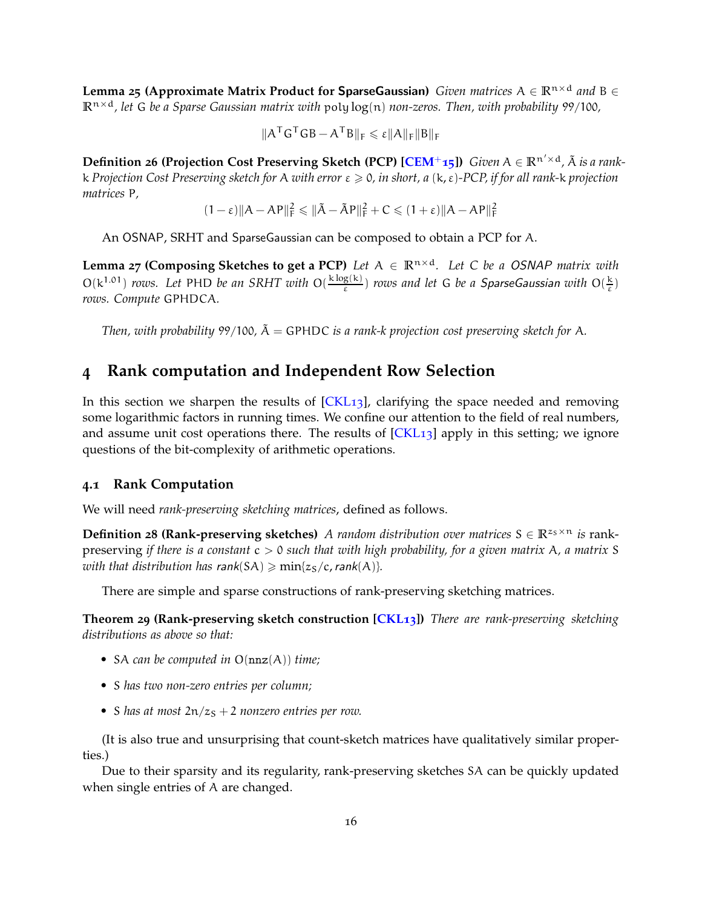**Lemma 25 (Approximate Matrix Product for SparseGaussian)** *Given matrices $A \in \mathbb{R}^{n\times d}$ and $B \in \mathbb{R}^{n\times d}$, let $G$ be a Sparse Gaussian matrix with $\text{poly}\log(n)$ non-zeros. Then, with probability 99/100,*

$$\|A^T G^T G B - A^T B\|_F \leqslant \varepsilon \|A\|_F \|B\|_F$$

**Definition 26 (Projection Cost Preserving Sketch (PCP) [CEM+15])** *Given $A \in \mathbb{R}^{n' \times d}$, $\tilde{A}$ is a rank-k Projection Cost Preserving sketch for A with error $\varepsilon \geqslant 0$, in short, a $(k, \varepsilon)$-PCP, if for all rank-k projection matrices P,*

$$(1-\varepsilon)\|A - AP\|_F^2 \leqslant \|\tilde{A} - \tilde{A}P\|_F^2 + C \leqslant (1+\varepsilon)\|A - AP\|_F^2$$

An OSNAP, SRHT and SparseGaussian can be composed to obtain a PCP for A.

**Lemma 27 (Composing Sketches to get a PCP)** *Let $A \in \mathbb{R}^{n\times d}$. Let C be a OSNAP matrix with $O(k^{1.01})$ rows. Let PHD be an SRHT with $O(\frac{k\log(k)}{\varepsilon})$ rows and let G be a SparseGaussian with $O(\frac{k}{\varepsilon})$ rows. Compute GPHDCA.*

*Then, with probability 99/100, $\tilde{A} = GPHDC$ is a rank-k projection cost preserving sketch for A.*

# 4 Rank computation and Independent Row Selection

In this section we sharpen the results of [CKL13], clarifying the space needed and removing some logarithmic factors in running times. We confine our attention to the field of real numbers, and assume unit cost operations there. The results of [CKL13] apply in this setting; we ignore questions of the bit-complexity of arithmetic operations.

## 4.1 Rank Computation

We will need *rank-preserving sketching matrices*, defined as follows.

**Definition 28 (Rank-preserving sketches)** *A random distribution over matrices $S \in \mathbb{R}^{z_S \times n}$ is* rank-preserving *if there is a constant $c > 0$ such that with high probability, for a given matrix A, a matrix S with that distribution has $\textit{rank}(SA) \geqslant \min\{z_S/c, \textit{rank}(A)\}$.*

There are simple and sparse constructions of rank-preserving sketching matrices.

**Theorem 29 (Rank-preserving sketch construction [CKL13])** *There are rank-preserving sketching distributions as above so that:*

- *SA can be computed in $O(\text{nnz}(A))$ time;*
- *S has two non-zero entries per column;*
- *S has at most $2n/z_S + 2$ nonzero entries per row.*

(It is also true and unsurprising that count-sketch matrices have qualitatively similar properties.)

Due to their sparsity and its regularity, rank-preserving sketches SA can be quickly updated when single entries of A are changed.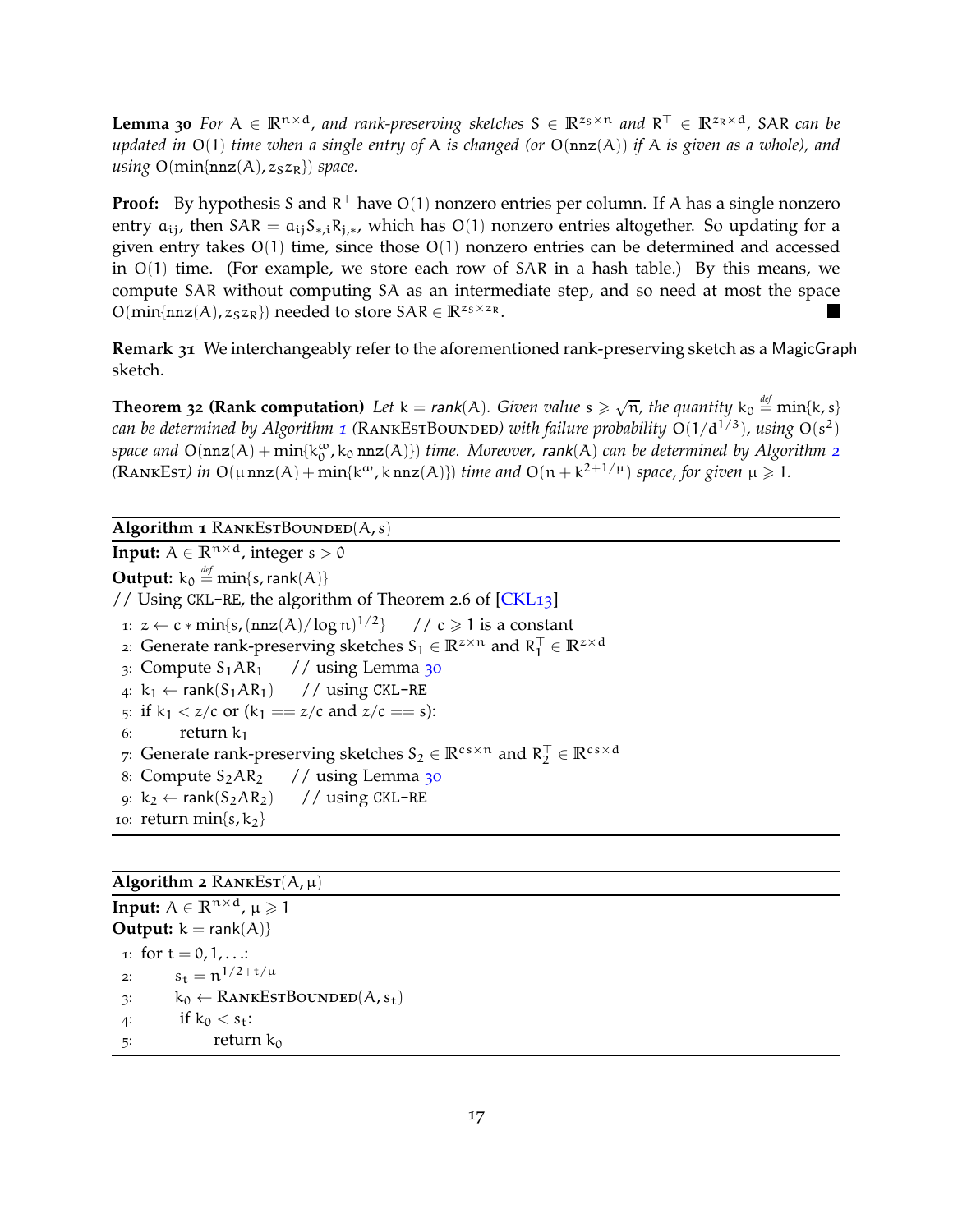**Lemma 30** *For $A \in \mathbb{R}^{n\times d}$, and rank-preserving sketches $S \in \mathbb{R}^{z_S \times n}$ and $R^\top \in \mathbb{R}^{z_R \times d}$, $SAR$ can be updated in $O(1)$ time when a single entry of $A$ is changed (or $O(\mathtt{nnz}(A))$ if $A$ is given as a whole), and using $O(\min\{\mathtt{nnz}(A), z_S z_R\})$ space.*

**Proof:** By hypothesis $S$ and $R^\top$ have $O(1)$ nonzero entries per column. If $A$ has a single nonzero entry $a_{ij}$, then $SAR = a_{ij} S_{*,i} R_{j,*}$, which has $O(1)$ nonzero entries altogether. So updating for a given entry takes $O(1)$ time, since those $O(1)$ nonzero entries can be determined and accessed in $O(1)$ time. (For example, we store each row of $SAR$ in a hash table.) By this means, we compute $SAR$ without computing $SA$ as an intermediate step, and so need at most the space $O(\min\{\mathtt{nnz}(A), z_S z_R\})$ needed to store $SAR \in \mathbb{R}^{z_S \times z_R}$. ∎

**Remark 31** We interchangeably refer to the aforementioned rank-preserving sketch as a MagicGraph sketch.

**Theorem 32 (Rank computation)** *Let $k = \mathit{rank}(A)$. Given value $s \geqslant \sqrt{n}$, the quantity $k_0 \overset{def}{=} \min\{k, s\}$ can be determined by Algorithm 1 (*RankEstBounded*) with failure probability $O(1/d^{1/3})$, using $O(s^2)$ space and $O(\mathtt{nnz}(A) + \min\{k_0^\omega, k_0\,\mathtt{nnz}(A)\})$ time. Moreover, $\mathit{rank}(A)$ can be determined by Algorithm 2 (*RankEst*) in $O(\mu\,\mathtt{nnz}(A) + \min\{k^\omega, k\,\mathtt{nnz}(A)\})$ time and $O(n + k^{2+1/\mu})$ space, for given $\mu \geqslant 1$.*

**Algorithm 1** RankEstBounded$(A, s)$

**Input:** $A \in \mathbb{R}^{n\times d}$, integer $s > 0$

**Output:** $k_0 \overset{def}{=} \min\{s, \mathrm{rank}(A)\}$

```
// Using CKL-RE, the algorithm of Theorem 2.6 of [CKL13]
1:  z ← c ∗ min{s, (nnz(A)/log n)^{1/2}}     // c ⩾ 1 is a constant
2:  Generate rank-preserving sketches S_1 ∈ R^{z×n} and R_1^⊤ ∈ R^{z×d}
3:  Compute S_1 A R_1     // using Lemma 30
4:  k_1 ← rank(S_1 A R_1)     // using CKL-RE
5:  if k_1 < z/c or (k_1 == z/c and z/c == s):
6:      return k_1
7:  Generate rank-preserving sketches S_2 ∈ R^{cs×n} and R_2^⊤ ∈ R^{cs×d}
8:  Compute S_2 A R_2     // using Lemma 30
9:  k_2 ← rank(S_2 A R_2)     // using CKL-RE
10: return min{s, k_2}
```

**Algorithm 2** RankEst$(A, \mu)$

**Input:** $A \in \mathbb{R}^{n\times d}$, $\mu \geqslant 1$

**Output:** $k = \mathrm{rank}(A)\}$

```
1: for t = 0, 1, ...:
2:     s_t = n^{1/2+t/μ}
3:     k_0 ← RankEstBounded(A, s_t)
4:     if k_0 < s_t:
5:         return k_0
```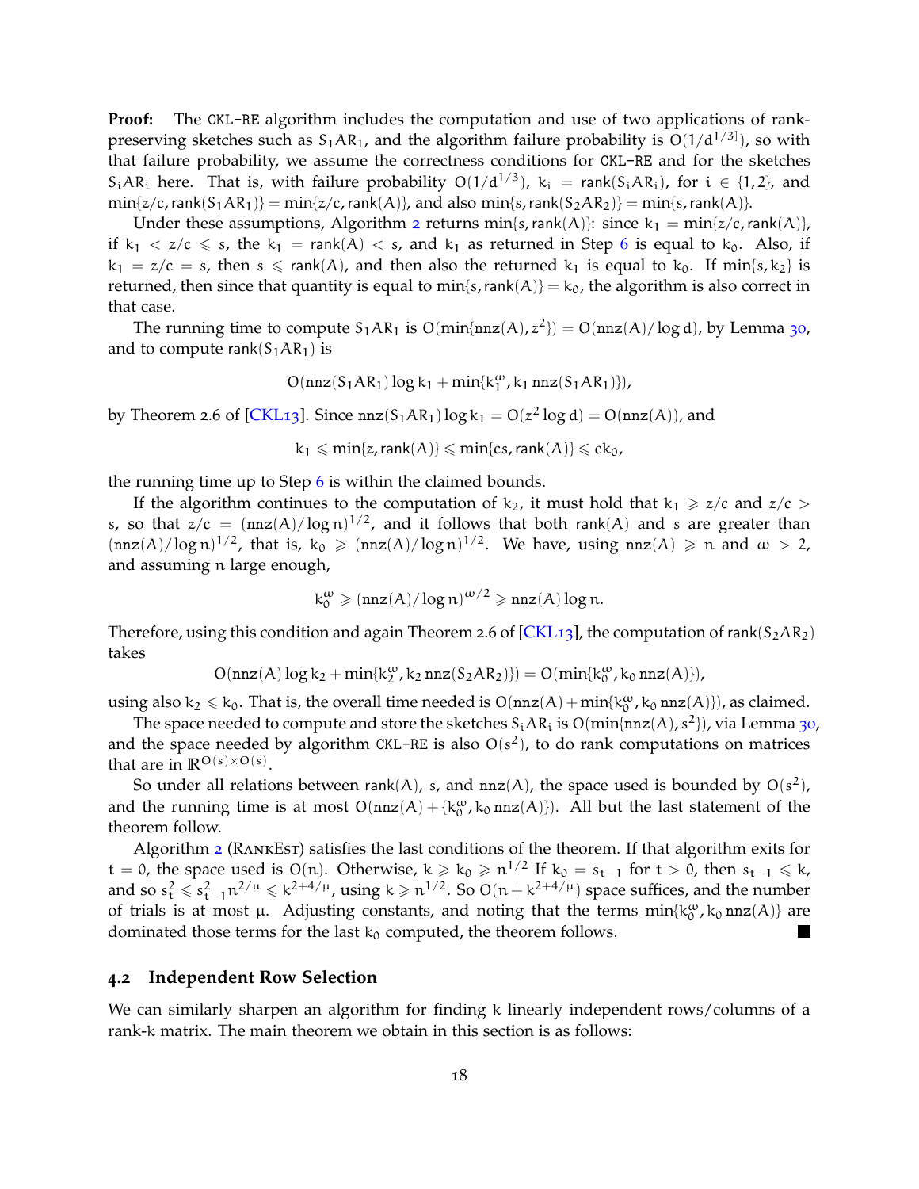**Proof:** The CKL-RE algorithm includes the computation and use of two applications of rank-preserving sketches such as $S_1AR_1$, and the algorithm failure probability is $O(1/d^{1/3]})$, so with that failure probability, we assume the correctness conditions for CKL-RE and for the sketches $S_iAR_i$ here. That is, with failure probability $O(1/d^{1/3})$, $k_i = \mathrm{rank}(S_iAR_i)$, for $i \in \{1,2\}$, and $\min\{z/c, \mathrm{rank}(S_1AR_1)\} = \min\{z/c, \mathrm{rank}(A)\}$, and also $\min\{s, \mathrm{rank}(S_2AR_2)\} = \min\{s, \mathrm{rank}(A)\}$.

Under these assumptions, Algorithm 2 returns $\min\{s, \mathrm{rank}(A)\}$: since $k_1 = \min\{z/c, \mathrm{rank}(A)\}$, if $k_1 < z/c \leqslant s$, the $k_1 = \mathrm{rank}(A) < s$, and $k_1$ as returned in Step 6 is equal to $k_0$. Also, if $k_1 = z/c = s$, then $s \leqslant \mathrm{rank}(A)$, and then also the returned $k_1$ is equal to $k_0$. If $\min\{s, k_2\}$ is returned, then since that quantity is equal to $\min\{s, \mathrm{rank}(A)\} = k_0$, the algorithm is also correct in that case.

The running time to compute $S_1AR_1$ is $O(\min\{\mathrm{nnz}(A), z^2\}) = O(\mathrm{nnz}(A)/\log d)$, by Lemma 30, and to compute $\mathrm{rank}(S_1AR_1)$ is

$$O(\mathrm{nnz}(S_1AR_1)\log k_1 + \min\{k_1^\omega, k_1 \,\mathrm{nnz}(S_1AR_1)\}),$$

by Theorem 2.6 of [CKL13]. Since $\mathrm{nnz}(S_1AR_1)\log k_1 = O(z^2 \log d) = O(\mathrm{nnz}(A))$, and

$$k_1 \leqslant \min\{z, \mathrm{rank}(A)\} \leqslant \min\{cs, \mathrm{rank}(A)\} \leqslant ck_0,$$

the running time up to Step 6 is within the claimed bounds.

If the algorithm continues to the computation of $k_2$, it must hold that $k_1 \geqslant z/c$ and $z/c > s$, so that $z/c = (\mathrm{nnz}(A)/\log n)^{1/2}$, and it follows that both $\mathrm{rank}(A)$ and $s$ are greater than $(\mathrm{nnz}(A)/\log n)^{1/2}$, that is, $k_0 \geqslant (\mathrm{nnz}(A)/\log n)^{1/2}$. We have, using $\mathrm{nnz}(A) \geqslant n$ and $\omega > 2$, and assuming $n$ large enough,

$$k_0^\omega \geqslant (\mathrm{nnz}(A)/\log n)^{\omega/2} \geqslant \mathrm{nnz}(A)\log n.$$

Therefore, using this condition and again Theorem 2.6 of [CKL13], the computation of $\mathrm{rank}(S_2AR_2)$ takes

$$O(\mathrm{nnz}(A)\log k_2 + \min\{k_2^\omega, k_2\,\mathrm{nnz}(S_2AR_2)\}) = O(\min\{k_0^\omega, k_0\,\mathrm{nnz}(A)\}),$$

using also $k_2 \leqslant k_0$. That is, the overall time needed is $O(\mathrm{nnz}(A) + \min\{k_0^\omega, k_0\,\mathrm{nnz}(A)\})$, as claimed.

The space needed to compute and store the sketches $S_iAR_i$ is $O(\min\{\mathrm{nnz}(A), s^2\})$, via Lemma 30, and the space needed by algorithm CKL-RE is also $O(s^2)$, to do rank computations on matrices that are in $\mathbb{R}^{O(s)\times O(s)}$.

So under all relations between $\mathrm{rank}(A)$, $s$, and $\mathrm{nnz}(A)$, the space used is bounded by $O(s^2)$, and the running time is at most $O(\mathrm{nnz}(A) + \{k_0^\omega, k_0\,\mathrm{nnz}(A)\})$. All but the last statement of the theorem follow.

Algorithm 2 (RankEst) satisfies the last conditions of the theorem. If that algorithm exits for $t = 0$, the space used is $O(n)$. Otherwise, $k \geqslant k_0 \geqslant n^{1/2}$ If $k_0 = s_{t-1}$ for $t > 0$, then $s_{t-1} \leqslant k$, and so $s_t^2 \leqslant s_{t-1}^2 n^{2/\mu} \leqslant k^{2+4/\mu}$, using $k \geqslant n^{1/2}$. So $O(n + k^{2+4/\mu})$ space suffices, and the number of trials is at most $\mu$. Adjusting constants, and noting that the terms $\min\{k_0^\omega, k_0\,\mathrm{nnz}(A)\}$ are dominated those terms for the last $k_0$ computed, the theorem follows. ∎

### 4.2 Independent Row Selection

We can similarly sharpen an algorithm for finding $k$ linearly independent rows/columns of a rank-$k$ matrix. The main theorem we obtain in this section is as follows: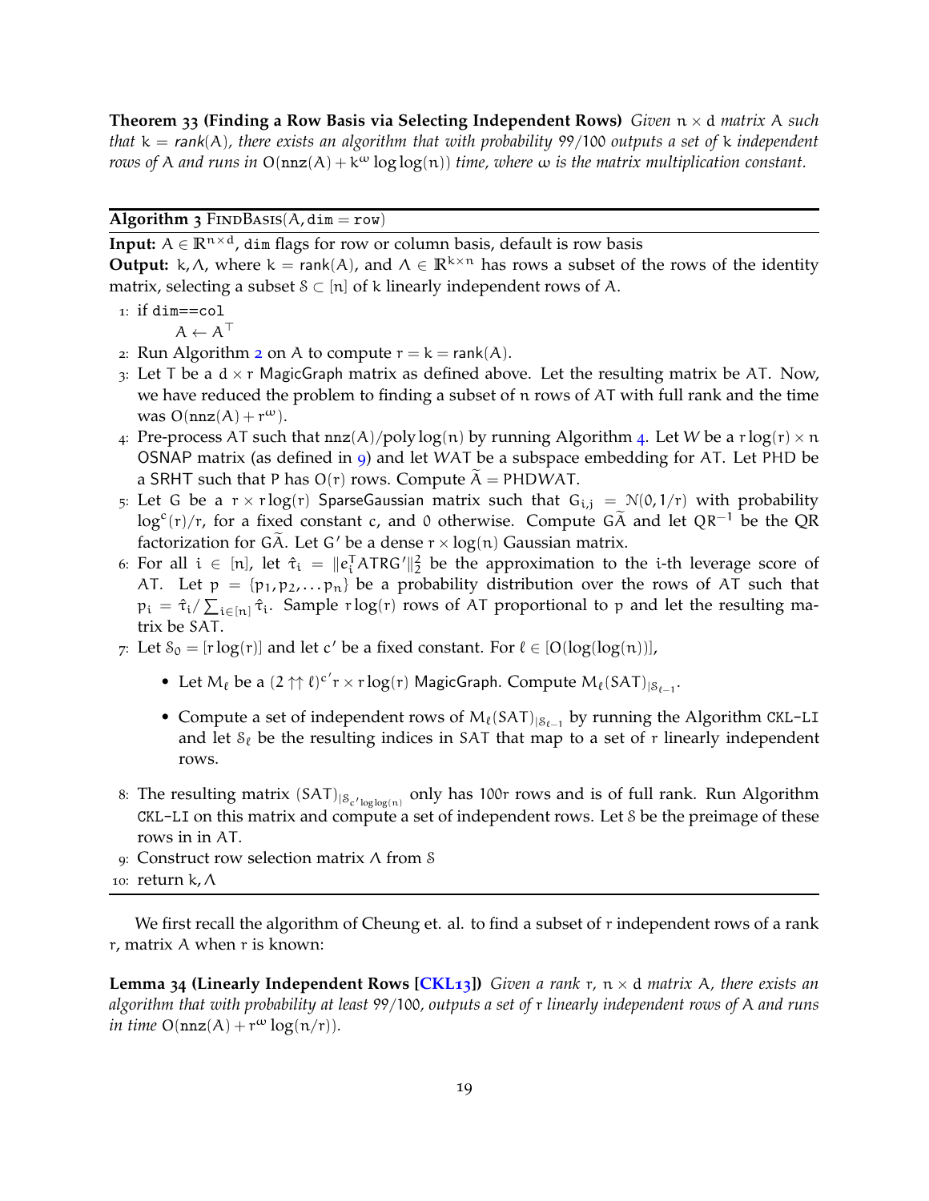**Theorem 33 (Finding a Row Basis via Selecting Independent Rows)** *Given $n \times d$ matrix $A$ such that $k = \text{rank}(A)$, there exists an algorithm that with probability $99/100$ outputs a set of $k$ independent rows of $A$ and runs in $O(\text{nnz}(A) + k^{\omega} \log\log(n))$ time, where $\omega$ is the matrix multiplication constant.*

---

**Algorithm 3** FindBasis($A$, dim = row)

---

**Input:** $A \in \mathbb{R}^{n \times d}$, dim flags for row or column basis, default is row basis

**Output:** $k, \Lambda$, where $k = \text{rank}(A)$, and $\Lambda \in \mathbb{R}^{k \times n}$ has rows a subset of the rows of the identity matrix, selecting a subset $\mathcal{S} \subset [n]$ of $k$ linearly independent rows of $A$.

1: if dim==col
   $A \leftarrow A^{\top}$

2: Run Algorithm 2 on $A$ to compute $r = k = \text{rank}(A)$.

3: Let $T$ be a $d \times r$ MagicGraph matrix as defined above. Let the resulting matrix be $AT$. Now, we have reduced the problem to finding a subset of $n$ rows of $AT$ with full rank and the time was $O(\text{nnz}(A) + r^{\omega})$.

4: Pre-process $AT$ such that $\text{nnz}(A)/\text{poly}\log(n)$ by running Algorithm 4. Let $W$ be a $r\log(r) \times n$ OSNAP matrix (as defined in 9) and let $WAT$ be a subspace embedding for $AT$. Let $PHD$ be a SRHT such that $P$ has $O(r)$ rows. Compute $\widetilde{A} = PHDWAT$.

5: Let $G$ be a $r \times r\log(r)$ SparseGaussian matrix such that $G_{i,j} = \mathcal{N}(0, 1/r)$ with probability $\log^c(r)/r$, for a fixed constant $c$, and $0$ otherwise. Compute $G\widetilde{A}$ and let $QR^{-1}$ be the QR factorization for $G\widetilde{A}$. Let $G'$ be a dense $r \times \log(n)$ Gaussian matrix.

6: For all $i \in [n]$, let $\hat{\tau}_i = \|e_i^T ATRG'\|_2^2$ be the approximation to the $i$-th leverage score of $AT$. Let $p = \{p_1, p_2, \ldots p_n\}$ be a probability distribution over the rows of $AT$ such that $p_i = \hat{\tau}_i / \sum_{i \in [n]} \hat{\tau}_i$. Sample $r\log(r)$ rows of $AT$ proportional to $p$ and let the resulting matrix be $SAT$.

7: Let $\mathcal{S}_0 = [r\log(r)]$ and let $c'$ be a fixed constant. For $\ell \in [O(\log(\log(n)))]$,

- Let $M_\ell$ be a $(2 \uparrow\uparrow \ell)^{c'} r \times r\log(r)$ MagicGraph. Compute $M_\ell(SAT)_{|\mathcal{S}_{\ell-1}}$.
- Compute a set of independent rows of $M_\ell(SAT)_{|\mathcal{S}_{\ell-1}}$ by running the Algorithm CKL-LI and let $\mathcal{S}_\ell$ be the resulting indices in $SAT$ that map to a set of $r$ linearly independent rows.

8: The resulting matrix $(SAT)_{|\mathcal{S}_{c'\log\log(n)}}$ only has $100r$ rows and is of full rank. Run Algorithm CKL-LI on this matrix and compute a set of independent rows. Let $\mathcal{S}$ be the preimage of these rows in in $AT$.

9: Construct row selection matrix $\Lambda$ from $\mathcal{S}$

10: return $k, \Lambda$

---

We first recall the algorithm of Cheung et. al. to find a subset of $r$ independent rows of a rank $r$, matrix $A$ when $r$ is known:

**Lemma 34 (Linearly Independent Rows [CKL13])** *Given a rank $r$, $n \times d$ matrix $A$, there exists an algorithm that with probability at least $99/100$, outputs a set of $r$ linearly independent rows of $A$ and runs in time $O(\text{nnz}(A) + r^{\omega}\log(n/r))$.*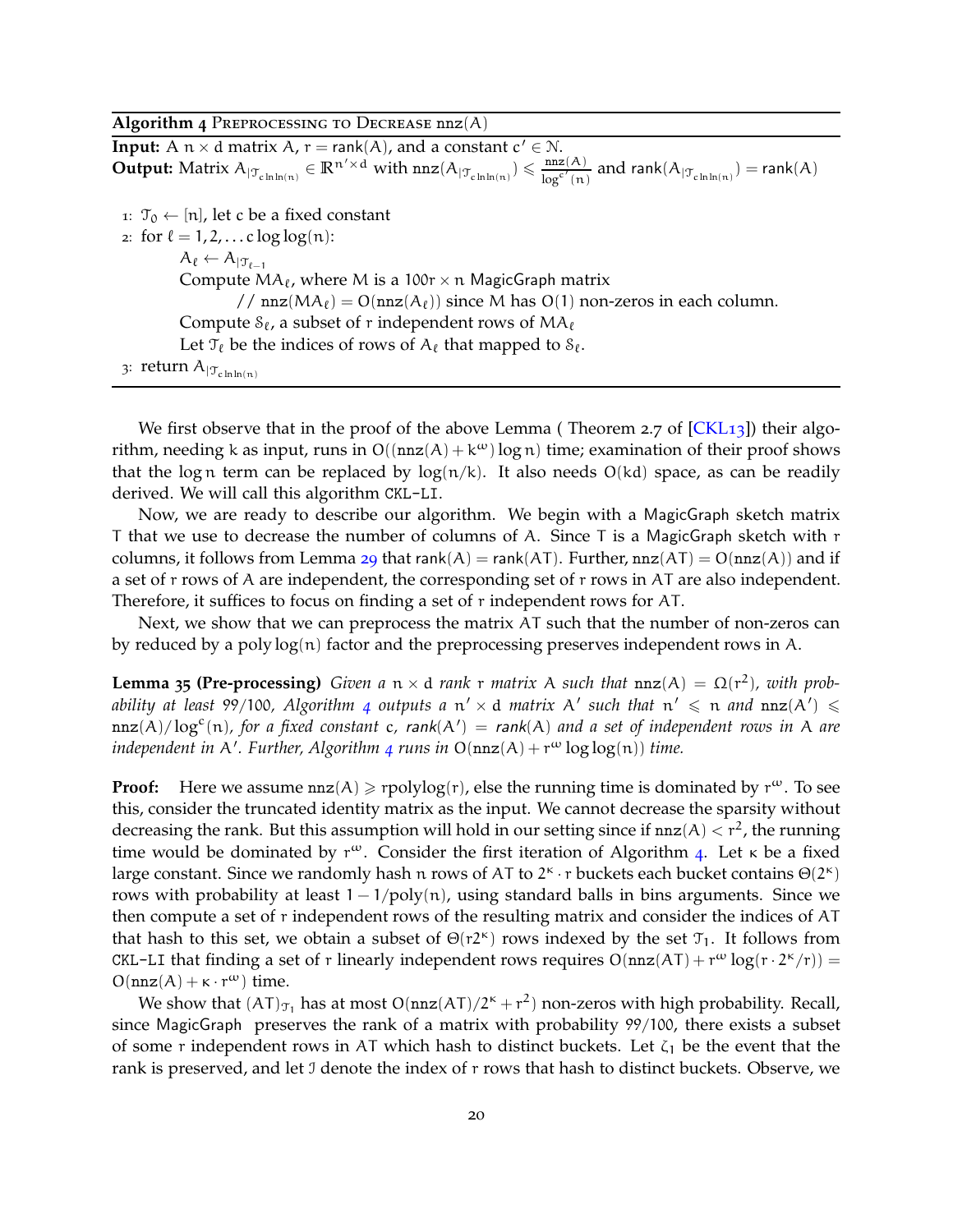**Algorithm 4** Preprocessing to Decrease $\mathtt{nnz}(A)$

**Input:** A $n \times d$ matrix $A$, $r = \mathsf{rank}(A)$, and a constant $c' \in \mathbb{N}$.
**Output:** Matrix $A_{|\mathcal{T}_{c \ln\ln(n)}} \in \mathbb{R}^{n' \times d}$ with $\mathtt{nnz}(A_{|\mathcal{T}_{c\ln\ln(n)}}) \leqslant \frac{\mathtt{nnz}(A)}{\log^{c'}(n)}$ and $\mathsf{rank}(A_{|\mathcal{T}_{c\ln\ln(n)}}) = \mathsf{rank}(A)$

1: $\mathcal{T}_0 \leftarrow [n]$, let $c$ be a fixed constant
2: for $\ell = 1, 2, \dots c \log\log(n)$:
  $A_\ell \leftarrow A_{|\mathcal{T}_{\ell-1}}$
  Compute $MA_\ell$, where $M$ is a $100r \times n$ MagicGraph matrix
    // $\mathtt{nnz}(MA_\ell) = O(\mathtt{nnz}(A_\ell))$ since $M$ has $O(1)$ non-zeros in each column.
  Compute $\mathcal{S}_\ell$, a subset of $r$ independent rows of $MA_\ell$
  Let $\mathcal{T}_\ell$ be the indices of rows of $A_\ell$ that mapped to $\mathcal{S}_\ell$.
3: return $A_{|\mathcal{T}_{c\ln\ln(n)}}$

We first observe that in the proof of the above Lemma ( Theorem 2.7 of [CKL13]) their algorithm, needing $k$ as input, runs in $O((\mathtt{nnz}(A) + k^\omega)\log n)$ time; examination of their proof shows that the $\log n$ term can be replaced by $\log(n/k)$. It also needs $O(kd)$ space, as can be readily derived. We will call this algorithm CKL-LI.

Now, we are ready to describe our algorithm. We begin with a MagicGraph sketch matrix $T$ that we use to decrease the number of columns of $A$. Since $T$ is a MagicGraph sketch with $r$ columns, it follows from Lemma 29 that $\mathsf{rank}(A) = \mathsf{rank}(AT)$. Further, $\mathtt{nnz}(AT) = O(\mathtt{nnz}(A))$ and if a set of $r$ rows of $A$ are independent, the corresponding set of $r$ rows in $AT$ are also independent. Therefore, it suffices to focus on finding a set of $r$ independent rows for $AT$.

Next, we show that we can preprocess the matrix $AT$ such that the number of non-zeros can by reduced by a $\text{poly}\log(n)$ factor and the preprocessing preserves independent rows in $A$.

**Lemma 35 (Pre-processing)** *Given a $n \times d$ rank $r$ matrix $A$ such that $\mathtt{nnz}(A) = \Omega(r^2)$, with probability at least 99/100, Algorithm 4 outputs a $n' \times d$ matrix $A'$ such that $n' \leqslant n$ and $\mathtt{nnz}(A') \leqslant \mathtt{nnz}(A)/\log^c(n)$, for a fixed constant $c$, $\mathsf{rank}(A') = \mathsf{rank}(A)$ and a set of independent rows in $A$ are independent in $A'$. Further, Algorithm 4 runs in $O(\mathtt{nnz}(A) + r^\omega \log\log(n))$ time.*

**Proof:** Here we assume $\mathtt{nnz}(A) \geqslant r\text{poly}\log(r)$, else the running time is dominated by $r^\omega$. To see this, consider the truncated identity matrix as the input. We cannot decrease the sparsity without decreasing the rank. But this assumption will hold in our setting since if $\mathtt{nnz}(A) < r^2$, the running time would be dominated by $r^\omega$. Consider the first iteration of Algorithm 4. Let $\kappa$ be a fixed large constant. Since we randomly hash $n$ rows of $AT$ to $2^\kappa \cdot r$ buckets each bucket contains $\Theta(2^\kappa)$ rows with probability at least $1 - 1/\text{poly}(n)$, using standard balls in bins arguments. Since we then compute a set of $r$ independent rows of the resulting matrix and consider the indices of $AT$ that hash to this set, we obtain a subset of $\Theta(r2^\kappa)$ rows indexed by the set $\mathcal{T}_1$. It follows from CKL-LI that finding a set of $r$ linearly independent rows requires $O(\mathtt{nnz}(AT) + r^\omega \log(r \cdot 2^\kappa / r)) = O(\mathtt{nnz}(A) + \kappa \cdot r^\omega)$ time.

We show that $(AT)_{\mathcal{T}_1}$ has at most $O(\mathtt{nnz}(AT)/2^\kappa + r^2)$ non-zeros with high probability. Recall, since MagicGraph preserves the rank of a matrix with probability 99/100, there exists a subset of some $r$ independent rows in $AT$ which hash to distinct buckets. Let $\zeta_1$ be the event that the rank is preserved, and let $\mathcal{I}$ denote the index of $r$ rows that hash to distinct buckets. Observe, we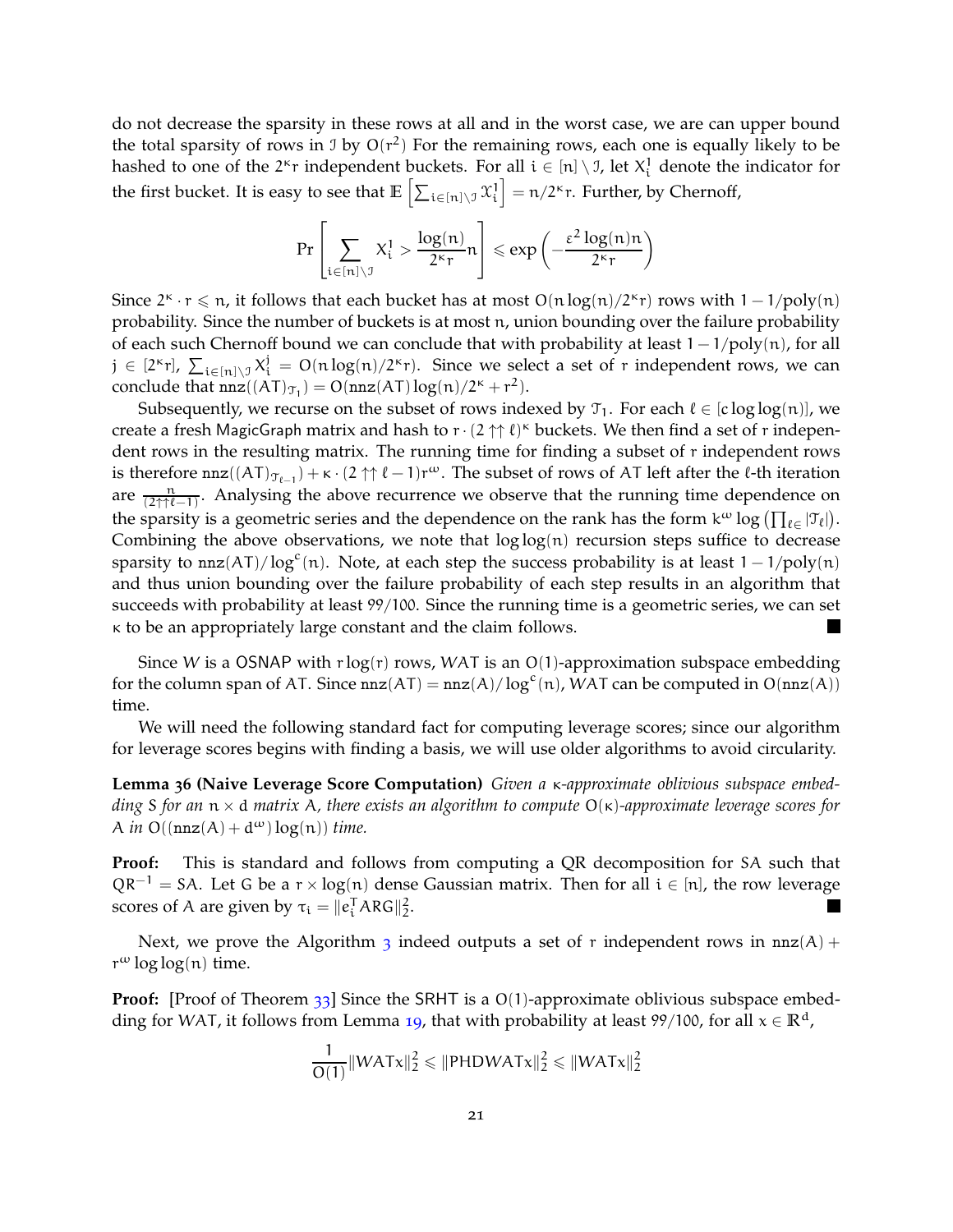do not decrease the sparsity in these rows at all and in the worst case, we are can upper bound the total sparsity of rows in $\mathcal{I}$ by $O(r^2)$ For the remaining rows, each one is equally likely to be hashed to one of the $2^\kappa r$ independent buckets. For all $i \in [n] \setminus \mathcal{I}$, let $X_i^1$ denote the indicator for the first bucket. It is easy to see that $\mathbb{E}\left[\sum_{i\in[n]\setminus\mathcal{I}} \mathcal{X}_i^1\right] = n/2^\kappa r$. Further, by Chernoff,

$$\Pr\left[\sum_{i\in[n]\setminus\mathcal{I}} X_i^1 > \frac{\log(n)}{2^\kappa r} n\right] \leqslant \exp\left(-\frac{\varepsilon^2 \log(n) n}{2^\kappa r}\right)$$

Since $2^\kappa \cdot r \leqslant n$, it follows that each bucket has at most $O(n\log(n)/2^\kappa r)$ rows with $1 - 1/\text{poly}(n)$ probability. Since the number of buckets is at most $n$, union bounding over the failure probability of each such Chernoff bound we can conclude that with probability at least $1-1/\text{poly}(n)$, for all $j \in [2^\kappa r]$, $\sum_{i\in[n]\setminus\mathcal{I}} X_i^j = O(n\log(n)/2^\kappa r)$. Since we select a set of $r$ independent rows, we can conclude that $\mathtt{nnz}((AT)_{\mathcal{T}_1}) = O(\mathtt{nnz}(AT)\log(n)/2^\kappa + r^2)$.

Subsequently, we recurse on the subset of rows indexed by $\mathcal{T}_1$. For each $\ell \in [c\log\log(n)]$, we create a fresh MagicGraph matrix and hash to $r \cdot (2 \uparrow\uparrow \ell)^\kappa$ buckets. We then find a set of $r$ independent rows in the resulting matrix. The running time for finding a subset of $r$ independent rows is therefore $\mathtt{nnz}((AT)_{\mathcal{T}_{\ell-1}}) + \kappa \cdot (2\uparrow\uparrow \ell-1)r^\omega$. The subset of rows of $AT$ left after the $\ell$-th iteration are $\frac{n}{(2\uparrow\uparrow\ell-1)}$. Analysing the above recurrence we observe that the running time dependence on the sparsity is a geometric series and the dependence on the rank has the form $k^\omega \log\left(\prod_{\ell\in} |\mathcal{T}_\ell|\right)$. Combining the above observations, we note that $\log\log(n)$ recursion steps suffice to decrease sparsity to $\mathtt{nnz}(AT)/\log^c(n)$. Note, at each step the success probability is at least $1-1/\text{poly}(n)$ and thus union bounding over the failure probability of each step results in an algorithm that succeeds with probability at least 99/100. Since the running time is a geometric series, we can set $\kappa$ to be an appropriately large constant and the claim follows. ■

Since $W$ is a OSNAP with $r\log(r)$ rows, $WAT$ is an $O(1)$-approximation subspace embedding for the column span of $AT$. Since $\mathtt{nnz}(AT) = \mathtt{nnz}(A)/\log^c(n)$, $WAT$ can be computed in $O(\mathtt{nnz}(A))$ time.

We will need the following standard fact for computing leverage scores; since our algorithm for leverage scores begins with finding a basis, we will use older algorithms to avoid circularity.

**Lemma 36 (Naive Leverage Score Computation)** *Given a $\kappa$-approximate oblivious subspace embedding $S$ for an $n \times d$ matrix $A$, there exists an algorithm to compute $O(\kappa)$-approximate leverage scores for $A$ in $O((\mathtt{nnz}(A) + d^\omega)\log(n))$ time.*

**Proof:** This is standard and follows from computing a QR decomposition for $SA$ such that $QR^{-1} = SA$. Let $G$ be a $r \times \log(n)$ dense Gaussian matrix. Then for all $i \in [n]$, the row leverage scores of $A$ are given by $\tau_i = \|e_i^T ARG\|_2^2$. ■

Next, we prove the Algorithm 3 indeed outputs a set of $r$ independent rows in $\mathtt{nnz}(A) + r^\omega \log\log(n)$ time.

**Proof:** [Proof of Theorem 33] Since the SRHT is a $O(1)$-approximate oblivious subspace embedding for $WAT$, it follows from Lemma 19, that with probability at least 99/100, for all $x \in \mathbb{R}^d$,

$$\frac{1}{O(1)}\|WATx\|_2^2 \leqslant \|PHDWATx\|_2^2 \leqslant \|WATx\|_2^2$$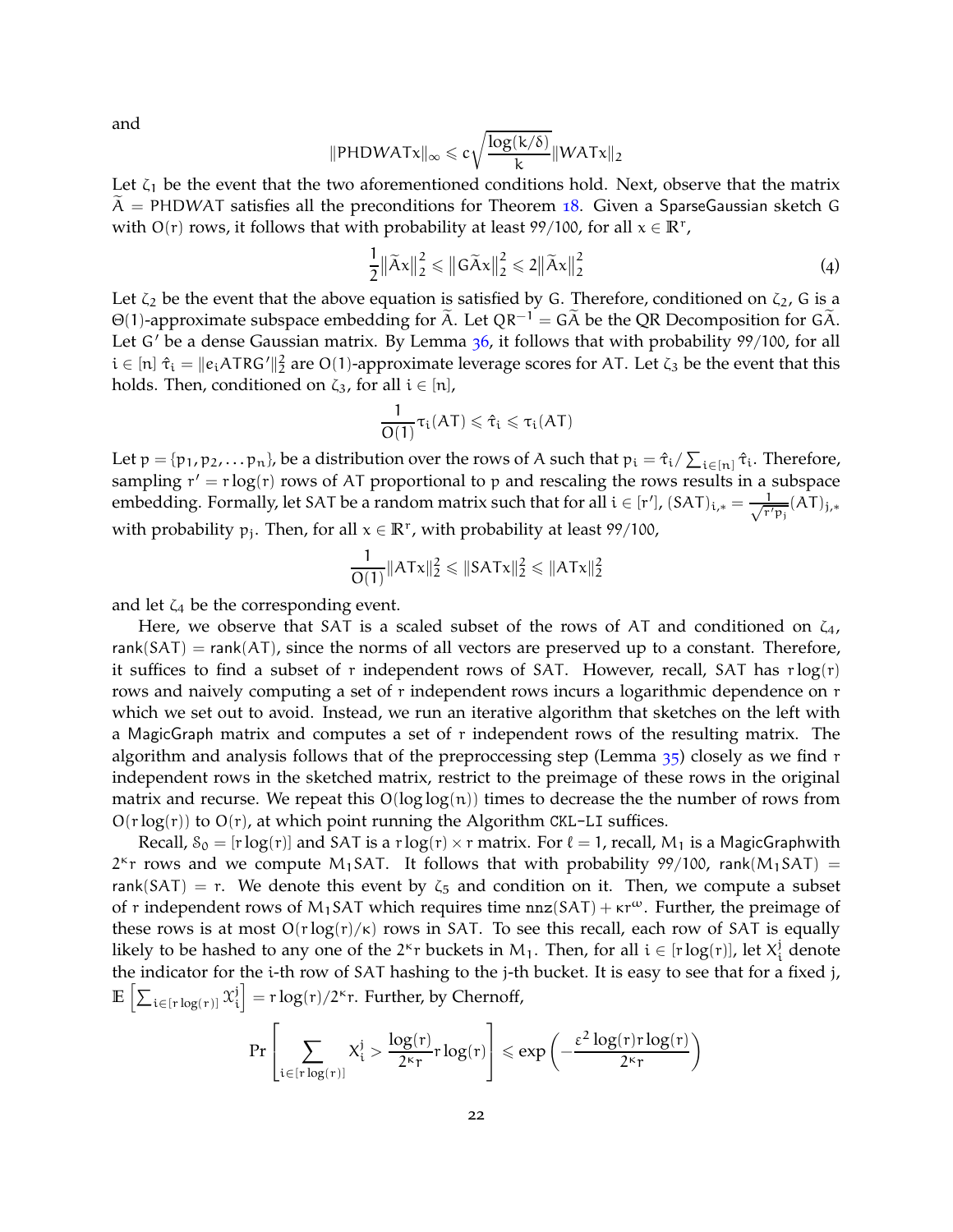and

$$\|PHDWATx\|_\infty \leqslant c\sqrt{\frac{\log(k/\delta)}{k}}\|WATx\|_2$$

Let $\zeta_1$ be the event that the two aforementioned conditions hold. Next, observe that the matrix $\widetilde{A} = PHDWAT$ satisfies all the preconditions for Theorem 18. Given a SparseGaussian sketch $G$ with $O(r)$ rows, it follows that with probability at least $99/100$, for all $x \in \mathbb{R}^r$,

$$\frac{1}{2}\|\widetilde{A}x\|_2^2 \leqslant \|G\widetilde{A}x\|_2^2 \leqslant 2\|\widetilde{A}x\|_2^2 \tag{4}$$

Let $\zeta_2$ be the event that the above equation is satisfied by $G$. Therefore, conditioned on $\zeta_2$, $G$ is a $\Theta(1)$-approximate subspace embedding for $\widetilde{A}$. Let $QR^{-1} = G\widetilde{A}$ be the QR Decomposition for $G\widetilde{A}$. Let $G'$ be a dense Gaussian matrix. By Lemma 36, it follows that with probability $99/100$, for all $i \in [n]$ $\hat{\tau}_i = \|e_i ATRG'\|_2^2$ are $O(1)$-approximate leverage scores for $AT$. Let $\zeta_3$ be the event that this holds. Then, conditioned on $\zeta_3$, for all $i \in [n]$,

$$\frac{1}{O(1)}\tau_i(AT) \leqslant \hat{\tau}_i \leqslant \tau_i(AT)$$

Let $p = \{p_1, p_2, \dots p_n\}$, be a distribution over the rows of $A$ such that $p_i = \hat{\tau}_i / \sum_{i\in[n]} \hat{\tau}_i$. Therefore, sampling $r' = r\log(r)$ rows of $AT$ proportional to $p$ and rescaling the rows results in a subspace embedding. Formally, let $SAT$ be a random matrix such that for all $i \in [r']$, $(SAT)_{i,*} = \frac{1}{\sqrt{r' p_j}}(AT)_{j,*}$ with probability $p_j$. Then, for all $x \in \mathbb{R}^r$, with probability at least $99/100$,

$$\frac{1}{O(1)}\|ATx\|_2^2 \leqslant \|SATx\|_2^2 \leqslant \|ATx\|_2^2$$

and let $\zeta_4$ be the corresponding event.

Here, we observe that $SAT$ is a scaled subset of the rows of $AT$ and conditioned on $\zeta_4$, $\mathsf{rank}(SAT) = \mathsf{rank}(AT)$, since the norms of all vectors are preserved up to a constant. Therefore, it suffices to find a subset of $r$ independent rows of $SAT$. However, recall, $SAT$ has $r\log(r)$ rows and naively computing a set of $r$ independent rows incurs a logarithmic dependence on $r$ which we set out to avoid. Instead, we run an iterative algorithm that sketches on the left with a MagicGraph matrix and computes a set of $r$ independent rows of the resulting matrix. The algorithm and analysis follows that of the preproccessing step (Lemma 35) closely as we find $r$ independent rows in the sketched matrix, restrict to the preimage of these rows in the original matrix and recurse. We repeat this $O(\log\log(n))$ times to decrease the the number of rows from $O(r\log(r))$ to $O(r)$, at which point running the Algorithm CKL-LI suffices.

Recall, $\mathcal{S}_0 = [r\log(r)]$ and $SAT$ is a $r\log(r) \times r$ matrix. For $\ell = 1$, recall, $M_1$ is a MagicGraphwith $2^\kappa r$ rows and we compute $M_1 SAT$. It follows that with probability $99/100$, $\mathsf{rank}(M_1 SAT) = \mathsf{rank}(SAT) = r$. We denote this event by $\zeta_5$ and condition on it. Then, we compute a subset of $r$ independent rows of $M_1 SAT$ which requires time $\mathtt{nnz}(SAT) + \kappa r^\omega$. Further, the preimage of these rows is at most $O(r\log(r)/\kappa)$ rows in $SAT$. To see this recall, each row of $SAT$ is equally likely to be hashed to any one of the $2^\kappa r$ buckets in $M_1$. Then, for all $i \in [r\log(r)]$, let $X_i^j$ denote the indicator for the $i$-th row of $SAT$ hashing to the $j$-th bucket. It is easy to see that for a fixed $j$, $\mathbb{E}\left[\sum_{i\in[r\log(r)]} \mathcal{X}_i^j\right] = r\log(r)/2^\kappa r$. Further, by Chernoff,

$$\Pr\left[\sum_{i\in[r\log(r)]} X_i^j > \frac{\log(r)}{2^\kappa r} r\log(r)\right] \leqslant \exp\left(-\frac{\varepsilon^2 \log(r) r\log(r)}{2^\kappa r}\right)$$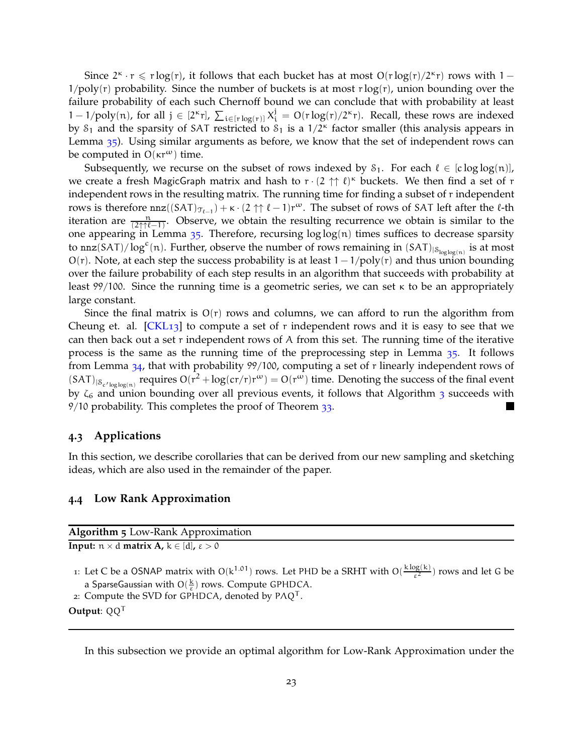Since $2^\kappa \cdot r \leqslant r\log(r)$, it follows that each bucket has at most $O(r\log(r)/2^\kappa r)$ rows with $1 - 1/\text{poly}(r)$ probability. Since the number of buckets is at most $r\log(r)$, union bounding over the failure probability of each such Chernoff bound we can conclude that with probability at least $1 - 1/\text{poly}(n)$, for all $j \in [2^\kappa r]$, $\sum_{i \in [r\log(r)]} X_i^j = O(r\log(r)/2^\kappa r)$. Recall, these rows are indexed by $\mathcal{S}_1$ and the sparsity of $\mathsf{SAT}$ restricted to $\mathcal{S}_1$ is a $1/2^\kappa$ factor smaller (this analysis appears in Lemma 35). Using similar arguments as before, we know that the set of independent rows can be computed in $O(\kappa r^\omega)$ time.

Subsequently, we recurse on the subset of rows indexed by $\mathcal{S}_1$. For each $\ell \in [c\log\log(n)]$, we create a fresh $\mathsf{MagicGraph}$ matrix and hash to $r \cdot (2 \uparrow\uparrow \ell)^\kappa$ buckets. We then find a set of $r$ independent rows in the resulting matrix. The running time for finding a subset of $r$ independent rows is therefore $\mathtt{nnz}((\mathsf{SAT})_{\mathcal{T}_{\ell-1}}) + \kappa \cdot (2 \uparrow\uparrow \ell - 1) r^\omega$. The subset of rows of $\mathsf{SAT}$ left after the $\ell$-th iteration are $\frac{n}{(2\uparrow\uparrow\ell-1)}$. Observe, we obtain the resulting recurrence we obtain is similar to the one appearing in Lemma 35. Therefore, recursing $\log\log(n)$ times suffices to decrease sparsity to $\mathtt{nnz}(\mathsf{SAT})/\log^c(n)$. Further, observe the number of rows remaining in $(\mathsf{SAT})_{|\mathcal{S}_{\log\log(n)}}$ is at most $O(r)$. Note, at each step the success probability is at least $1 - 1/\text{poly}(r)$ and thus union bounding over the failure probability of each step results in an algorithm that succeeds with probability at least $99/100$. Since the running time is a geometric series, we can set $\kappa$ to be an appropriately large constant.

Since the final matrix is $O(r)$ rows and columns, we can afford to run the algorithm from Cheung et. al. [CKL13] to compute a set of $r$ independent rows and it is easy to see that we can then back out a set $r$ independent rows of $A$ from this set. The running time of the iterative process is the same as the running time of the preprocessing step in Lemma 35. It follows from Lemma 34, that with probability $99/100$, computing a set of $r$ linearly independent rows of $(\mathsf{SAT})_{|\mathcal{S}_{c'\log\log(n)}}$ requires $O(r^2 + \log(cr/r)r^\omega) = O(r^\omega)$ time. Denoting the success of the final event by $\zeta_6$ and union bounding over all previous events, it follows that Algorithm 3 succeeds with $9/10$ probability. This completes the proof of Theorem 33. ■

### 4.3 Applications

In this section, we describe corollaries that can be derived from our new sampling and sketching ideas, which are also used in the remainder of the paper.

### 4.4 Low Rank Approximation

---

**Algorithm 5** Low-Rank Approximation

---

**Input:** $n \times d$ **matrix** $\mathbf{A}$, $k \in [d]$, $\varepsilon > 0$

1: Let $C$ be a $\mathsf{OSNAP}$ matrix with $O(k^{1.01})$ rows. Let $\mathsf{PHD}$ be a SRHT with $O(\frac{k\log(k)}{\varepsilon^2})$ rows and let $G$ be a $\mathsf{SparseGaussian}$ with $O(\frac{k}{\varepsilon})$ rows. Compute $\mathsf{GPHDCA}$.

2: Compute the SVD for $\mathsf{GPHDCA}$, denoted by $\mathsf{P\Lambda Q^T}$.

**Output**: $QQ^T$

---

In this subsection we provide an optimal algorithm for Low-Rank Approximation under the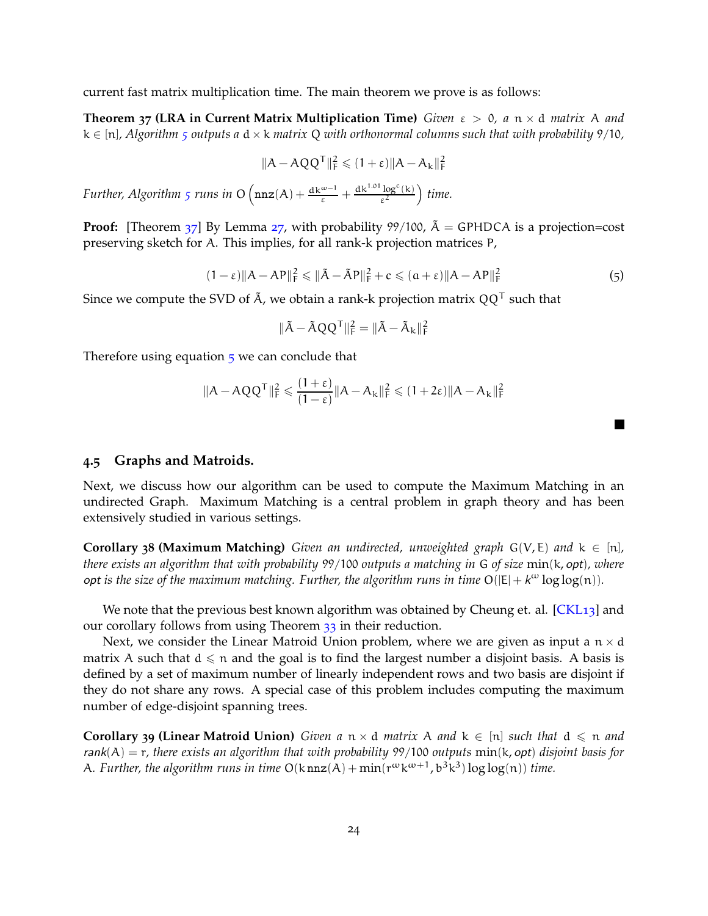current fast matrix multiplication time. The main theorem we prove is as follows:

**Theorem 37 (LRA in Current Matrix Multiplication Time)** *Given $\varepsilon > 0$, a $n \times d$ matrix $A$ and $k \in [n]$, Algorithm 5 outputs a $d \times k$ matrix $Q$ with orthonormal columns such that with probability $9/10$,*

$$\|A - AQQ^T\|_F^2 \leqslant (1+\varepsilon)\|A - A_k\|_F^2$$

*Further, Algorithm 5 runs in $O\left(\text{nnz}(A) + \frac{dk^{\omega-1}}{\varepsilon} + \frac{dk^{1.01}\log^c(k)}{\varepsilon^2}\right)$ time.*

**Proof:** [Theorem 37] By Lemma 27, with probability $99/100$, $\tilde{A} = \text{GPHDCA}$ is a projection=cost preserving sketch for $A$. This implies, for all rank-$k$ projection matrices $P$,

$$(1-\varepsilon)\|A - AP\|_F^2 \leqslant \|\tilde{A} - \tilde{A}P\|_F^2 + c \leqslant (a+\varepsilon)\|A - AP\|_F^2 \tag{5}$$

Since we compute the SVD of $\tilde{A}$, we obtain a rank-$k$ projection matrix $QQ^T$ such that

$$\|\tilde{A} - \tilde{A}QQ^T\|_F^2 = \|\tilde{A} - \tilde{A}_k\|_F^2$$

Therefore using equation 5 we can conclude that

$$\|A - AQQ^T\|_F^2 \leqslant \frac{(1+\varepsilon)}{(1-\varepsilon)}\|A - A_k\|_F^2 \leqslant (1+2\varepsilon)\|A - A_k\|_F^2$$

■

## 4.5 Graphs and Matroids.

Next, we discuss how our algorithm can be used to compute the Maximum Matching in an undirected Graph. Maximum Matching is a central problem in graph theory and has been extensively studied in various settings.

**Corollary 38 (Maximum Matching)** *Given an undirected, unweighted graph $G(V, E)$ and $k \in [n]$, there exists an algorithm that with probability $99/100$ outputs a matching in $G$ of size $\min(k, opt)$, where $opt$ is the size of the maximum matching. Further, the algorithm runs in time $O(|E| + k^{\omega}\log\log(n))$.*

We note that the previous best known algorithm was obtained by Cheung et. al. [CKL13] and our corollary follows from using Theorem 33 in their reduction.

Next, we consider the Linear Matroid Union problem, where we are given as input a $n \times d$ matrix $A$ such that $d \leqslant n$ and the goal is to find the largest number a disjoint basis. A basis is defined by a set of maximum number of linearly independent rows and two basis are disjoint if they do not share any rows. A special case of this problem includes computing the maximum number of edge-disjoint spanning trees.

**Corollary 39 (Linear Matroid Union)** *Given a $n \times d$ matrix $A$ and $k \in [n]$ such that $d \leqslant n$ and $rank(A) = r$, there exists an algorithm that with probability $99/100$ outputs $\min(k, opt)$ disjoint basis for $A$. Further, the algorithm runs in time $O(k\,\text{nnz}(A) + \min(r^{\omega}k^{\omega+1}, b^3k^3)\log\log(n))$ time.*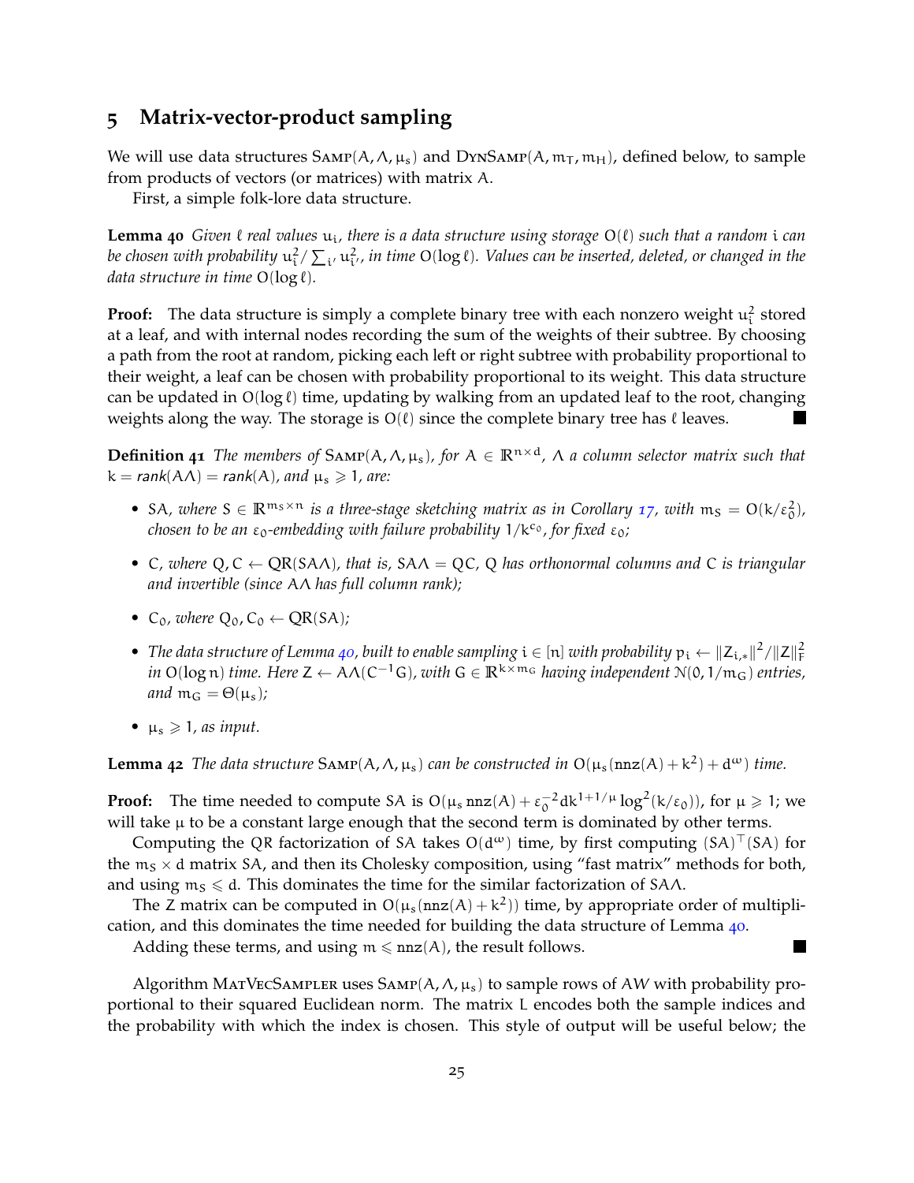## 5 Matrix-vector-product sampling

We will use data structures $\text{SAMP}(A, \Lambda, \mu_s)$ and $\text{DYNSAMP}(A, m_T, m_H)$, defined below, to sample from products of vectors (or matrices) with matrix $A$.

First, a simple folk-lore data structure.

**Lemma 40** *Given $\ell$ real values $u_i$, there is a data structure using storage $O(\ell)$ such that a random $i$ can be chosen with probability $u_i^2/\sum_{i'} u_{i'}^2$, in time $O(\log \ell)$. Values can be inserted, deleted, or changed in the data structure in time $O(\log \ell)$.*

**Proof:** The data structure is simply a complete binary tree with each nonzero weight $u_i^2$ stored at a leaf, and with internal nodes recording the sum of the weights of their subtree. By choosing a path from the root at random, picking each left or right subtree with probability proportional to their weight, a leaf can be chosen with probability proportional to its weight. This data structure can be updated in $O(\log \ell)$ time, updating by walking from an updated leaf to the root, changing weights along the way. The storage is $O(\ell)$ since the complete binary tree has $\ell$ leaves. ∎

**Definition 41** *The members of $\text{SAMP}(A, \Lambda, \mu_s)$, for $A \in \mathbb{R}^{n\times d}$, $\Lambda$ a column selector matrix such that $k = \text{rank}(A\Lambda) = \text{rank}(A)$, and $\mu_s \geqslant 1$, are:*

- *$SA$, where $S \in \mathbb{R}^{m_S \times n}$ is a three-stage sketching matrix as in Corollary 17, with $m_S = O(k/\varepsilon_0^2)$, chosen to be an $\varepsilon_0$-embedding with failure probability $1/k^{c_0}$, for fixed $\varepsilon_0$;*
- *$C$, where $Q, C \leftarrow \text{QR}(SA\Lambda)$, that is, $SA\Lambda = QC$, $Q$ has orthonormal columns and $C$ is triangular and invertible (since $A\Lambda$ has full column rank);*
- *$C_0$, where $Q_0, C_0 \leftarrow \text{QR}(SA)$;*
- *The data structure of Lemma 40, built to enable sampling $i \in [n]$ with probability $p_i \leftarrow \|Z_{i,*}\|^2/\|Z\|_F^2$ in $O(\log n)$ time. Here $Z \leftarrow A\Lambda(C^{-1}G)$, with $G \in \mathbb{R}^{k\times m_G}$ having independent $\mathcal{N}(0, 1/m_G)$ entries, and $m_G = \Theta(\mu_s)$;*
- *$\mu_s \geqslant 1$, as input.*

**Lemma 42** *The data structure $\text{SAMP}(A, \Lambda, \mu_s)$ can be constructed in $O(\mu_s(\text{nnz}(A) + k^2) + d^\omega)$ time.*

**Proof:** The time needed to compute $SA$ is $O(\mu_s \,\text{nnz}(A) + \varepsilon_0^{-2} dk^{1+1/\mu} \log^2(k/\varepsilon_0))$, for $\mu \geqslant 1$; we will take $\mu$ to be a constant large enough that the second term is dominated by other terms.

Computing the QR factorization of $SA$ takes $O(d^\omega)$ time, by first computing $(SA)^\top(SA)$ for the $m_S \times d$ matrix $SA$, and then its Cholesky composition, using "fast matrix" methods for both, and using $m_S \leqslant d$. This dominates the time for the similar factorization of $SA\Lambda$.

The $Z$ matrix can be computed in $O(\mu_s(\text{nnz}(A) + k^2))$ time, by appropriate order of multiplication, and this dominates the time needed for building the data structure of Lemma 40.

Adding these terms, and using $m \leqslant \text{nnz}(A)$, the result follows. ∎

Algorithm MATVECSAMPLER uses $\text{SAMP}(A, \Lambda, \mu_s)$ to sample rows of $AW$ with probability proportional to their squared Euclidean norm. The matrix $L$ encodes both the sample indices and the probability with which the index is chosen. This style of output will be useful below; the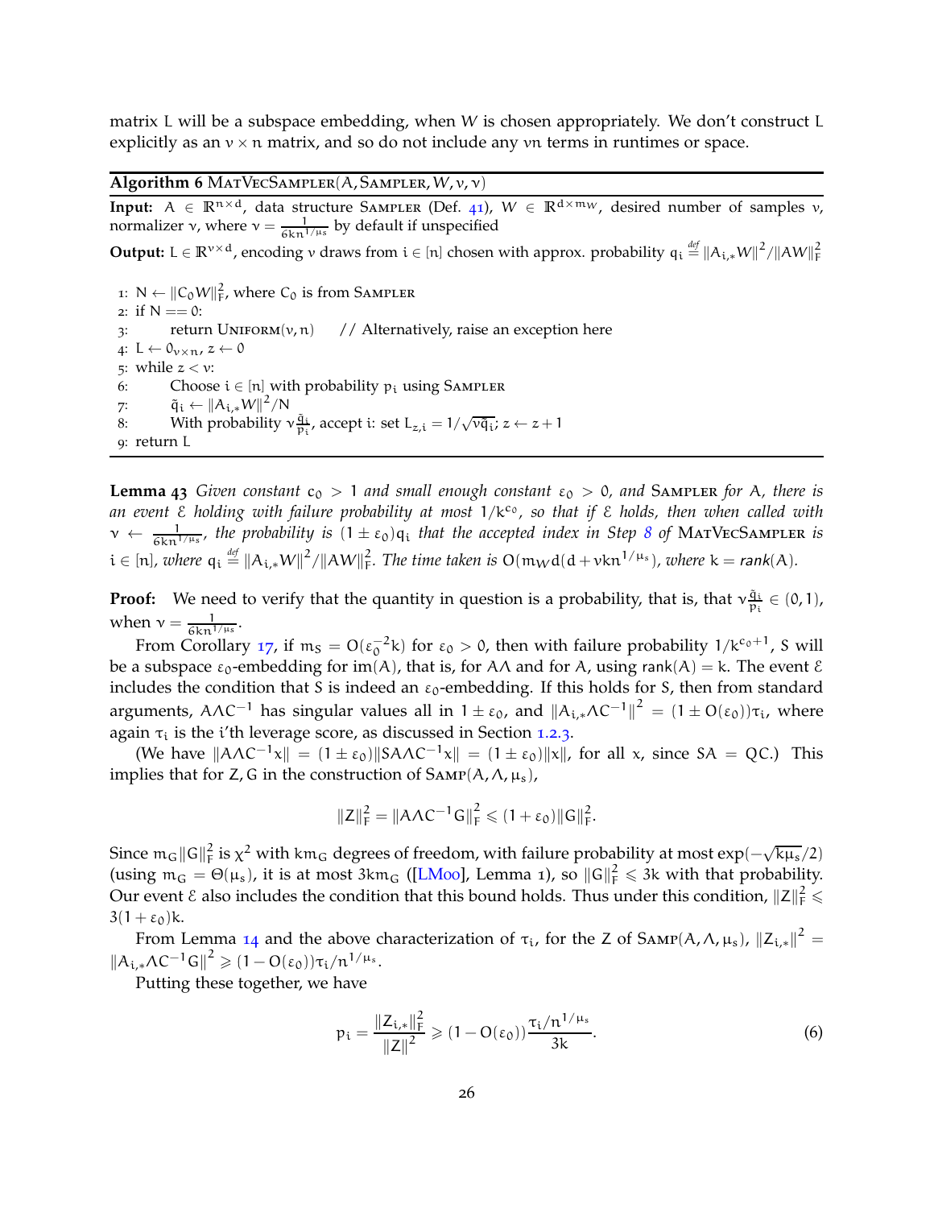matrix L will be a subspace embedding, when $W$ is chosen appropriately. We don't construct L explicitly as an $v \times n$ matrix, and so do not include any $vn$ terms in runtimes or space.

---

**Algorithm 6** MATVECSAMPLER$(A, \text{SAMPLER}, W, v, \nu)$

---

**Input:** $A \in \mathbb{R}^{n \times d}$, data structure SAMPLER (Def. 41), $W \in \mathbb{R}^{d \times m_W}$, desired number of samples $v$, normalizer $\nu$, where $\nu = \frac{1}{6kn^{1/\mu_s}}$ by default if unspecified

**Output:** $L \in \mathbb{R}^{v \times d}$, encoding $v$ draws from $i \in [n]$ chosen with approx. probability $q_i \stackrel{def}{=} \|A_{i,*}W\|^2 / \|AW\|_F^2$

```
1: N ← ‖C_0 W‖_F^2, where C_0 is from SAMPLER
2: if N == 0:
3:     return UNIFORM(v, n)     // Alternatively, raise an exception here
4: L ← 0_{v×n}, z ← 0
5: while z < v:
6:     Choose i ∈ [n] with probability p_i using SAMPLER
7:     q̃_i ← ‖A_{i,*} W‖^2 / N
8:     With probability ν q̃_i / p_i, accept i: set L_{z,i} = 1/√(v q̃_i); z ← z + 1
9: return L
```

---

**Lemma 43** *Given constant $c_0 > 1$ and small enough constant $\varepsilon_0 > 0$, and* SAMPLER *for $A$, there is an event $\mathcal{E}$ holding with failure probability at most $1/k^{c_0}$, so that if $\mathcal{E}$ holds, then when called with $\nu \leftarrow \frac{1}{6kn^{1/\mu_s}}$, the probability is $(1 \pm \varepsilon_0)q_i$ that the accepted index in Step 8 of* MATVECSAMPLER *is $i \in [n]$, where $q_i \stackrel{def}{=} \|A_{i,*}W\|^2 / \|AW\|_F^2$. The time taken is $O(m_W d(d + vkn^{1/\mu_s})$, where $k = \text{rank}(A)$.*

**Proof:** We need to verify that the quantity in question is a probability, that is, that $\nu \frac{\tilde{q}_i}{p_i} \in (0, 1)$, when $\nu = \frac{1}{6kn^{1/\mu_s}}$.

From Corollary 17, if $m_S = O(\varepsilon_0^{-2} k)$ for $\varepsilon_0 > 0$, then with failure probability $1/k^{c_0+1}$, $S$ will be a subspace $\varepsilon_0$-embedding for $\text{im}(A)$, that is, for $A\Lambda$ and for $A$, using $\text{rank}(A) = k$. The event $\mathcal{E}$ includes the condition that $S$ is indeed an $\varepsilon_0$-embedding. If this holds for $S$, then from standard arguments, $A\Lambda C^{-1}$ has singular values all in $1 \pm \varepsilon_0$, and $\|A_{i,*}\Lambda C^{-1}\|^2 = (1 \pm O(\varepsilon_0))\tau_i$, where again $\tau_i$ is the i'th leverage score, as discussed in Section 1.2.3.

(We have $\|A\Lambda C^{-1}x\| = (1 \pm \varepsilon_0)\|SA\Lambda C^{-1}x\| = (1 \pm \varepsilon_0)\|x\|$, for all $x$, since $SA = QC$.) This implies that for $Z, G$ in the construction of $\text{SAMP}(A, \Lambda, \mu_s)$,

$$\|Z\|_F^2 = \|A\Lambda C^{-1}G\|_F^2 \leqslant (1 + \varepsilon_0)\|G\|_F^2.$$

Since $m_G\|G\|_F^2$ is $\chi^2$ with $km_G$ degrees of freedom, with failure probability at most $\exp(-\sqrt{k\mu_s}/2)$ (using $m_G = \Theta(\mu_s)$, it is at most $3km_G$ ([LM00], Lemma 1), so $\|G\|_F^2 \leqslant 3k$ with that probability. Our event $\mathcal{E}$ also includes the condition that this bound holds. Thus under this condition, $\|Z\|_F^2 \leqslant 3(1 + \varepsilon_0)k$.

From Lemma 14 and the above characterization of $\tau_i$, for the $Z$ of $\text{SAMP}(A, \Lambda, \mu_s)$, $\|Z_{i,*}\|^2 = \|A_{i,*}\Lambda C^{-1}G\|^2 \geqslant (1 - O(\varepsilon_0))\tau_i / n^{1/\mu_s}$.

Putting these together, we have

$$p_i = \frac{\|Z_{i,*}\|_F^2}{\|Z\|^2} \geqslant (1 - O(\varepsilon_0))\frac{\tau_i / n^{1/\mu_s}}{3k}. \tag{6}$$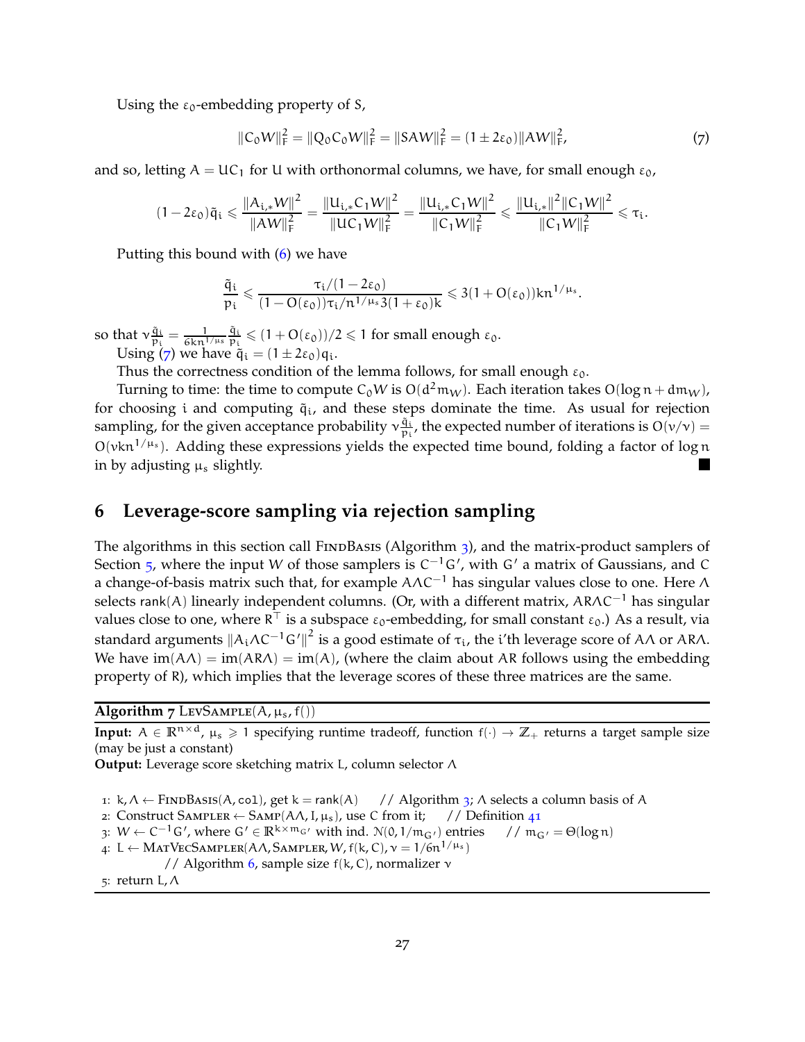Using the $\varepsilon_0$-embedding property of $S$,

$$\|C_0 W\|_F^2 = \|Q_0 C_0 W\|_F^2 = \|SAW\|_F^2 = (1 \pm 2\varepsilon_0)\|AW\|_F^2, \tag{7}$$

and so, letting $A = UC_1$ for $U$ with orthonormal columns, we have, for small enough $\varepsilon_0$,

$$(1 - 2\varepsilon_0)\tilde{q}_i \leqslant \frac{\|A_{i,*}W\|^2}{\|AW\|_F^2} = \frac{\|U_{i,*}C_1 W\|^2}{\|UC_1 W\|_F^2} = \frac{\|U_{i,*}C_1 W\|^2}{\|C_1 W\|_F^2} \leqslant \frac{\|U_{i,*}\|^2 \|C_1 W\|^2}{\|C_1 W\|_F^2} \leqslant \tau_i.$$

Putting this bound with (6) we have

$$\frac{\tilde{q}_i}{p_i} \leqslant \frac{\tau_i/(1 - 2\varepsilon_0)}{(1 - O(\varepsilon_0))\tau_i/n^{1/\mu_s} 3(1 + \varepsilon_0)k} \leqslant 3(1 + O(\varepsilon_0))kn^{1/\mu_s}.$$

so that $\nu\frac{\tilde{q}_i}{p_i} = \frac{1}{6kn^{1/\mu_s}}\frac{\tilde{q}_i}{p_i} \leqslant (1 + O(\varepsilon_0))/2 \leqslant 1$ for small enough $\varepsilon_0$.

Using (7) we have $\tilde{q}_i = (1 \pm 2\varepsilon_0)q_i$.

Thus the correctness condition of the lemma follows, for small enough $\varepsilon_0$.

Turning to time: the time to compute $C_0 W$ is $O(d^2 m_W)$. Each iteration takes $O(\log n + dm_W)$, for choosing $i$ and computing $\tilde{q}_i$, and these steps dominate the time. As usual for rejection sampling, for the given acceptance probability $\nu\frac{\tilde{q}_i}{p_i}$, the expected number of iterations is $O(\nu/\nu) = O(\nu kn^{1/\mu_s})$. Adding these expressions yields the expected time bound, folding a factor of $\log n$ in by adjusting $\mu_s$ slightly. ■

## 6 Leverage-score sampling via rejection sampling

The algorithms in this section call FindBasis (Algorithm 3), and the matrix-product samplers of Section 5, where the input $W$ of those samplers is $C^{-1}G'$, with $G'$ a matrix of Gaussians, and $C$ a change-of-basis matrix such that, for example $A\Lambda C^{-1}$ has singular values close to one. Here $\Lambda$ selects $\text{rank}(A)$ linearly independent columns. (Or, with a different matrix, $AR\Lambda C^{-1}$ has singular values close to one, where $R^\top$ is a subspace $\varepsilon_0$-embedding, for small constant $\varepsilon_0$.) As a result, via standard arguments $\|A_i\Lambda C^{-1}G'\|^2$ is a good estimate of $\tau_i$, the i'th leverage score of $A\Lambda$ or $AR\Lambda$. We have $\text{im}(A\Lambda) = \text{im}(AR\Lambda) = \text{im}(A)$, (where the claim about $AR$ follows using the embedding property of $R$), which implies that the leverage scores of these three matrices are the same.

---

**Algorithm 7** LevSample($A, \mu_s, f()$)

**Input:** $A \in \mathbb{R}^{n\times d}$, $\mu_s \geqslant 1$ specifying runtime tradeoff, function $f(\cdot) \to \mathbb{Z}_+$ returns a target sample size (may be just a constant)

**Output:** Leverage score sketching matrix $L$, column selector $\Lambda$

1: $k, \Lambda \leftarrow$ FindBasis($A$, col), get $k = \text{rank}(A)$ // Algorithm 3; $\Lambda$ selects a column basis of $A$
2: Construct Sampler $\leftarrow$ Samp($A\Lambda, I, \mu_s$), use $C$ from it; // Definition 41
3: $W \leftarrow C^{-1}G'$, where $G' \in \mathbb{R}^{k\times m_{G'}}$ with ind. $\mathcal{N}(0, 1/m_{G'})$ entries // $m_{G'} = \Theta(\log n)$
4: $L \leftarrow$ MatVecSampler($A\Lambda$, Sampler, $W$, $f(k, C)$, $\nu = 1/6n^{1/\mu_s}$)
   // Algorithm 6, sample size $f(k, C)$, normalizer $\nu$
5: return $L, \Lambda$

---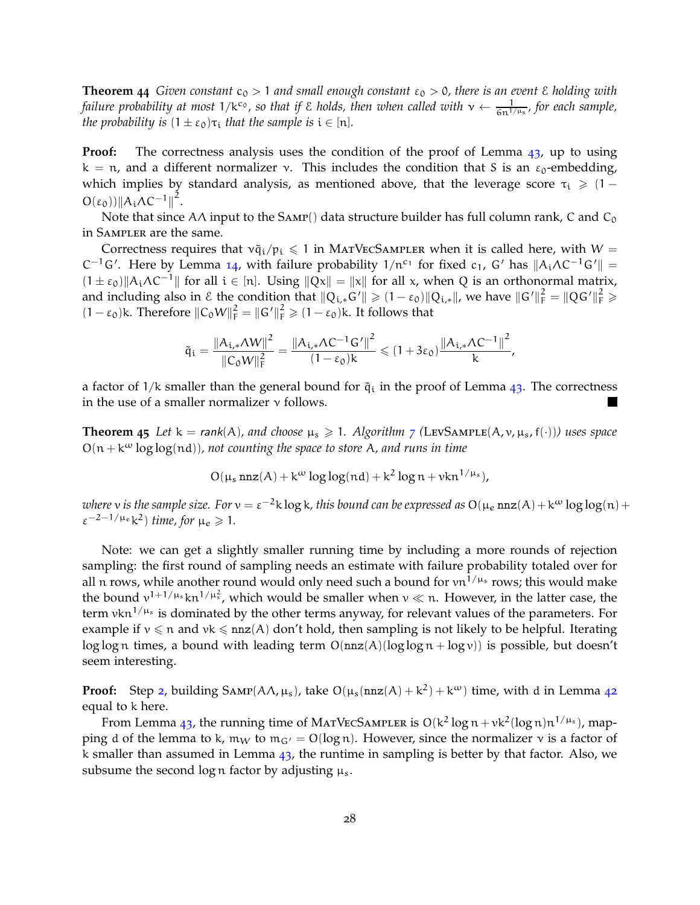**Theorem 44** *Given constant $c_0 > 1$ and small enough constant $\varepsilon_0 > 0$, there is an event $\mathcal{E}$ holding with failure probability at most $1/k^{c_0}$, so that if $\mathcal{E}$ holds, then when called with $\nu \leftarrow \frac{1}{6n^{1/\mu_s}}$, for each sample, the probability is $(1 \pm \varepsilon_0)\tau_i$ that the sample is $i \in [n]$.*

**Proof:** The correctness analysis uses the condition of the proof of Lemma 43, up to using $k = n$, and a different normalizer $\nu$. This includes the condition that $S$ is an $\varepsilon_0$-embedding, which implies by standard analysis, as mentioned above, that the leverage score $\tau_i \geqslant (1 - O(\varepsilon_0))\|A_i\Lambda C^{-1}\|^2$.

Note that since $A\Lambda$ input to the Samp() data structure builder has full column rank, $C$ and $C_0$ in Sampler are the same.

Correctness requires that $\nu\tilde{q}_i/p_i \leqslant 1$ in MatVecSampler when it is called here, with $W = C^{-1}G'$. Here by Lemma 14, with failure probability $1/n^{c_1}$ for fixed $c_1$, $G'$ has $\|A_i\Lambda C^{-1}G'\| = (1 \pm \varepsilon_0)\|A_i\Lambda C^{-1}\|$ for all $i \in [n]$. Using $\|Qx\| = \|x\|$ for all $x$, when $Q$ is an orthonormal matrix, and including also in $\mathcal{E}$ the condition that $\|Q_{i,*}G'\| \geqslant (1 - \varepsilon_0)\|Q_{i,*}\|$, we have $\|G'\|_F^2 = \|QG'\|_F^2 \geqslant (1 - \varepsilon_0)k$. Therefore $\|C_0W\|_F^2 = \|G'\|_F^2 \geqslant (1 - \varepsilon_0)k$. It follows that

$$\tilde{q}_i = \frac{\|A_{i,*}\Lambda W\|^2}{\|C_0W\|_F^2} = \frac{\|A_{i,*}\Lambda C^{-1}G'\|^2}{(1 - \varepsilon_0)k} \leqslant (1 + 3\varepsilon_0)\frac{\|A_{i,*}\Lambda C^{-1}\|^2}{k},$$

a factor of $1/k$ smaller than the general bound for $\tilde{q}_i$ in the proof of Lemma 43. The correctness in the use of a smaller normalizer $\nu$ follows. ∎

**Theorem 45** *Let $k = \mathrm{rank}(A)$, and choose $\mu_s \geqslant 1$. Algorithm 7 (LevSample($A, \nu, \mu_s, f(\cdot)$)) uses space $O(n + k^\omega \log\log(nd))$, not counting the space to store $A$, and runs in time*

$$O(\mu_s \, \mathrm{nnz}(A) + k^\omega \log\log(nd) + k^2 \log n + \nu k n^{1/\mu_s}),$$

*where $\nu$ is the sample size. For $\nu = \varepsilon^{-2} k \log k$, this bound can be expressed as $O(\mu_e \, \mathrm{nnz}(A) + k^\omega \log\log(n) + \varepsilon^{-2-1/\mu_e} k^2)$ time, for $\mu_e \geqslant 1$.*

Note: we can get a slightly smaller running time by including a more rounds of rejection sampling: the first round of sampling needs an estimate with failure probability totaled over for all $n$ rows, while another round would only need such a bound for $\nu n^{1/\mu_s}$ rows; this would make the bound $\nu^{1+1/\mu_s} k n^{1/\mu_s^2}$, which would be smaller when $\nu \ll n$. However, in the latter case, the term $\nu k n^{1/\mu_s}$ is dominated by the other terms anyway, for relevant values of the parameters. For example if $\nu \leqslant n$ and $\nu k \leqslant \mathrm{nnz}(A)$ don't hold, then sampling is not likely to be helpful. Iterating $\log\log n$ times, a bound with leading term $O(\mathrm{nnz}(A)(\log\log n + \log \nu))$ is possible, but doesn't seem interesting.

**Proof:** Step 2, building Samp($A\Lambda, \mu_s$), take $O(\mu_s(\mathrm{nnz}(A) + k^2) + k^\omega)$ time, with $d$ in Lemma 42 equal to $k$ here.

From Lemma 43, the running time of MatVecSampler is $O(k^2 \log n + \nu k^2 (\log n) n^{1/\mu_s})$, mapping $d$ of the lemma to $k$, $m_W$ to $m_{G'} = O(\log n)$. However, since the normalizer $\nu$ is a factor of $k$ smaller than assumed in Lemma 43, the runtime in sampling is better by that factor. Also, we subsume the second $\log n$ factor by adjusting $\mu_s$.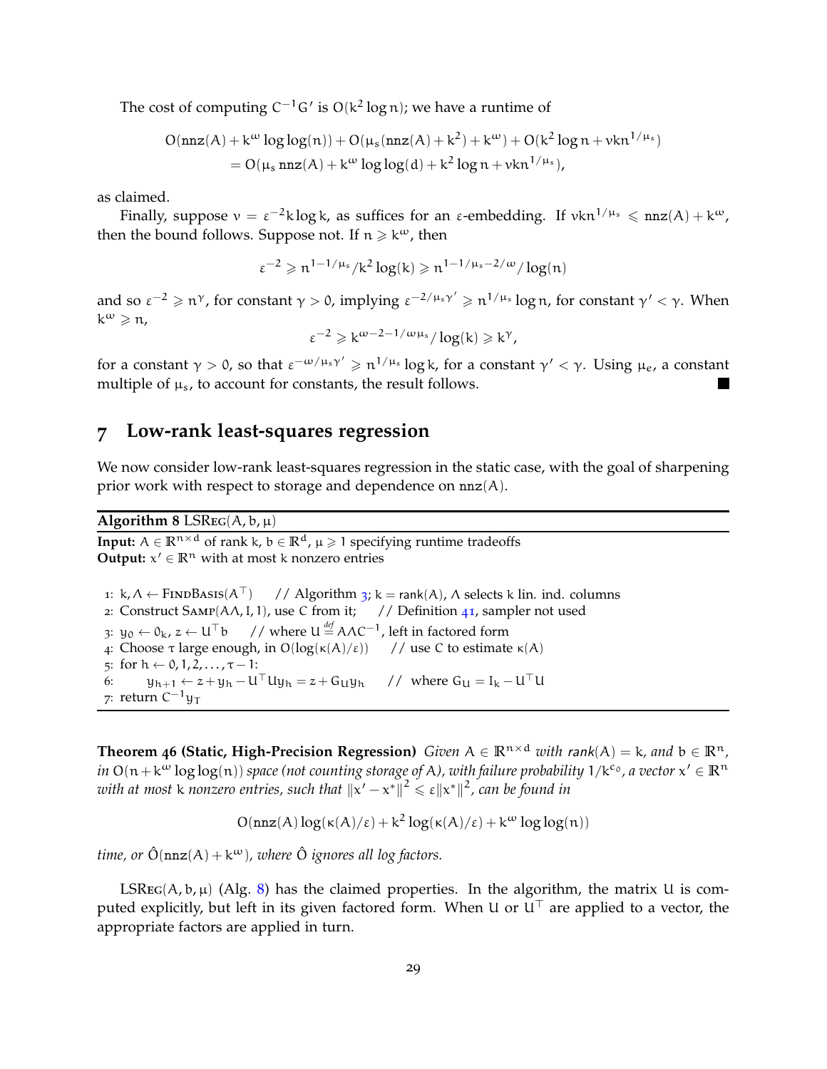The cost of computing $C^{-1}G'$ is $O(k^2 \log n)$; we have a runtime of

$$
\begin{aligned}
&O(\mathtt{nnz}(A) + k^\omega \log\log(n)) + O(\mu_s(\mathtt{nnz}(A) + k^2) + k^\omega) + O(k^2 \log n + \nu k n^{1/\mu_s}) \\
&= O(\mu_s \,\mathtt{nnz}(A) + k^\omega \log\log(d) + k^2 \log n + \nu k n^{1/\mu_s}),
\end{aligned}
$$

as claimed.

Finally, suppose $\nu = \varepsilon^{-2} k \log k$, as suffices for an $\varepsilon$-embedding. If $\nu k n^{1/\mu_s} \leqslant \mathtt{nnz}(A) + k^\omega$, then the bound follows. Suppose not. If $n \geqslant k^\omega$, then

$$
\varepsilon^{-2} \geqslant n^{1-1/\mu_s}/k^2 \log(k) \geqslant n^{1-1/\mu_s - 2/\omega}/\log(n)
$$

and so $\varepsilon^{-2} \geqslant n^\gamma$, for constant $\gamma > 0$, implying $\varepsilon^{-2/\mu_s \gamma'} \geqslant n^{1/\mu_s} \log n$, for constant $\gamma' < \gamma$. When $k^\omega \geqslant n$,

$$
\varepsilon^{-2} \geqslant k^{\omega - 2 - 1/\omega\mu_s}/\log(k) \geqslant k^\gamma,
$$

for a constant $\gamma > 0$, so that $\varepsilon^{-\omega/\mu_s \gamma'} \geqslant n^{1/\mu_s} \log k$, for a constant $\gamma' < \gamma$. Using $\mu_e$, a constant multiple of $\mu_s$, to account for constants, the result follows. ■

# 7 Low-rank least-squares regression

We now consider low-rank least-squares regression in the static case, with the goal of sharpening prior work with respect to storage and dependence on $\mathtt{nnz}(A)$.

**Algorithm 8** LSReg$(A, b, \mu)$

**Input:** $A \in \mathbb{R}^{n \times d}$ of rank $k$, $b \in \mathbb{R}^d$, $\mu \geqslant 1$ specifying runtime tradeoffs
**Output:** $x' \in \mathbb{R}^n$ with at most $k$ nonzero entries

```
1: k, Λ ← FindBasis(A^⊤)     // Algorithm 3; k = rank(A), Λ selects k lin. ind. columns
2: Construct Samp(AΛ, I, 1), use C from it;     // Definition 41, sampler not used
3: y_0 ← 0_k, z ← U^⊤ b     // where U := AΛC^{-1}, left in factored form
4: Choose τ large enough, in O(log(κ(A)/ε))     // use C to estimate κ(A)
5: for h ← 0, 1, 2, ..., τ − 1:
6:     y_{h+1} ← z + y_h − U^⊤ U y_h = z + G_U y_h     // where G_U = I_k − U^⊤ U
7: return C^{-1} y_T
```

**Theorem 46 (Static, High-Precision Regression)** *Given $A \in \mathbb{R}^{n \times d}$ with $\mathrm{rank}(A) = k$, and $b \in \mathbb{R}^n$, in $O(n + k^\omega \log\log(n))$ space (not counting storage of $A$), with failure probability $1/k^{c_0}$, a vector $x' \in \mathbb{R}^n$ with at most $k$ nonzero entries, such that $\|x' - x^*\|^2 \leqslant \varepsilon \|x^*\|^2$, can be found in*

$$
O(\mathtt{nnz}(A) \log(\kappa(A)/\varepsilon) + k^2 \log(\kappa(A)/\varepsilon) + k^\omega \log\log(n))
$$

*time, or $\hat{O}(\mathtt{nnz}(A) + k^\omega)$, where $\hat{O}$ ignores all log factors.*

LSReg$(A, b, \mu)$ (Alg. 8) has the claimed properties. In the algorithm, the matrix $U$ is computed explicitly, but left in its given factored form. When $U$ or $U^\top$ are applied to a vector, the appropriate factors are applied in turn.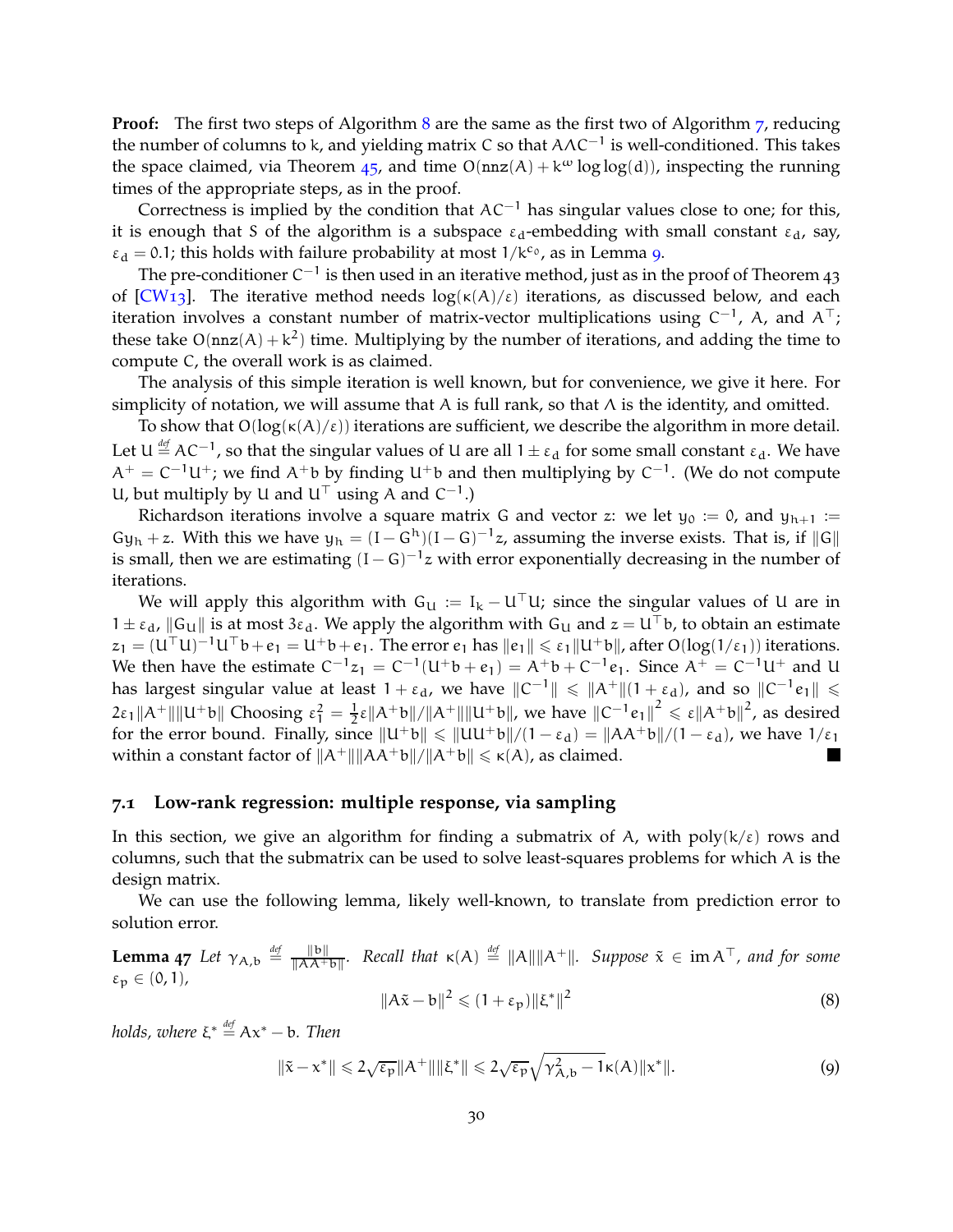**Proof:** The first two steps of Algorithm 8 are the same as the first two of Algorithm 7, reducing the number of columns to $k$, and yielding matrix $C$ so that $A\Lambda C^{-1}$ is well-conditioned. This takes the space claimed, via Theorem 45, and time $O(\mathtt{nnz}(A) + k^{\omega}\log\log(d))$, inspecting the running times of the appropriate steps, as in the proof.

Correctness is implied by the condition that $AC^{-1}$ has singular values close to one; for this, it is enough that $S$ of the algorithm is a subspace $\varepsilon_d$-embedding with small constant $\varepsilon_d$, say, $\varepsilon_d = 0.1$; this holds with failure probability at most $1/k^{c_\circ}$, as in Lemma 9.

The pre-conditioner $C^{-1}$ is then used in an iterative method, just as in the proof of Theorem 43 of [CW13]. The iterative method needs $\log(\kappa(A)/\varepsilon)$ iterations, as discussed below, and each iteration involves a constant number of matrix-vector multiplications using $C^{-1}$, $A$, and $A^\top$; these take $O(\mathtt{nnz}(A) + k^2)$ time. Multiplying by the number of iterations, and adding the time to compute $C$, the overall work is as claimed.

The analysis of this simple iteration is well known, but for convenience, we give it here. For simplicity of notation, we will assume that $A$ is full rank, so that $\Lambda$ is the identity, and omitted.

To show that $O(\log(\kappa(A)/\varepsilon))$ iterations are sufficient, we describe the algorithm in more detail. Let $U \stackrel{def}{=} AC^{-1}$, so that the singular values of $U$ are all $1 \pm \varepsilon_d$ for some small constant $\varepsilon_d$. We have $A^+ = C^{-1}U^+$; we find $A^+b$ by finding $U^+b$ and then multiplying by $C^{-1}$. (We do not compute $U$, but multiply by $U$ and $U^\top$ using $A$ and $C^{-1}$.)

Richardson iterations involve a square matrix $G$ and vector $z$: we let $y_0 := 0$, and $y_{h+1} := Gy_h + z$. With this we have $y_h = (I - G^h)(I - G)^{-1}z$, assuming the inverse exists. That is, if $\|G\|$ is small, then we are estimating $(I-G)^{-1}z$ with error exponentially decreasing in the number of iterations.

We will apply this algorithm with $G_U := I_k - U^\top U$; since the singular values of $U$ are in $1 \pm \varepsilon_d$, $\|G_U\|$ is at most $3\varepsilon_d$. We apply the algorithm with $G_U$ and $z = U^\top b$, to obtain an estimate $z_1 = (U^\top U)^{-1}U^\top b + e_1 = U^+b + e_1$. The error $e_1$ has $\|e_1\| \leqslant \varepsilon_1\|U^+b\|$, after $O(\log(1/\varepsilon_1))$ iterations. We then have the estimate $C^{-1}z_1 = C^{-1}(U^+b + e_1) = A^+b + C^{-1}e_1$. Since $A^+ = C^{-1}U^+$ and $U$ has largest singular value at least $1 + \varepsilon_d$, we have $\|C^{-1}\| \leqslant \|A^+\|(1 + \varepsilon_d)$, and so $\|C^{-1}e_1\| \leqslant 2\varepsilon_1\|A^+\|\|U^+b\|$ Choosing $\varepsilon_1^2 = \frac{1}{2}\varepsilon\|A^+b\|/\|A^+\|\|U^+b\|$, we have $\|C^{-1}e_1\|^2 \leqslant \varepsilon\|A^+b\|^2$, as desired for the error bound. Finally, since $\|U^+b\| \leqslant \|UU^+b\|/(1-\varepsilon_d) = \|AA^+b\|/(1-\varepsilon_d)$, we have $1/\varepsilon_1$ within a constant factor of $\|A^+\|\|AA^+b\|/\|A^+b\| \leqslant \kappa(A)$, as claimed. ∎

## 7.1 Low-rank regression: multiple response, via sampling

In this section, we give an algorithm for finding a submatrix of $A$, with $\text{poly}(k/\varepsilon)$ rows and columns, such that the submatrix can be used to solve least-squares problems for which $A$ is the design matrix.

We can use the following lemma, likely well-known, to translate from prediction error to solution error.

**Lemma 47** *Let $\gamma_{A,b} \stackrel{def}{=} \frac{\|b\|}{\|AA^+b\|}$. Recall that $\kappa(A) \stackrel{def}{=} \|A\|\|A^+\|$. Suppose $\tilde{x} \in \operatorname{im} A^\top$, and for some $\varepsilon_p \in (0,1)$,*

$$\|A\tilde{x} - b\|^2 \leqslant (1 + \varepsilon_p)\|\xi^*\|^2 \tag{8}$$

*holds, where $\xi^* \stackrel{def}{=} Ax^* - b$. Then*

$$\|\tilde{x} - x^*\| \leqslant 2\sqrt{\varepsilon_p}\|A^+\|\|\xi^*\| \leqslant 2\sqrt{\varepsilon_p}\sqrt{\gamma_{A,b}^2 - 1}\,\kappa(A)\|x^*\|. \tag{9}$$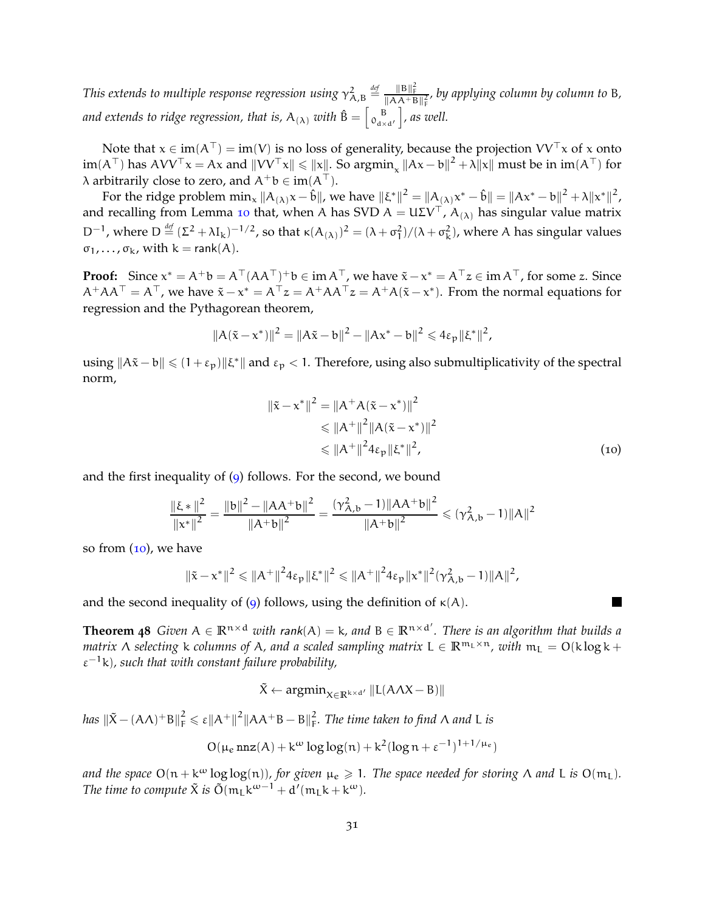*This extends to multiple response regression using $\gamma_{A,B}^2 \stackrel{def}{=} \frac{\|B\|_F^2}{\|AA^+B\|_F^2}$, by applying column by column to B, and extends to ridge regression, that is, $A_{(\lambda)}$ with $\hat{B} = \begin{bmatrix} B \\ 0_{d\times d'} \end{bmatrix}$, as well.*

Note that $x \in \operatorname{im}(A^\top) = \operatorname{im}(V)$ is no loss of generality, because the projection $VV^\top x$ of $x$ onto $\operatorname{im}(A^\top)$ has $AVV^\top x = Ax$ and $\|VV^\top x\| \leqslant \|x\|$. So $\operatorname{argmin}_x \|Ax - b\|^2 + \lambda\|x\|$ must be in $\operatorname{im}(A^\top)$ for $\lambda$ arbitrarily close to zero, and $A^+b \in \operatorname{im}(A^\top)$.

For the ridge problem $\min_x \|A_{(\lambda)}x - \hat{b}\|$, we have $\|\xi^*\|^2 = \|A_{(\lambda)}x^* - \hat{b}\| = \|Ax^* - b\|^2 + \lambda\|x^*\|^2$, and recalling from Lemma 10 that, when A has SVD $A = U\Sigma V^\top$, $A_{(\lambda)}$ has singular value matrix $D^{-1}$, where $D \stackrel{def}{=} (\Sigma^2 + \lambda I_k)^{-1/2}$, so that $\kappa(A_{(\lambda)})^2 = (\lambda + \sigma_1^2)/(\lambda + \sigma_k^2)$, where A has singular values $\sigma_1, \ldots, \sigma_k$, with $k = \operatorname{rank}(A)$.

**Proof:** Since $x^* = A^+b = A^\top(AA^\top)^+b \in \operatorname{im} A^\top$, we have $\tilde{x} - x^* = A^\top z \in \operatorname{im} A^\top$, for some $z$. Since $A^+AA^\top = A^\top$, we have $\tilde{x} - x^* = A^\top z = A^+AA^\top z = A^+A(\tilde{x} - x^*)$. From the normal equations for regression and the Pythagorean theorem,

$$\|A(\tilde{x} - x^*)\|^2 = \|A\tilde{x} - b\|^2 - \|Ax^* - b\|^2 \leqslant 4\varepsilon_p\|\xi^*\|^2,$$

using $\|A\tilde{x} - b\| \leqslant (1 + \varepsilon_p)\|\xi^*\|$ and $\varepsilon_p < 1$. Therefore, using also submultiplicativity of the spectral norm,

$$\begin{aligned} \|\tilde{x} - x^*\|^2 &= \|A^+A(\tilde{x} - x^*)\|^2 \\ &\leqslant \|A^+\|^2\|A(\tilde{x} - x^*)\|^2 \\ &\leqslant \|A^+\|^2 4\varepsilon_p\|\xi^*\|^2, \end{aligned} \tag{10}$$

and the first inequality of (9) follows. For the second, we bound

$$\frac{\|\xi*\|^2}{\|x^*\|^2} = \frac{\|b\|^2 - \|AA^+b\|^2}{\|A^+b\|^2} = \frac{(\gamma_{A,b}^2 - 1)\|AA^+b\|^2}{\|A^+b\|^2} \leqslant (\gamma_{A,b}^2 - 1)\|A\|^2$$

so from (10), we have

$$\|\tilde{x} - x^*\|^2 \leqslant \|A^+\|^2 4\varepsilon_p\|\xi^*\|^2 \leqslant \|A^+\|^2 4\varepsilon_p\|x^*\|^2(\gamma_{A,b}^2 - 1)\|A\|^2,$$

and the second inequality of (9) follows, using the definition of $\kappa(A)$. ∎

**Theorem 48** *Given $A \in \mathbb{R}^{n\times d}$ with $\operatorname{rank}(A) = k$, and $B \in \mathbb{R}^{n\times d'}$. There is an algorithm that builds a matrix $\Lambda$ selecting k columns of A, and a scaled sampling matrix $L \in \mathbb{R}^{m_L \times n}$, with $m_L = O(k\log k + \varepsilon^{-1}k)$, such that with constant failure probability,*

$$\tilde{X} \leftarrow \operatorname{argmin}_{X\in\mathbb{R}^{k\times d'}} \|L(A\Lambda X - B)\|$$

*has $\|\tilde{X} - (A\Lambda)^+B\|_F^2 \leqslant \varepsilon\|A^+\|^2\|AA^+B - B\|_F^2$. The time taken to find $\Lambda$ and L is*

$$O(\mu_e \operatorname{nnz}(A) + k^\omega \log\log(n) + k^2(\log n + \varepsilon^{-1})^{1+1/\mu_e})$$

*and the space $O(n + k^\omega \log\log(n))$, for given $\mu_e \geqslant 1$. The space needed for storing $\Lambda$ and L is $O(m_L)$. The time to compute $\tilde{X}$ is $\tilde{O}(m_L k^{\omega-1} + d'(m_L k + k^\omega)$.*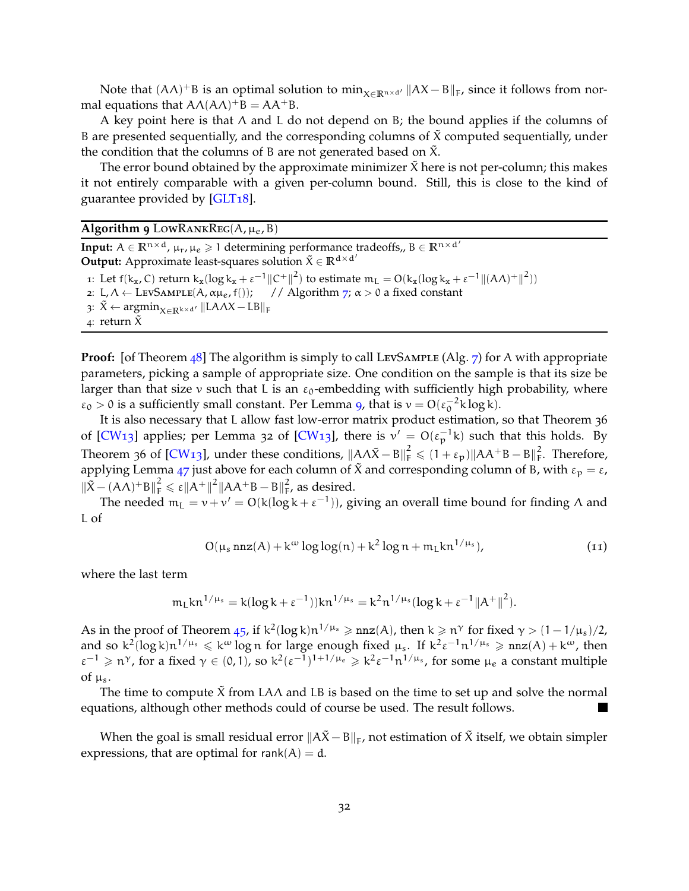Note that $(A\Lambda)^+B$ is an optimal solution to $\min_{X\in\mathbb{R}^{n\times d'}}\|AX-B\|_F$, since it follows from normal equations that $A\Lambda(A\Lambda)^+B = AA^+B$.

A key point here is that $\Lambda$ and $L$ do not depend on $B$; the bound applies if the columns of $B$ are presented sequentially, and the corresponding columns of $\tilde{X}$ computed sequentially, under the condition that the columns of $B$ are not generated based on $\tilde{X}$.

The error bound obtained by the approximate minimizer $\tilde{X}$ here is not per-column; this makes it not entirely comparable with a given per-column bound. Still, this is close to the kind of guarantee provided by [GLT18].

---

**Algorithm 9** LowRankReg$(A, \mu_e, B)$

---

**Input:** $A \in \mathbb{R}^{n\times d}$, $\mu_r, \mu_e \geqslant 1$ determining performance tradeoffs,, $B \in \mathbb{R}^{n\times d'}$
**Output:** Approximate least-squares solution $\tilde{X} \in \mathbb{R}^{d\times d'}$

1: Let $f(k_x, C)$ return $k_x(\log k_x + \varepsilon^{-1}\|C^+\|^2)$ to estimate $m_L = O(k_x(\log k_x + \varepsilon^{-1}\|(A\Lambda)^+\|^2))$
2: $L, \Lambda \leftarrow$ LevSample$(A, \alpha\mu_e, f())$; // Algorithm 7; $\alpha > 0$ a fixed constant
3: $\tilde{X} \leftarrow \text{argmin}_{X\in\mathbb{R}^{k\times d'}}\|LA\Lambda X - LB\|_F$
4: return $\tilde{X}$

---

**Proof:** [of Theorem 48] The algorithm is simply to call LevSample (Alg. 7) for $A$ with appropriate parameters, picking a sample of appropriate size. One condition on the sample is that its size be larger than that size $v$ such that $L$ is an $\varepsilon_0$-embedding with sufficiently high probability, where $\varepsilon_0 > 0$ is a sufficiently small constant. Per Lemma 9, that is $v = O(\varepsilon_0^{-2}k\log k)$.

It is also necessary that $L$ allow fast low-error matrix product estimation, so that Theorem 36 of [CW13] applies; per Lemma 32 of [CW13], there is $v' = O(\varepsilon_p^{-1}k)$ such that this holds. By Theorem 36 of [CW13], under these conditions, $\|A\Lambda\tilde{X} - B\|_F^2 \leqslant (1+\varepsilon_p)\|AA^+B - B\|_F^2$. Therefore, applying Lemma 47 just above for each column of $\tilde{X}$ and corresponding column of $B$, with $\varepsilon_p = \varepsilon$, $\|\tilde{X} - (A\Lambda)^+B\|_F^2 \leqslant \varepsilon\|A^+\|^2\|AA^+B - B\|_F^2$, as desired.

The needed $m_L = v + v' = O(k(\log k + \varepsilon^{-1}))$, giving an overall time bound for finding $\Lambda$ and $L$ of

$$O(\mu_s \,\text{nnz}(A) + k^\omega \log\log(n) + k^2\log n + m_L k n^{1/\mu_s}), \tag{11}$$

where the last term

$$m_L k n^{1/\mu_s} = k(\log k + \varepsilon^{-1}))k n^{1/\mu_s} = k^2 n^{1/\mu_s}(\log k + \varepsilon^{-1}\|A^+\|^2).$$

As in the proof of Theorem 45, if $k^2(\log k)n^{1/\mu_s} \geqslant \text{nnz}(A)$, then $k \geqslant n^\gamma$ for fixed $\gamma > (1 - 1/\mu_s)/2$, and so $k^2(\log k)n^{1/\mu_s} \leqslant k^\omega \log n$ for large enough fixed $\mu_s$. If $k^2\varepsilon^{-1}n^{1/\mu_s} \geqslant \text{nnz}(A) + k^\omega$, then $\varepsilon^{-1} \geqslant n^\gamma$, for a fixed $\gamma \in (0, 1)$, so $k^2(\varepsilon^{-1})^{1+1/\mu_e} \geqslant k^2\varepsilon^{-1}n^{1/\mu_s}$, for some $\mu_e$ a constant multiple of $\mu_s$.

The time to compute $\tilde{X}$ from $LA\Lambda$ and $LB$ is based on the time to set up and solve the normal equations, although other methods could of course be used. The result follows. ∎

When the goal is small residual error $\|A\tilde{X} - B\|_F$, not estimation of $\tilde{X}$ itself, we obtain simpler expressions, that are optimal for $\text{rank}(A) = d$.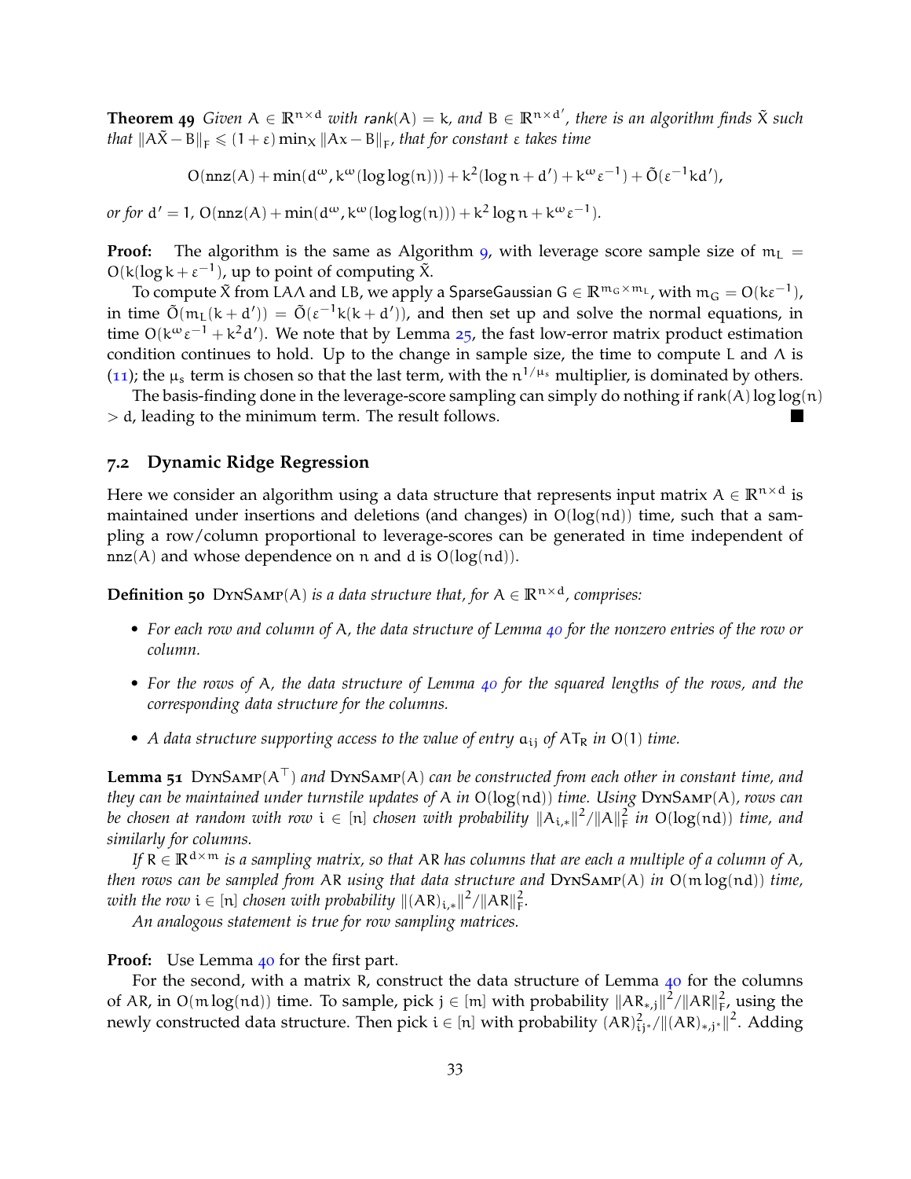**Theorem 49** *Given $A \in \mathbb{R}^{n\times d}$ with $\text{rank}(A) = k$, and $B \in \mathbb{R}^{n\times d'}$, there is an algorithm finds $\tilde{X}$ such that $\|A\tilde{X} - B\|_F \leqslant (1+\varepsilon)\min_X \|Ax - B\|_F$, that for constant $\varepsilon$ takes time*

$$O(\text{nnz}(A) + \min(d^\omega, k^\omega(\log\log(n))) + k^2(\log n + d') + k^\omega\varepsilon^{-1}) + \tilde{O}(\varepsilon^{-1}kd'),$$

*or for $d' = 1$, $O(\text{nnz}(A) + \min(d^\omega, k^\omega(\log\log(n))) + k^2\log n + k^\omega\varepsilon^{-1})$.*

**Proof:** The algorithm is the same as Algorithm 9, with leverage score sample size of $m_L = O(k(\log k + \varepsilon^{-1})$, up to point of computing $\tilde{X}$.

To compute $\tilde{X}$ from $LA\Lambda$ and $LB$, we apply a SparseGaussian $G \in \mathbb{R}^{m_G \times m_L}$, with $m_G = O(k\varepsilon^{-1})$, in time $\tilde{O}(m_L(k+d')) = \tilde{O}(\varepsilon^{-1}k(k+d'))$, and then set up and solve the normal equations, in time $O(k^\omega\varepsilon^{-1} + k^2 d')$. We note that by Lemma 25, the fast low-error matrix product estimation condition continues to hold. Up to the change in sample size, the time to compute $L$ and $\Lambda$ is (11); the $\mu_s$ term is chosen so that the last term, with the $n^{1/\mu_s}$ multiplier, is dominated by others.

The basis-finding done in the leverage-score sampling can simply do nothing if $\text{rank}(A)\log\log(n) > d$, leading to the minimum term. The result follows. ∎

## 7.2 Dynamic Ridge Regression

Here we consider an algorithm using a data structure that represents input matrix $A \in \mathbb{R}^{n\times d}$ is maintained under insertions and deletions (and changes) in $O(\log(nd))$ time, such that a sampling a row/column proportional to leverage-scores can be generated in time independent of $\text{nnz}(A)$ and whose dependence on $n$ and $d$ is $O(\log(nd))$.

**Definition 50** DynSamp$(A)$ *is a data structure that, for $A \in \mathbb{R}^{n\times d}$, comprises:*

- *For each row and column of $A$, the data structure of Lemma 40 for the nonzero entries of the row or column.*
- *For the rows of $A$, the data structure of Lemma 40 for the squared lengths of the rows, and the corresponding data structure for the columns.*
- *A data structure supporting access to the value of entry $a_{ij}$ of $AT_R$ in $O(1)$ time.*

**Lemma 51** DynSamp$(A^\top)$ *and* DynSamp$(A)$ *can be constructed from each other in constant time, and they can be maintained under turnstile updates of $A$ in $O(\log(nd))$ time. Using* DynSamp$(A)$*, rows can be chosen at random with row $i \in [n]$ chosen with probability $\|A_{i,*}\|^2/\|A\|_F^2$ in $O(\log(nd))$ time, and similarly for columns.*

*If $R \in \mathbb{R}^{d\times m}$ is a sampling matrix, so that $AR$ has columns that are each a multiple of a column of $A$, then rows can be sampled from $AR$ using that data structure and* DynSamp$(A)$ *in $O(m\log(nd))$ time, with the row $i \in [n]$ chosen with probability $\|(AR)_{i,*}\|^2/\|AR\|_F^2$.*

*An analogous statement is true for row sampling matrices.*

**Proof:** Use Lemma 40 for the first part.

For the second, with a matrix $R$, construct the data structure of Lemma 40 for the columns of $AR$, in $O(m\log(nd))$ time. To sample, pick $j \in [m]$ with probability $\|AR_{*,j}\|^2/\|AR\|_F^2$, using the newly constructed data structure. Then pick $i \in [n]$ with probability $(AR)_{ij^*}^2/\|(AR)_{*,j^*}\|^2$. Adding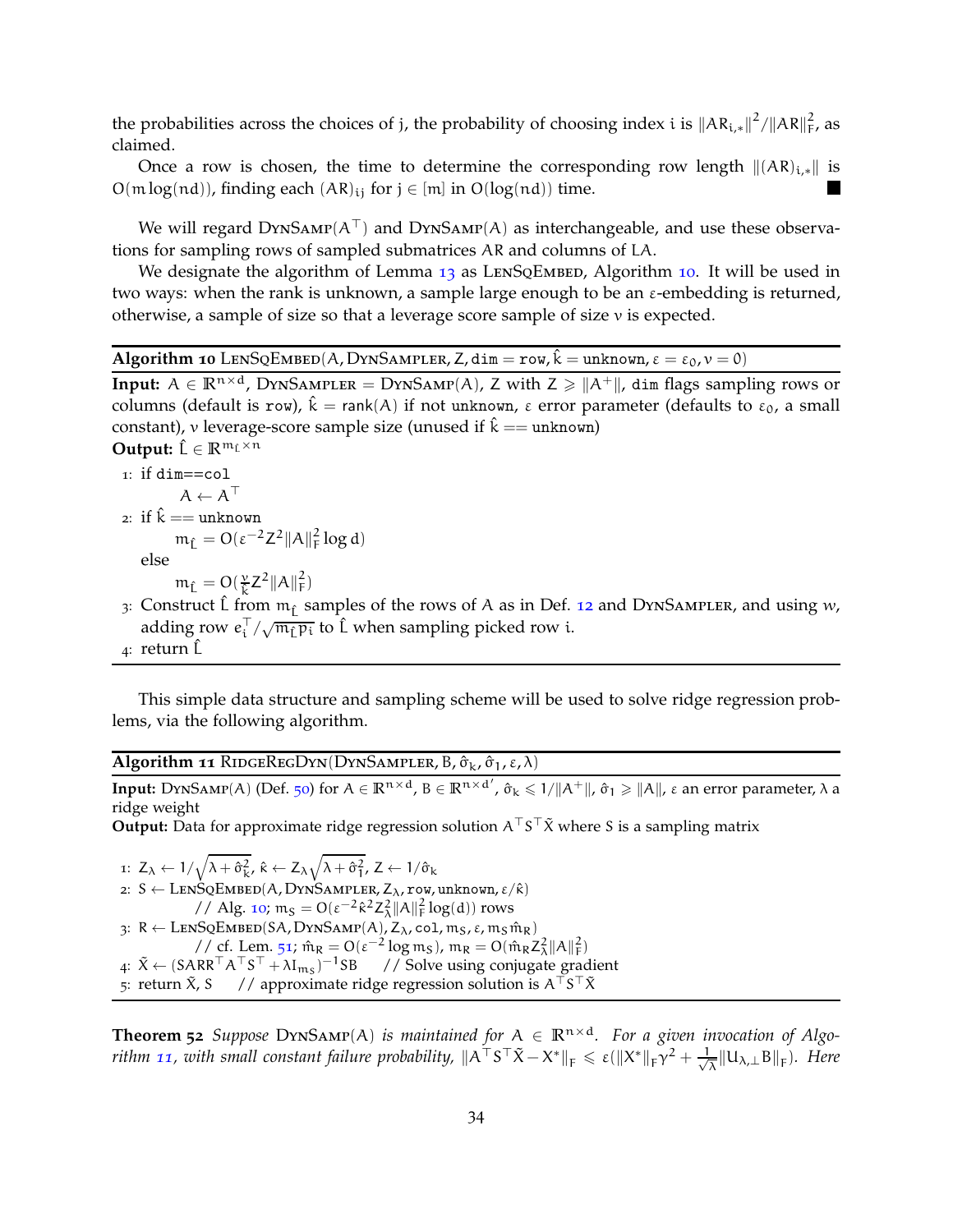the probabilities across the choices of j, the probability of choosing index i is $\|AR_{i,*}\|^2/\|AR\|_F^2$, as claimed.

Once a row is chosen, the time to determine the corresponding row length $\|(AR)_{i,*}\|$ is $O(m\log(nd))$, finding each $(AR)_{ij}$ for $j \in [m]$ in $O(\log(nd))$ time. ∎

We will regard DynSamp($A^\top$) and DynSamp($A$) as interchangeable, and use these observations for sampling rows of sampled submatrices $AR$ and columns of $LA$.

We designate the algorithm of Lemma 13 as LenSqEmbed, Algorithm 10. It will be used in two ways: when the rank is unknown, a sample large enough to be an $\varepsilon$-embedding is returned, otherwise, a sample of size so that a leverage score sample of size $\nu$ is expected.

---

**Algorithm 10** LenSqEmbed($A$, DynSampler, $Z$, `dim = row`, $\hat{k}$ = `unknown`, $\varepsilon = \varepsilon_0, \nu = 0$)

---

**Input:** $A \in \mathbb{R}^{n\times d}$, DynSampler = DynSamp($A$), $Z$ with $Z \geqslant \|A^+\|$, `dim` flags sampling rows or columns (default is `row`), $\hat{k} = \text{rank}(A)$ if not `unknown`, $\varepsilon$ error parameter (defaults to $\varepsilon_0$, a small constant), $\nu$ leverage-score sample size (unused if $\hat{k}$ == `unknown`)

**Output:** $\hat{L} \in \mathbb{R}^{m_{\hat{L}} \times n}$

1: if `dim==col`
   $A \leftarrow A^\top$

2: if $\hat{k}$ == `unknown`
   $m_{\hat{L}} = O(\varepsilon^{-2}Z^2\|A\|_F^2 \log d)$
   else
   $m_{\hat{L}} = O(\frac{\nu}{\hat{k}}Z^2\|A\|_F^2)$

3: Construct $\hat{L}$ from $m_{\hat{L}}$ samples of the rows of $A$ as in Def. 12 and DynSampler, and using $w$, adding row $e_i^\top/\sqrt{m_{\hat{L}}p_i}$ to $\hat{L}$ when sampling picked row $i$.

4: return $\hat{L}$

---

This simple data structure and sampling scheme will be used to solve ridge regression problems, via the following algorithm.

---

**Algorithm 11** RidgeRegDyn(DynSampler, $B$, $\hat{\sigma}_k$, $\hat{\sigma}_1$, $\varepsilon$, $\lambda$)

---

**Input:** DynSamp($A$) (Def. 50) for $A \in \mathbb{R}^{n\times d}$, $B \in \mathbb{R}^{n\times d'}$, $\hat{\sigma}_k \leqslant 1/\|A^+\|$, $\hat{\sigma}_1 \geqslant \|A\|$, $\varepsilon$ an error parameter, $\lambda$ a ridge weight

**Output:** Data for approximate ridge regression solution $A^\top S^\top \tilde{X}$ where $S$ is a sampling matrix

1: $Z_\lambda \leftarrow 1/\sqrt{\lambda + \hat{\sigma}_k^2}$, $\hat{\kappa} \leftarrow Z_\lambda\sqrt{\lambda + \hat{\sigma}_1^2}$, $Z \leftarrow 1/\hat{\sigma}_k$

2: $S \leftarrow$ LenSqEmbed($A$, DynSampler, $Z_\lambda$, `row`, `unknown`, $\varepsilon/\hat{\kappa}$)
   // Alg. 10; $m_S = O(\varepsilon^{-2}\hat{\kappa}^2 Z_\lambda^2\|A\|_F^2 \log(d))$ rows

3: $R \leftarrow$ LenSqEmbed($SA$, DynSamp($A$), $Z_\lambda$, `col`, $m_S$, $\varepsilon$, $m_S\hat{m}_R$)
   // cf. Lem. 51; $\hat{m}_R = O(\varepsilon^{-2}\log m_S)$, $m_R = O(\hat{m}_R Z_\lambda^2\|A\|_F^2)$

4: $\tilde{X} \leftarrow (SARR^\top A^\top S^\top + \lambda I_{m_S})^{-1}SB$   // Solve using conjugate gradient

5: return $\tilde{X}$, $S$   // approximate ridge regression solution is $A^\top S^\top \tilde{X}$

---

**Theorem 52** *Suppose* DynSamp($A$) *is maintained for* $A \in \mathbb{R}^{n\times d}$. *For a given invocation of Algorithm 11, with small constant failure probability,* $\|A^\top S^\top \tilde{X} - X^*\|_F \leqslant \varepsilon(\|X^*\|_F\gamma^2 + \frac{1}{\sqrt{\lambda}}\|U_{\lambda,\perp}B\|_F)$. *Here*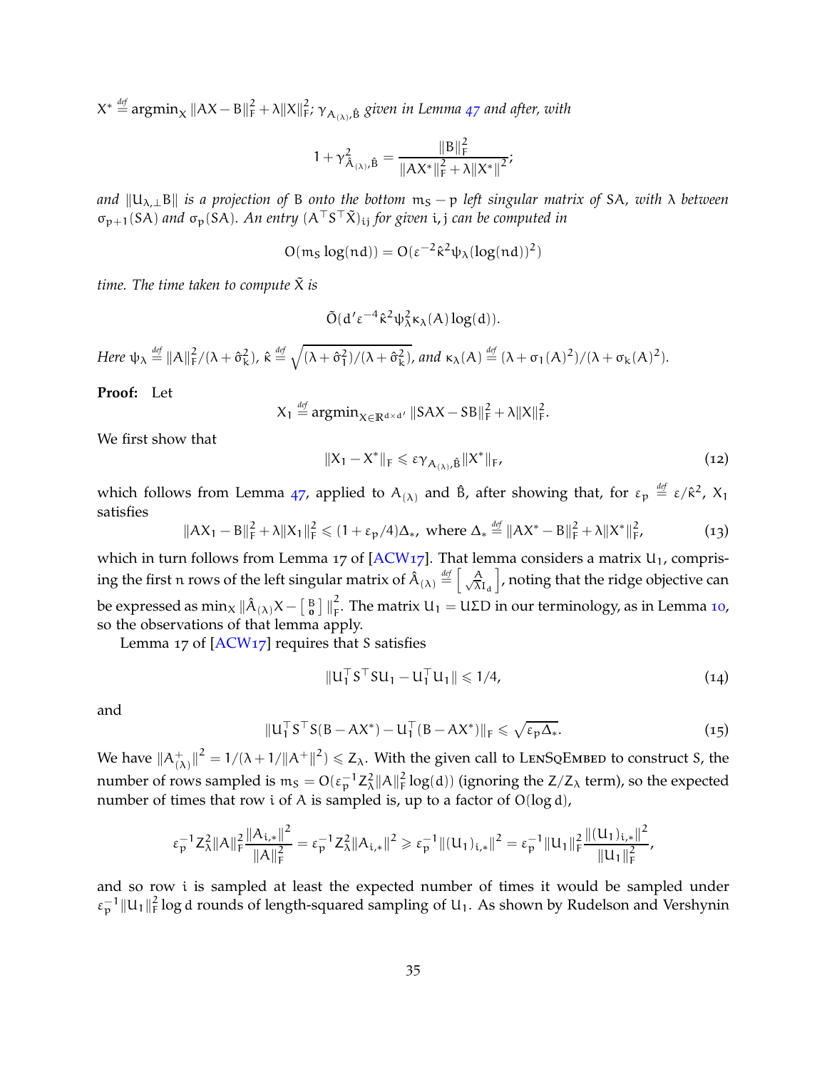*$X^* \stackrel{def}{=} \operatorname{argmin}_X \|AX - B\|_F^2 + \lambda\|X\|_F^2$; $\gamma_{A_{(\lambda)},\hat{B}}$ given in Lemma 47 and after, with*

$$1 + \gamma^2_{\hat{A}_{(\lambda)},\hat{B}} = \frac{\|B\|_F^2}{\|AX^*\|_F^2 + \lambda\|X^*\|^2};$$

*and $\|U_{\lambda,\perp}B\|$ is a projection of $B$ onto the bottom $m_S - p$ left singular matrix of $SA$, with $\lambda$ between $\sigma_{p+1}(SA)$ and $\sigma_p(SA)$. An entry $(A^\top S^\top \tilde{X})_{ij}$ for given $i, j$ can be computed in*

$$O(m_S \log(nd)) = O(\varepsilon^{-2}\hat{\kappa}^2\psi_\lambda(\log(nd))^2)$$

*time. The time taken to compute $\tilde{X}$ is*

$$\tilde{O}(d'\varepsilon^{-4}\hat{\kappa}^2\psi_\lambda^2\kappa_\lambda(A)\log(d)).$$

*Here $\psi_\lambda \stackrel{def}{=} \|A\|_F^2/(\lambda + \hat{\sigma}_k^2)$, $\hat{\kappa} \stackrel{def}{=} \sqrt{(\lambda + \hat{\sigma}_1^2)/(\lambda + \hat{\sigma}_k^2)}$, and $\kappa_\lambda(A) \stackrel{def}{=} (\lambda + \sigma_1(A)^2)/(\lambda + \sigma_k(A)^2)$.*

**Proof:** Let

$$X_1 \stackrel{def}{=} \operatorname{argmin}_{X \in \mathbb{R}^{d \times d'}} \|SAX - SB\|_F^2 + \lambda\|X\|_F^2.$$

We first show that

$$\|X_1 - X^*\|_F \leqslant \varepsilon\gamma_{A_{(\lambda)},\hat{B}}\|X^*\|_F, \tag{12}$$

which follows from Lemma 47, applied to $A_{(\lambda)}$ and $\hat{B}$, after showing that, for $\varepsilon_p \stackrel{def}{=} \varepsilon/\hat{\kappa}^2$, $X_1$ satisfies

$$\|AX_1 - B\|_F^2 + \lambda\|X_1\|_F^2 \leqslant (1 + \varepsilon_p/4)\Delta_*, \text{ where } \Delta_* \stackrel{def}{=} \|AX^* - B\|_F^2 + \lambda\|X^*\|_F^2, \tag{13}$$

which in turn follows from Lemma 17 of [ACW17]. That lemma considers a matrix $U_1$, comprising the first $n$ rows of the left singular matrix of $\hat{A}_{(\lambda)} \stackrel{def}{=} \left[\begin{smallmatrix} A \\ \sqrt{\lambda}I_d \end{smallmatrix}\right]$, noting that the ridge objective can be expressed as $\min_X \|\hat{A}_{(\lambda)}X - \left[\begin{smallmatrix} B \\ 0 \end{smallmatrix}\right]\|_F^2$. The matrix $U_1 = U\Sigma D$ in our terminology, as in Lemma 10, so the observations of that lemma apply.

Lemma 17 of [ACW17] requires that $S$ satisfies

$$\|U_1^\top S^\top SU_1 - U_1^\top U_1\| \leqslant 1/4, \tag{14}$$

and

$$\|U_1^\top S^\top S(B - AX^*) - U_1^\top(B - AX^*)\|_F \leqslant \sqrt{\varepsilon_p\Delta_*}. \tag{15}$$

We have $\|A^+_{(\lambda)}\|^2 = 1/(\lambda + 1/\|A^+\|^2) \leqslant Z_\lambda$. With the given call to LenSqEmbed to construct $S$, the number of rows sampled is $m_S = O(\varepsilon_p^{-1}Z_\lambda^2\|A\|_F^2\log(d))$ (ignoring the $Z/Z_\lambda$ term), so the expected number of times that row $i$ of $A$ is sampled is, up to a factor of $O(\log d)$,

$$\varepsilon_p^{-1}Z_\lambda^2\|A\|_F^2\frac{\|A_{i,*}\|^2}{\|A\|_F^2} = \varepsilon_p^{-1}Z_\lambda^2\|A_{i,*}\|^2 \geqslant \varepsilon_p^{-1}\|(U_1)_{i,*}\|^2 = \varepsilon_p^{-1}\|U_1\|_F^2\frac{\|(U_1)_{i,*}\|^2}{\|U_1\|_F^2},$$

and so row $i$ is sampled at least the expected number of times it would be sampled under $\varepsilon_p^{-1}\|U_1\|_F^2\log d$ rounds of length-squared sampling of $U_1$. As shown by Rudelson and Vershynin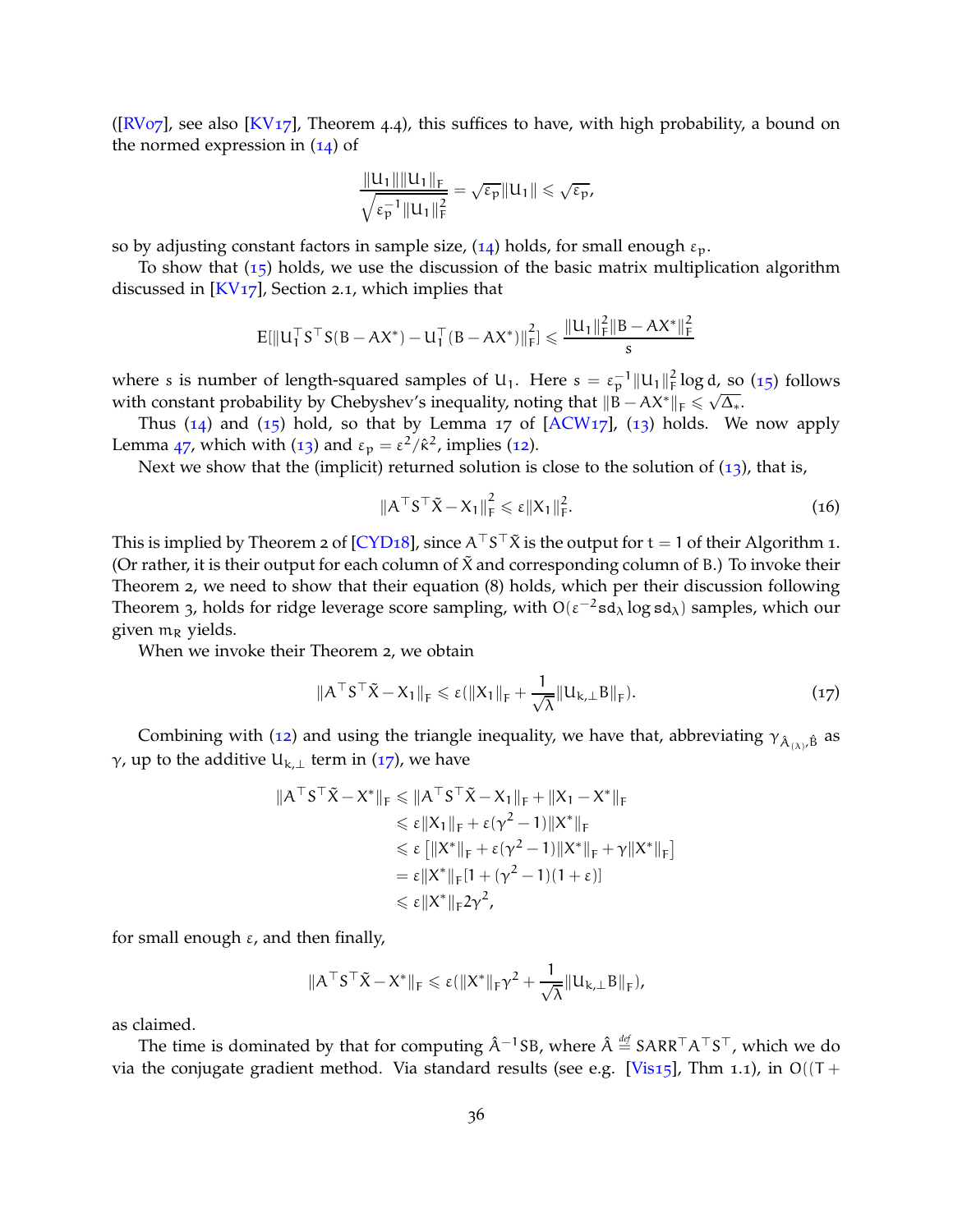([RV07], see also [KV17], Theorem 4.4), this suffices to have, with high probability, a bound on the normed expression in (14) of

$$\frac{\|U_1\|\|U_1\|_F}{\sqrt{\varepsilon_p^{-1}\|U_1\|_F^2}} = \sqrt{\varepsilon_p}\|U_1\| \leqslant \sqrt{\varepsilon_p},$$

so by adjusting constant factors in sample size, (14) holds, for small enough $\varepsilon_p$.

To show that (15) holds, we use the discussion of the basic matrix multiplication algorithm discussed in [KV17], Section 2.1, which implies that

$$E[\|U_1^\top S^\top S(B - AX^*) - U_1^\top(B - AX^*)\|_F^2] \leqslant \frac{\|U_1\|_F^2\|B - AX^*\|_F^2}{s}$$

where $s$ is number of length-squared samples of $U_1$. Here $s = \varepsilon_p^{-1}\|U_1\|_F^2 \log d$, so (15) follows with constant probability by Chebyshev's inequality, noting that $\|B - AX^*\|_F \leqslant \sqrt{\Delta_*}$.

Thus (14) and (15) hold, so that by Lemma 17 of [ACW17], (13) holds. We now apply Lemma 47, which with (13) and $\varepsilon_p = \varepsilon^2/\hat{\kappa}^2$, implies (12).

Next we show that the (implicit) returned solution is close to the solution of (13), that is,

$$\|A^\top S^\top \tilde{X} - X_1\|_F^2 \leqslant \varepsilon\|X_1\|_F^2. \tag{16}$$

This is implied by Theorem 2 of [CYD18], since $A^\top S^\top \tilde{X}$ is the output for $t = 1$ of their Algorithm 1. (Or rather, it is their output for each column of $\tilde{X}$ and corresponding column of B.) To invoke their Theorem 2, we need to show that their equation (8) holds, which per their discussion following Theorem 3, holds for ridge leverage score sampling, with $O(\varepsilon^{-2} sd_\lambda \log sd_\lambda)$ samples, which our given $m_R$ yields.

When we invoke their Theorem 2, we obtain

$$\|A^\top S^\top \tilde{X} - X_1\|_F \leqslant \varepsilon(\|X_1\|_F + \frac{1}{\sqrt{\lambda}}\|U_{k,\perp} B\|_F). \tag{17}$$

Combining with (12) and using the triangle inequality, we have that, abbreviating $\gamma_{\hat{A}_{(\lambda)},\hat{B}}$ as $\gamma$, up to the additive $U_{k,\perp}$ term in (17), we have

$$\begin{aligned}
\|A^\top S^\top \tilde{X} - X^*\|_F &\leqslant \|A^\top S^\top \tilde{X} - X_1\|_F + \|X_1 - X^*\|_F \\
&\leqslant \varepsilon\|X_1\|_F + \varepsilon(\gamma^2 - 1)\|X^*\|_F \\
&\leqslant \varepsilon\left[\|X^*\|_F + \varepsilon(\gamma^2 - 1)\|X^*\|_F + \gamma\|X^*\|_F\right] \\
&= \varepsilon\|X^*\|_F[1 + (\gamma^2 - 1)(1 + \varepsilon)] \\
&\leqslant \varepsilon\|X^*\|_F 2\gamma^2,
\end{aligned}$$

for small enough $\varepsilon$, and then finally,

$$\|A^\top S^\top \tilde{X} - X^*\|_F \leqslant \varepsilon(\|X^*\|_F\gamma^2 + \frac{1}{\sqrt{\lambda}}\|U_{k,\perp} B\|_F),$$

as claimed.

The time is dominated by that for computing $\hat{A}^{-1}SB$, where $\hat{A} \stackrel{def}{=} SARR^\top A^\top S^\top$, which we do via the conjugate gradient method. Via standard results (see e.g. [Vis15], Thm 1.1), in $O((T +$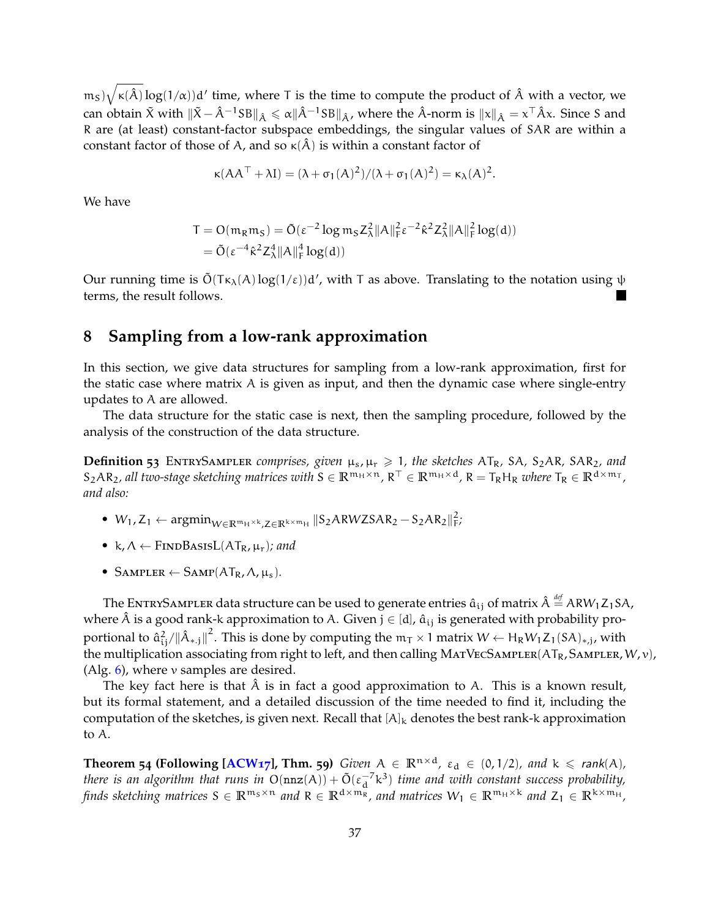$m_S)\sqrt{\kappa(\hat{A})}\log(1/\alpha))d'$ time, where T is the time to compute the product of $\hat{A}$ with a vector, we can obtain $\tilde{X}$ with $\|\tilde{X} - \hat{A}^{-1}SB\|_{\hat{A}} \leqslant \alpha\|\hat{A}^{-1}SB\|_{\hat{A}}$, where the $\hat{A}$-norm is $\|x\|_{\hat{A}} = x^\top \hat{A} x$. Since S and R are (at least) constant-factor subspace embeddings, the singular values of SAR are within a constant factor of those of A, and so $\kappa(\hat{A})$ is within a constant factor of

$$\kappa(AA^\top + \lambda I) = (\lambda + \sigma_1(A)^2)/(\lambda + \sigma_1(A)^2) = \kappa_\lambda(A)^2.$$

We have

$$\begin{aligned} T &= O(m_R m_S) = \tilde{O}(\varepsilon^{-2}\log m_S Z_\lambda^2 \|A\|_F^2 \varepsilon^{-2} \hat{\kappa}^2 Z_\lambda^2 \|A\|_F^2 \log(d)) \\ &= \tilde{O}(\varepsilon^{-4}\hat{\kappa}^2 Z_\lambda^4 \|A\|_F^4 \log(d)) \end{aligned}$$

Our running time is $\tilde{O}(T\kappa_\lambda(A)\log(1/\varepsilon))d'$, with T as above. Translating to the notation using $\psi$ terms, the result follows. ∎

## 8 Sampling from a low-rank approximation

In this section, we give data structures for sampling from a low-rank approximation, first for the static case where matrix A is given as input, and then the dynamic case where single-entry updates to A are allowed.

The data structure for the static case is next, then the sampling procedure, followed by the analysis of the construction of the data structure.

**Definition 53** EntrySampler *comprises, given $\mu_s, \mu_r \geqslant 1$, the sketches $AT_R$, $SA$, $S_2AR$, $SAR_2$, and $S_2AR_2$, all two-stage sketching matrices with $S \in \mathbb{R}^{m_H \times n}$, $R^\top \in \mathbb{R}^{m_H \times d}$, $R = T_R H_R$ where $T_R \in \mathbb{R}^{d \times m_T}$, and also:*

- $W_1, Z_1 \leftarrow \operatorname{argmin}_{W \in \mathbb{R}^{m_H \times k}, Z \in \mathbb{R}^{k \times m_H}} \|S_2ARWZSAR_2 - S_2AR_2\|_F^2$;
- $k, \Lambda \leftarrow$ FindBasisL$(AT_R, \mu_r)$*; and*
- Sampler $\leftarrow$ Samp$(AT_R, \Lambda, \mu_s)$.

The EntrySampler data structure can be used to generate entries $\hat{a}_{ij}$ of matrix $\hat{A} \stackrel{def}{=} ARW_1Z_1SA$, where $\hat{A}$ is a good rank-k approximation to A. Given $j \in [d]$, $\hat{a}_{ij}$ is generated with probability proportional to $\hat{a}_{ij}^2/\|\hat{A}_{*,j}\|^2$. This is done by computing the $m_T \times 1$ matrix $W \leftarrow H_R W_1 Z_1 (SA)_{*,j}$, with the multiplication associating from right to left, and then calling MatVecSampler$(AT_R, \text{Sampler}, W, \nu)$, (Alg. 6), where $\nu$ samples are desired.

The key fact here is that $\hat{A}$ is in fact a good approximation to A. This is a known result, but its formal statement, and a detailed discussion of the time needed to find it, including the computation of the sketches, is given next. Recall that $[A]_k$ denotes the best rank-k approximation to A.

**Theorem 54 (Following [ACW17], Thm. 59)** *Given $A \in \mathbb{R}^{n \times d}$, $\varepsilon_d \in (0, 1/2)$, and $k \leqslant \text{rank}(A)$, there is an algorithm that runs in $O(\texttt{nnz}(A)) + \tilde{O}(\varepsilon_d^{-7}k^3)$ time and with constant success probability, finds sketching matrices $S \in \mathbb{R}^{m_S \times n}$ and $R \in \mathbb{R}^{d \times m_R}$, and matrices $W_1 \in \mathbb{R}^{m_H \times k}$ and $Z_1 \in \mathbb{R}^{k \times m_H}$,*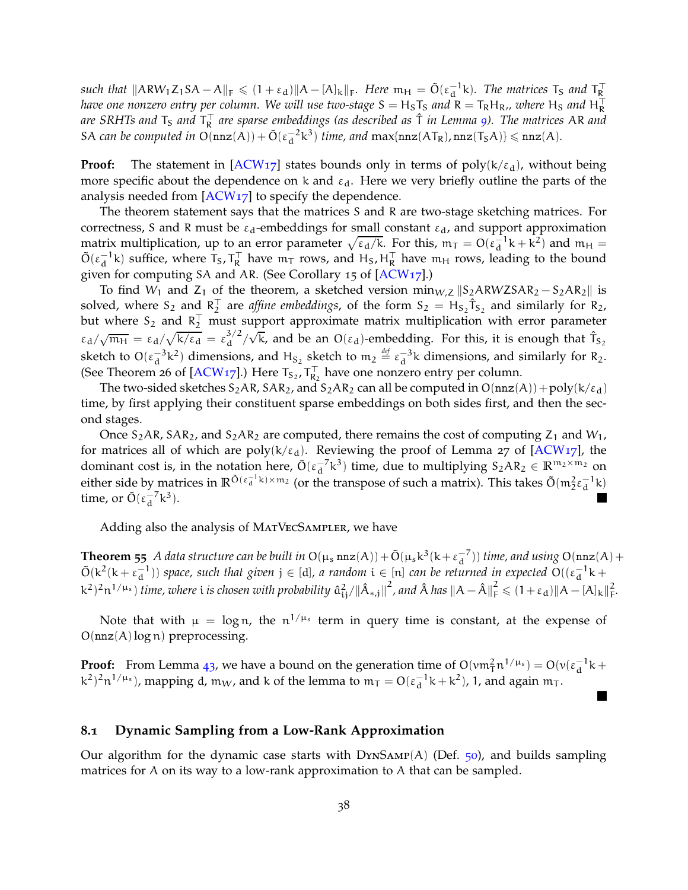*such that* $\|ARW_1Z_1SA - A\|_F \leqslant (1+\varepsilon_d)\|A - [A]_k\|_F$*. Here* $m_H = \tilde{O}(\varepsilon_d^{-1}k)$*. The matrices* $T_S$ *and* $T_R^\top$ *have one nonzero entry per column. We will use two-stage* $S = H_S T_S$ *and* $R = T_R H_{R'}$*, where* $H_S$ *and* $H_R^\top$ *are SRHTs and* $T_S$ *and* $T_R^\top$ *are sparse embeddings (as described as* $\hat{T}$ *in Lemma 9). The matrices* $AR$ *and* $SA$ *can be computed in* $O(\mathrm{nnz}(A)) + \tilde{O}(\varepsilon_d^{-2}k^3)$ *time, and* $\max\{\mathrm{nnz}(AT_R), \mathrm{nnz}(T_S A)\} \leqslant \mathrm{nnz}(A)$*.*

**Proof:** The statement in [ACW17] states bounds only in terms of $\mathrm{poly}(k/\varepsilon_d)$, without being more specific about the dependence on $k$ and $\varepsilon_d$. Here we very briefly outline the parts of the analysis needed from [ACW17] to specify the dependence.

The theorem statement says that the matrices $S$ and $R$ are two-stage sketching matrices. For correctness, $S$ and $R$ must be $\varepsilon_d$-embeddings for small constant $\varepsilon_d$, and support approximation matrix multiplication, up to an error parameter $\sqrt{\varepsilon_d/k}$. For this, $m_T = O(\varepsilon_d^{-1}k + k^2)$ and $m_H = \tilde{O}(\varepsilon_d^{-1}k)$ suffice, where $T_S, T_R^\top$ have $m_T$ rows, and $H_S, H_R^\top$ have $m_H$ rows, leading to the bound given for computing $SA$ and $AR$. (See Corollary 15 of [ACW17].)

To find $W_1$ and $Z_1$ of the theorem, a sketched version $\min_{W,Z} \|S_2 ARWZSAR_2 - S_2 AR_2\|$ is solved, where $S_2$ and $R_2^\top$ are *affine embeddings*, of the form $S_2 = H_{S_2}\hat{T}_{S_2}$ and similarly for $R_2$, but where $S_2$ and $R_2^\top$ must support approximate matrix multiplication with error parameter $\varepsilon_d/\sqrt{m_H} = \varepsilon_d/\sqrt{k/\varepsilon_d} = \varepsilon_d^{3/2}/\sqrt{k}$, and be an $O(\varepsilon_d)$-embedding. For this, it is enough that $\hat{T}_{S_2}$ sketch to $O(\varepsilon_d^{-3}k^2)$ dimensions, and $H_{S_2}$ sketch to $m_2 \stackrel{\text{def}}{=} \varepsilon_d^{-3}k$ dimensions, and similarly for $R_2$. (See Theorem 26 of [ACW17].) Here $T_{S_2}, T_{R_2}^\top$ have one nonzero entry per column.

The two-sided sketches $S_2AR$, $SAR_2$, and $S_2AR_2$ can all be computed in $O(\mathrm{nnz}(A)) + \mathrm{poly}(k/\varepsilon_d)$ time, by first applying their constituent sparse embeddings on both sides first, and then the second stages.

Once $S_2AR$, $SAR_2$, and $S_2AR_2$ are computed, there remains the cost of computing $Z_1$ and $W_1$, for matrices all of which are $\mathrm{poly}(k/\varepsilon_d)$. Reviewing the proof of Lemma 27 of [ACW17], the dominant cost is, in the notation here, $\tilde{O}(\varepsilon_d^{-7}k^3)$ time, due to multiplying $S_2AR_2 \in \mathbb{R}^{m_2 \times m_2}$ on either side by matrices in $\mathbb{R}^{\tilde{O}(\varepsilon_d^{-1}k)\times m_2}$ (or the transpose of such a matrix). This takes $\tilde{O}(m_2^2\varepsilon_d^{-1}k)$ time, or $\tilde{O}(\varepsilon_d^{-7}k^3)$. ■

Adding also the analysis of MatVecSampler, we have

**Theorem 55** *A data structure can be built in* $O(\mu_s\,\mathrm{nnz}(A)) + \tilde{O}(\mu_s k^3(k+\varepsilon_d^{-7}))$ *time, and using* $O(\mathrm{nnz}(A) + \tilde{O}(k^2(k+\varepsilon_d^{-1}))$ *space, such that given* $j \in [d]$*, a random* $i \in [n]$ *can be returned in expected* $O((\varepsilon_d^{-1}k + k^2)^2 n^{1/\mu_s})$ *time, where* $i$ *is chosen with probability* $\hat{a}_{ij}^2/\|\hat{A}_{*,j}\|^2$*, and* $\hat{A}$ *has* $\|A - \hat{A}\|_F^2 \leqslant (1+\varepsilon_d)\|A - [A]_k\|_F^2$*.*

Note that with $\mu = \log n$, the $n^{1/\mu_s}$ term in query time is constant, at the expense of $O(\mathrm{nnz}(A)\log n)$ preprocessing.

**Proof:** From Lemma 43, we have a bound on the generation time of $O(\nu m_T^2 n^{1/\mu_s}) = O(\nu(\varepsilon_d^{-1}k + k^2)^2 n^{1/\mu_s})$, mapping $d$, $m_W$, and $k$ of the lemma to $m_T = O(\varepsilon_d^{-1}k + k^2)$, 1, and again $m_T$. ■

## 8.1 Dynamic Sampling from a Low-Rank Approximation

Our algorithm for the dynamic case starts with DynSamp(A) (Def. 50), and builds sampling matrices for $A$ on its way to a low-rank approximation to $A$ that can be sampled.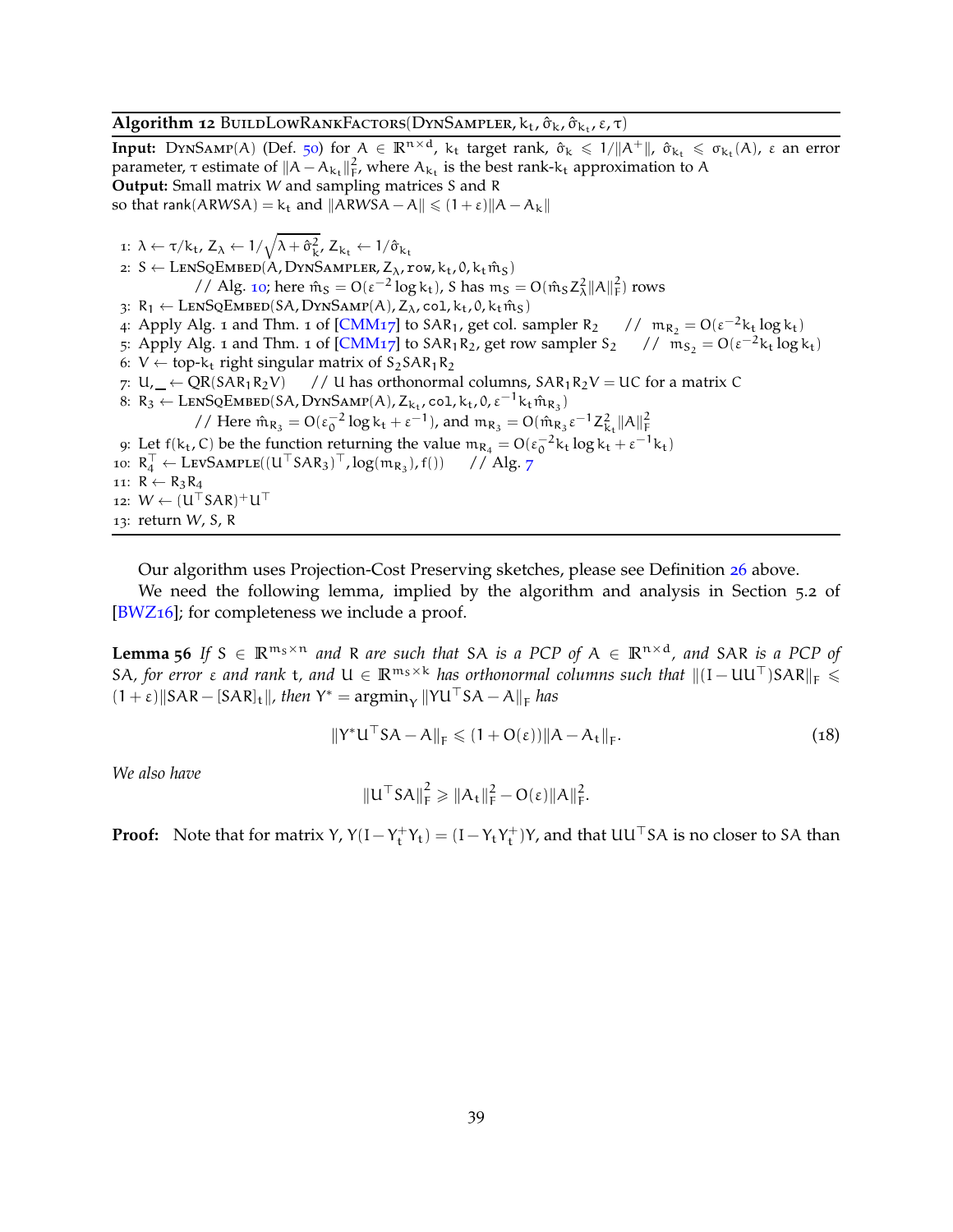**Algorithm 12** BuildLowRankFactors(DynSampler, $k_t$, $\hat{\sigma}_k$, $\hat{\sigma}_{k_t}$, $\varepsilon$, $\tau$)

**Input:** DynSamp($A$) (Def. 50) for $A \in \mathbb{R}^{n\times d}$, $k_t$ target rank, $\hat{\sigma}_k \leqslant 1/\|A^+\|$, $\hat{\sigma}_{k_t} \leqslant \sigma_{k_t}(A)$, $\varepsilon$ an error parameter, $\tau$ estimate of $\|A - A_{k_t}\|_F^2$, where $A_{k_t}$ is the best rank-$k_t$ approximation to $A$
**Output:** Small matrix $W$ and sampling matrices $S$ and $R$
so that $\mathrm{rank}(ARWSA) = k_t$ and $\|ARWSA - A\| \leqslant (1+\varepsilon)\|A - A_k\|$

1: $\lambda \leftarrow \tau/k_t$, $Z_\lambda \leftarrow 1/\sqrt{\lambda + \hat{\sigma}_k^2}$, $Z_{k_t} \leftarrow 1/\hat{\sigma}_{k_t}$
2: $S \leftarrow$ LenSqEmbed($A$, DynSampler, $Z_\lambda$, `row`, $k_t$, $0$, $k_t\hat{m}_S$)
  // Alg. 10; here $\hat{m}_S = O(\varepsilon^{-2}\log k_t)$, $S$ has $m_S = O(\hat{m}_S Z_\lambda^2\|A\|_F^2)$ rows
3: $R_1 \leftarrow$ LenSqEmbed($SA$, DynSamp($A$), $Z_\lambda$, `col`, $k_t$, $0$, $k_t\hat{m}_S$)
4: Apply Alg. 1 and Thm. 1 of [CMM17] to $SAR_1$, get col. sampler $R_2$  // $m_{R_2} = O(\varepsilon^{-2}k_t\log k_t)$
5: Apply Alg. 1 and Thm. 1 of [CMM17] to $SAR_1R_2$, get row sampler $S_2$  // $m_{S_2} = O(\varepsilon^{-2}k_t\log k_t)$
6: $V \leftarrow$ top-$k_t$ right singular matrix of $S_2SAR_1R_2$
7: $U, \_ \leftarrow$ QR($SAR_1R_2V$)  // $U$ has orthonormal columns, $SAR_1R_2V = UC$ for a matrix $C$
8: $R_3 \leftarrow$ LenSqEmbed($SA$, DynSamp($A$), $Z_{k_t}$, `col`, $k_t$, $0$, $\varepsilon^{-1}k_t\hat{m}_{R_3}$)
  // Here $\hat{m}_{R_3} = O(\varepsilon_0^{-2}\log k_t + \varepsilon^{-1})$, and $m_{R_3} = O(\hat{m}_{R_3}\varepsilon^{-1}Z_{k_t}^2\|A\|_F^2$
9: Let $f(k_t, C)$ be the function returning the value $m_{R_4} = O(\varepsilon_0^{-2}k_t\log k_t + \varepsilon^{-1}k_t)$
10: $R_4^\top \leftarrow$ LevSample($(U^\top SAR_3)^\top$, $\log(m_{R_3})$, $f()$)  // Alg. 7
11: $R \leftarrow R_3R_4$
12: $W \leftarrow (U^\top SAR)^+U^\top$
13: return $W$, $S$, $R$

Our algorithm uses Projection-Cost Preserving sketches, please see Definition 26 above.

We need the following lemma, implied by the algorithm and analysis in Section 5.2 of [BWZ16]; for completeness we include a proof.

**Lemma 56** *If $S \in \mathbb{R}^{m_S\times n}$ and $R$ are such that $SA$ is a PCP of $A \in \mathbb{R}^{n\times d}$, and $SAR$ is a PCP of $SA$, for error $\varepsilon$ and rank $t$, and $U \in \mathbb{R}^{m_S\times k}$ has orthonormal columns such that $\|(I - UU^\top)SAR\|_F \leqslant (1+\varepsilon)\|SAR - [SAR]_t\|$, then $Y^* = \mathrm{argmin}_Y \|YU^\top SA - A\|_F$ has*

$$\|Y^*U^\top SA - A\|_F \leqslant (1 + O(\varepsilon))\|A - A_t\|_F. \tag{18}$$

*We also have*

$$\|U^\top SA\|_F^2 \geqslant \|A_t\|_F^2 - O(\varepsilon)\|A\|_F^2.$$

**Proof:** Note that for matrix $Y$, $Y(I - Y_t^+Y_t) = (I - Y_tY_t^+)Y$, and that $UU^\top SA$ is no closer to $SA$ than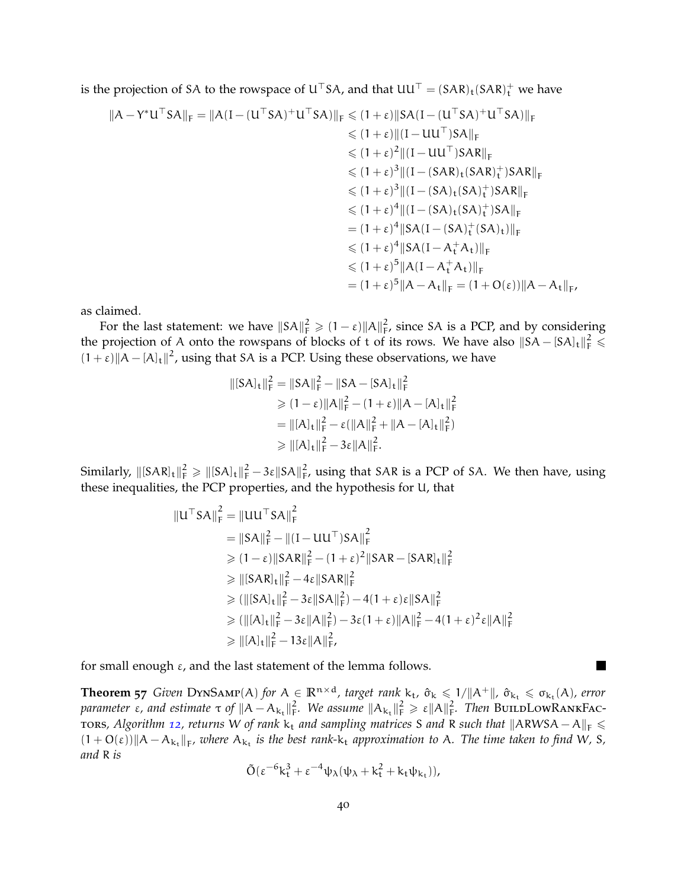is the projection of $SA$ to the rowspace of $U^\top SA$, and that $UU^\top = (SAR)_t(SAR)_t^+$ we have

$$
\begin{aligned}
\|A - Y^* U^\top SA\|_F = \|A(I - (U^\top SA)^+ U^\top SA)\|_F &\leqslant (1+\varepsilon)\|SA(I - (U^\top SA)^+ U^\top SA)\|_F \\
&\leqslant (1+\varepsilon)\|(I - UU^\top)SA\|_F \\
&\leqslant (1+\varepsilon)^2\|(I - UU^\top)SAR\|_F \\
&\leqslant (1+\varepsilon)^3\|(I - (SAR)_t(SAR)_t^+)SAR\|_F \\
&\leqslant (1+\varepsilon)^3\|(I - (SA)_t(SA)_t^+)SAR\|_F \\
&\leqslant (1+\varepsilon)^4\|(I - (SA)_t(SA)_t^+)SA\|_F \\
&= (1+\varepsilon)^4\|SA(I - (SA)_t^+(SA)_t)\|_F \\
&\leqslant (1+\varepsilon)^4\|SA(I - A_t^+ A_t)\|_F \\
&\leqslant (1+\varepsilon)^5\|A(I - A_t^+ A_t)\|_F \\
&= (1+\varepsilon)^5\|A - A_t\|_F = (1 + O(\varepsilon))\|A - A_t\|_F,
\end{aligned}
$$

as claimed.

For the last statement: we have $\|SA\|_F^2 \geqslant (1-\varepsilon)\|A\|_F^2$, since $SA$ is a PCP, and by considering the projection of $A$ onto the rowspans of blocks of $t$ of its rows. We have also $\|SA - [SA]_t\|_F^2 \leqslant (1+\varepsilon)\|A - [A]_t\|^2$, using that $SA$ is a PCP. Using these observations, we have

$$
\begin{aligned}
\|[SA]_t\|_F^2 &= \|SA\|_F^2 - \|SA - [SA]_t\|_F^2 \\
&\geqslant (1-\varepsilon)\|A\|_F^2 - (1+\varepsilon)\|A - [A]_t\|_F^2 \\
&= \|[A]_t\|_F^2 - \varepsilon(\|A\|_F^2 + \|A - [A]_t\|_F^2) \\
&\geqslant \|[A]_t\|_F^2 - 3\varepsilon\|A\|_F^2.
\end{aligned}
$$

Similarly, $\|[SAR]_t\|_F^2 \geqslant \|[SA]_t\|_F^2 - 3\varepsilon\|SA\|_F^2$, using that $SAR$ is a PCP of $SA$. We then have, using these inequalities, the PCP properties, and the hypothesis for $U$, that

$$
\begin{aligned}
\|U^\top SA\|_F^2 &= \|UU^\top SA\|_F^2 \\
&= \|SA\|_F^2 - \|(I - UU^\top)SA\|_F^2 \\
&\geqslant (1-\varepsilon)\|SAR\|_F^2 - (1+\varepsilon)^2\|SAR - [SAR]_t\|_F^2 \\
&\geqslant \|[SAR]_t\|_F^2 - 4\varepsilon\|SAR\|_F^2 \\
&\geqslant (\|[SA]_t\|_F^2 - 3\varepsilon\|SA\|_F^2) - 4(1+\varepsilon)\varepsilon\|SA\|_F^2 \\
&\geqslant (\|[A]_t\|_F^2 - 3\varepsilon\|A\|_F^2) - 3\varepsilon(1+\varepsilon)\|A\|_F^2 - 4(1+\varepsilon)^2\varepsilon\|A\|_F^2 \\
&\geqslant \|[A]_t\|_F^2 - 13\varepsilon\|A\|_F^2,
\end{aligned}
$$

for small enough $\varepsilon$, and the last statement of the lemma follows. ∎

**Theorem 57** *Given* DynSamp$(A)$ *for* $A \in \mathbb{R}^{n\times d}$*, target rank* $k_t$*,* $\hat{\sigma}_k \leqslant 1/\|A^+\|$*,* $\hat{\sigma}_{k_t} \leqslant \sigma_{k_t}(A)$*, error parameter* $\varepsilon$*, and estimate* $\tau$ *of* $\|A - A_{k_t}\|_F^2$*. We assume* $\|A_{k_t}\|_F^2 \geqslant \varepsilon\|A\|_F^2$*. Then* BuildLowRankFactors*, Algorithm 12, returns* $W$ *of rank* $k_t$ *and sampling matrices* $S$ *and* $R$ *such that* $\|ARWSA - A\|_F \leqslant (1 + O(\varepsilon))\|A - A_{k_t}\|_F$*, where* $A_{k_t}$ *is the best rank-*$k_t$ *approximation to* $A$*. The time taken to find* $W$*,* $S$*, and* $R$ *is*

$$
\tilde{O}(\varepsilon^{-6}k_t^3 + \varepsilon^{-4}\psi_\lambda(\psi_\lambda + k_t^2 + k_t\psi_{k_t})),
$$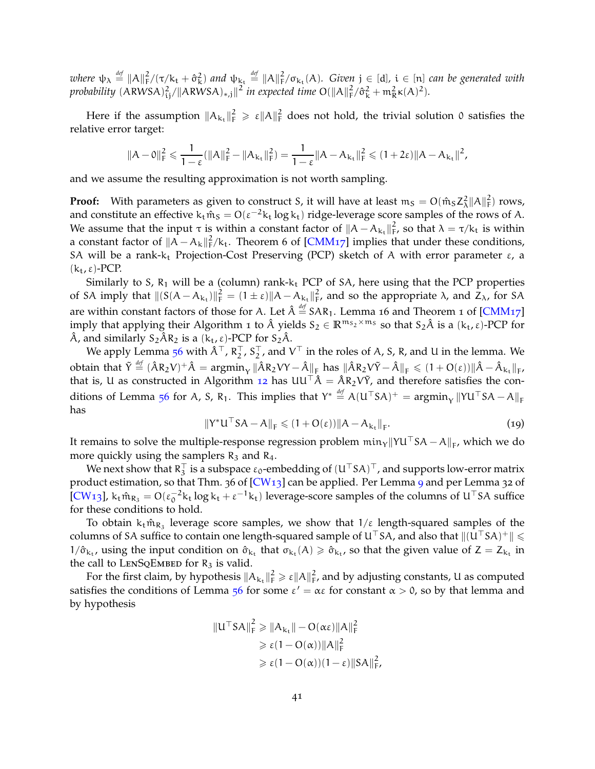*where* $\psi_\lambda \stackrel{def}{=} \|A\|_F^2/(\tau/k_t + \hat\sigma_k^2)$ *and* $\psi_{k_t} \stackrel{def}{=} \|A\|_F^2/\sigma_{k_t}(A)$*. Given* $j \in [d]$*,* $i \in [n]$ *can be generated with probability* $(ARWSA)_{ij}^2/\|ARWSA)_{*,j}\|^2$ *in expected time* $O(\|A\|_F^2/\hat\sigma_k^2 + m_R^2\kappa(A)^2)$*.*

Here if the assumption $\|A_{k_t}\|_F^2 \geqslant \varepsilon\|A\|_F^2$ does not hold, the trivial solution $0$ satisfies the relative error target:

$$\|A - 0\|_F^2 \leqslant \frac{1}{1-\varepsilon}(\|A\|_F^2 - \|A_{k_t}\|_F^2) = \frac{1}{1-\varepsilon}\|A - A_{k_t}\|_F^2 \leqslant (1+2\varepsilon)\|A - A_{k_t}\|^2,$$

and we assume the resulting approximation is not worth sampling.

**Proof:** With parameters as given to construct $S$, it will have at least $m_S = O(\hat m_S Z_\lambda^2\|A\|_F^2)$ rows, and constitute an effective $k_t\hat m_S = O(\varepsilon^{-2}k_t\log k_t)$ ridge-leverage score samples of the rows of $A$. We assume that the input $\tau$ is within a constant factor of $\|A - A_{k_t}\|_F^2$, so that $\lambda = \tau/k_t$ is within a constant factor of $\|A - A_k\|_F^2/k_t$. Theorem 6 of [CMM17] implies that under these conditions, $SA$ will be a rank-$k_t$ Projection-Cost Preserving (PCP) sketch of $A$ with error parameter $\varepsilon$, a $(k_t, \varepsilon)$-PCP.

Similarly to $S$, $R_1$ will be a (column) rank-$k_t$ PCP of $SA$, here using that the PCP properties of $SA$ imply that $\|(S(A - A_{k_t})\|_F^2 = (1 \pm \varepsilon)\|A - A_{k_t}\|_F^2$, and so the appropriate $\lambda$, and $Z_\lambda$, for $SA$ are within constant factors of those for $A$. Let $\hat A \stackrel{def}{=} SAR_1$. Lemma 16 and Theorem 1 of [CMM17] imply that applying their Algorithm 1 to $\hat A$ yields $S_2 \in \mathbb{R}^{m_{S_2}\times m_S}$ so that $S_2\hat A$ is a $(k_t, \varepsilon)$-PCP for $\hat A$, and similarly $S_2\hat A R_2$ is a $(k_t, \varepsilon)$-PCP for $S_2\hat A$.

We apply Lemma 56 with $\hat A^\top$, $R_2^\top$, $S_2^\top$, and $V^\top$ in the roles of $A$, $S$, $R$, and $U$ in the lemma. We obtain that $\tilde Y \stackrel{def}{=} (\hat A R_2 V)^+ \hat A = \mathrm{argmin}_Y \|\hat A R_2 V Y - \hat A\|_F$ has $\|\hat A R_2 V\tilde Y - \hat A\|_F \leqslant (1 + O(\varepsilon))\|\hat A - \hat A_{k_t}\|_F$, that is, $U$ as constructed in Algorithm 12 has $UU^\top \hat A = \hat A R_2 V\tilde Y$, and therefore satisfies the conditions of Lemma 56 for $A$, $S$, $R_1$. This implies that $Y^* \stackrel{def}{=} A(U^\top SA)^+ = \mathrm{argmin}_Y \|YU^\top SA - A\|_F$ has

$$\|Y^* U^\top SA - A\|_F \leqslant (1 + O(\varepsilon))\|A - A_{k_t}\|_F. \tag{19}$$

It remains to solve the multiple-response regression problem $\min_Y \|YU^\top SA - A\|_F$, which we do more quickly using the samplers $R_3$ and $R_4$.

We next show that $R_3^\top$ is a subspace $\varepsilon_0$-embedding of $(U^\top SA)^\top$, and supports low-error matrix product estimation, so that Thm. 36 of [CW13] can be applied. Per Lemma 9 and per Lemma 32 of [CW13], $k_t\hat m_{R_3} = O(\varepsilon_0^{-2}k_t\log k_t + \varepsilon^{-1}k_t)$ leverage-score samples of the columns of $U^\top SA$ suffice for these conditions to hold.

To obtain $k_t\hat m_{R_3}$ leverage score samples, we show that $1/\varepsilon$ length-squared samples of the columns of $SA$ suffice to contain one length-squared sample of $U^\top SA$, and also that $\|(U^\top SA)^+\| \leqslant 1/\hat\sigma_{k_t}$, using the input condition on $\hat\sigma_{k_t}$ that $\sigma_{k_t}(A) \geqslant \hat\sigma_{k_t}$, so that the given value of $Z = Z_{k_t}$ in the call to LenSqEmbed for $R_3$ is valid.

For the first claim, by hypothesis $\|A_{k_t}\|_F^2 \geqslant \varepsilon\|A\|_F^2$, and by adjusting constants, $U$ as computed satisfies the conditions of Lemma 56 for some $\varepsilon' = \alpha\varepsilon$ for constant $\alpha > 0$, so by that lemma and by hypothesis

$$\begin{aligned}
\|U^\top SA\|_F^2 &\geqslant \|A_{k_t}\| - O(\alpha\varepsilon)\|A\|_F^2 \\
&\geqslant \varepsilon(1 - O(\alpha))\|A\|_F^2 \\
&\geqslant \varepsilon(1 - O(\alpha))(1 - \varepsilon)\|SA\|_F^2,
\end{aligned}$$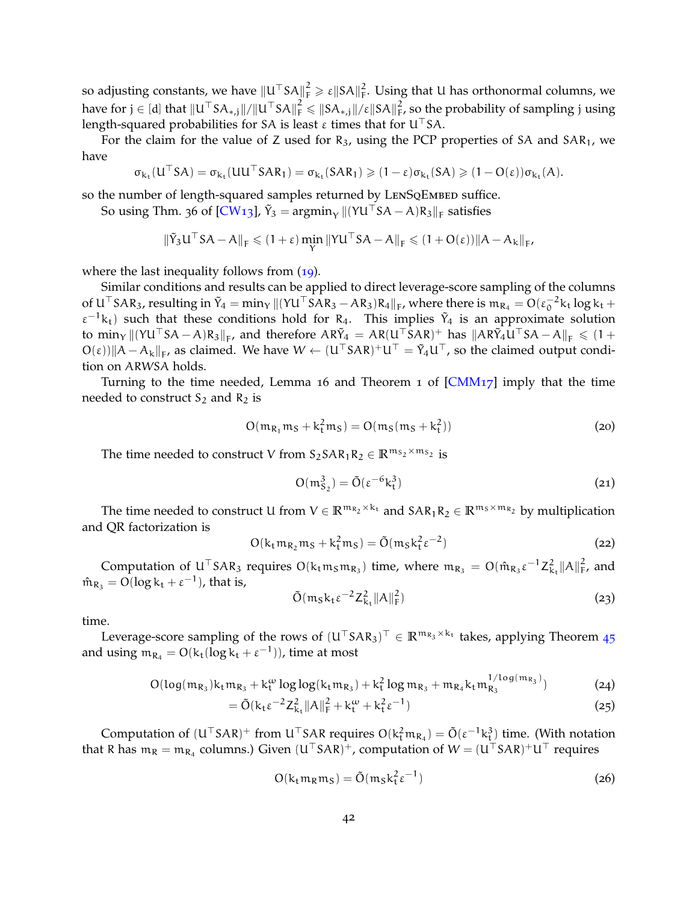so adjusting constants, we have $\|U^\top SA\|_F^2 \geqslant \varepsilon\|SA\|_F^2$. Using that $U$ has orthonormal columns, we have for $j \in [d]$ that $\|U^\top SA_{*,j}\|/\|U^\top SA\|_F^2 \leqslant \|SA_{*,j}\|/\varepsilon\|SA\|_F^2$, so the probability of sampling $j$ using length-squared probabilities for $SA$ is least $\varepsilon$ times that for $U^\top SA$.

For the claim for the value of $Z$ used for $R_3$, using the PCP properties of $SA$ and $SAR_1$, we have

$$\sigma_{k_t}(U^\top SA) = \sigma_{k_t}(UU^\top SAR_1) = \sigma_{k_t}(SAR_1) \geqslant (1-\varepsilon)\sigma_{k_t}(SA) \geqslant (1-O(\varepsilon))\sigma_{k_t}(A).$$

so the number of length-squared samples returned by LenSqEmbed suffice.

So using Thm. 36 of [CW13], $\tilde{Y}_3 = \operatorname{argmin}_Y \|(YU^\top SA - A)R_3\|_F$ satisfies

$$\|\tilde{Y}_3 U^\top SA - A\|_F \leqslant (1+\varepsilon)\min_Y \|YU^\top SA - A\|_F \leqslant (1+O(\varepsilon))\|A - A_k\|_F,$$

where the last inequality follows from (19).

Similar conditions and results can be applied to direct leverage-score sampling of the columns of $U^\top SAR_3$, resulting in $\tilde{Y}_4 = \min_Y \|(YU^\top SAR_3 - AR_3)R_4\|_F$, where there is $m_{R_4} = O(\varepsilon_0^{-2}k_t \log k_t + \varepsilon^{-1}k_t)$ such that these conditions hold for $R_4$. This implies $\tilde{Y}_4$ is an approximate solution to $\min_Y \|(YU^\top SA - A)R_3\|_F$, and therefore $AR\tilde{Y}_4 = AR(U^\top SAR)^+$ has $\|AR\tilde{Y}_4 U^\top SA - A\|_F \leqslant (1+O(\varepsilon))\|A - A_k\|_F$, as claimed. We have $W \leftarrow (U^\top SAR)^+U^\top = \tilde{Y}_4 U^\top$, so the claimed output condition on $ARWSA$ holds.

Turning to the time needed, Lemma 16 and Theorem 1 of [CMM17] imply that the time needed to construct $S_2$ and $R_2$ is

$$O(m_{R_1}m_S + k_t^2 m_S) = O(m_S(m_S + k_t^2)) \tag{20}$$

The time needed to construct $V$ from $S_2SAR_1R_2 \in \mathbb{R}^{m_{S_2}\times m_{S_2}}$ is

$$O(m_{S_2}^3) = \tilde{O}(\varepsilon^{-6}k_t^3) \tag{21}$$

The time needed to construct $U$ from $V \in \mathbb{R}^{m_{R_2}\times k_t}$ and $SAR_1R_2 \in \mathbb{R}^{m_S \times m_{R_2}}$ by multiplication and QR factorization is

$$O(k_t m_{R_2} m_S + k_t^2 m_S) = \tilde{O}(m_S k_t^2 \varepsilon^{-2}) \tag{22}$$

Computation of $U^\top SAR_3$ requires $O(k_t m_S m_{R_3})$ time, where $m_{R_3} = O(\hat{m}_{R_3}\varepsilon^{-1}Z_{k_t}^2\|A\|_F^2$, and $\hat{m}_{R_3} = O(\log k_t + \varepsilon^{-1})$, that is,

$$\tilde{O}(m_S k_t \varepsilon^{-2} Z_{k_t}^2 \|A\|_F^2) \tag{23}$$

time.

Leverage-score sampling of the rows of $(U^\top SAR_3)^\top \in \mathbb{R}^{m_{R_3}\times k_t}$ takes, applying Theorem 45 and using $m_{R_4} = O(k_t(\log k_t + \varepsilon^{-1}))$, time at most

$$O(\log(m_{R_3})k_t m_{R_3} + k_t^\omega \log\log(k_t m_{R_3}) + k_t^2 \log m_{R_3} + m_{R_4} k_t m_{R_3}^{1/\log(m_{R_3})}) \tag{24}$$

$$= \tilde{O}(k_t \varepsilon^{-2} Z_{k_t}^2 \|A\|_F^2 + k_t^\omega + k_t^2 \varepsilon^{-1}) \tag{25}$$

Computation of $(U^\top SAR)^+$ from $U^\top SAR$ requires $O(k_t^2 m_{R_4}) = \tilde{O}(\varepsilon^{-1}k_t^3)$ time. (With notation that $R$ has $m_R = m_{R_4}$ columns.) Given $(U^\top SAR)^+$, computation of $W = (U^\top SAR)^+U^\top$ requires

$$O(k_t m_R m_S) = \tilde{O}(m_S k_t^2 \varepsilon^{-1}) \tag{26}$$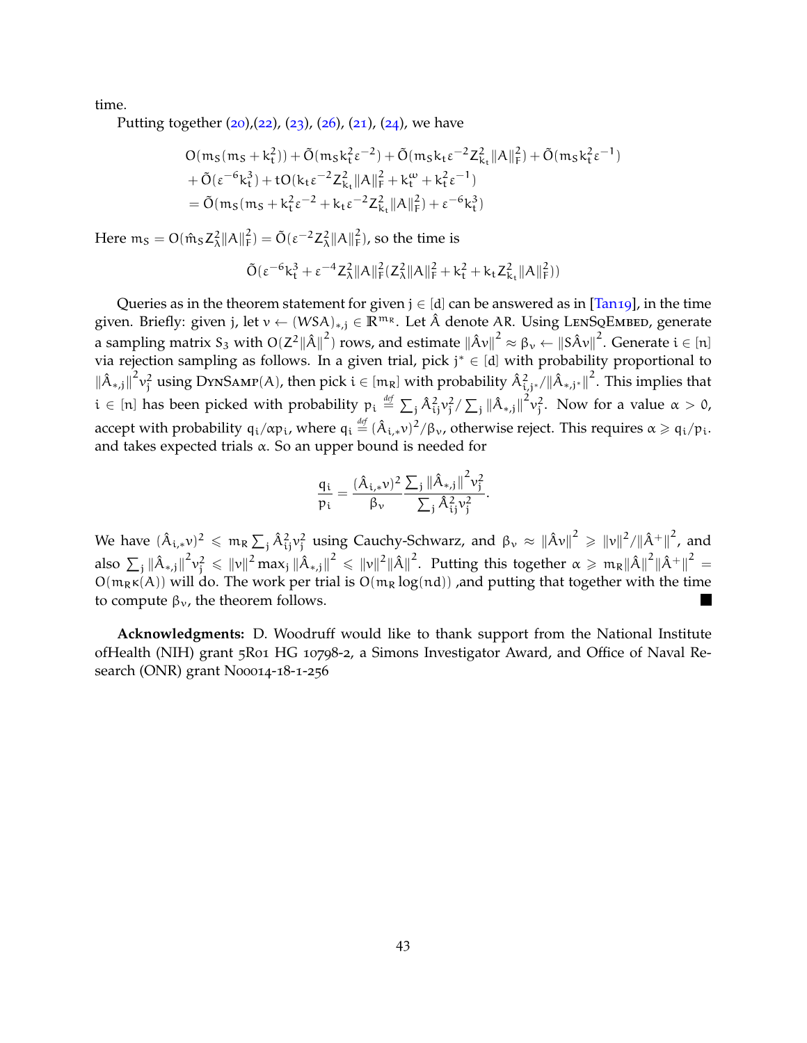time.

Putting together (20),(22), (23), (26), (21), (24), we have

$$
\begin{aligned}
&O(m_S(m_S + k_t^2)) + \tilde{O}(m_S k_t^2 \varepsilon^{-2}) + \tilde{O}(m_S k_t \varepsilon^{-2} Z_{k_t}^2 \|A\|_F^2) + \tilde{O}(m_S k_t^2 \varepsilon^{-1}) \\
&+ \tilde{O}(\varepsilon^{-6} k_t^3) + tO(k_t \varepsilon^{-2} Z_{k_t}^2 \|A\|_F^2 + k_t^\omega + k_t^2 \varepsilon^{-1}) \\
&= \tilde{O}(m_S(m_S + k_t^2 \varepsilon^{-2} + k_t \varepsilon^{-2} Z_{k_t}^2 \|A\|_F^2) + \varepsilon^{-6} k_t^3)
\end{aligned}
$$

Here $m_S = O(\hat{m}_S Z_\lambda^2 \|A\|_F^2) = \tilde{O}(\varepsilon^{-2} Z_\lambda^2 \|A\|_F^2)$, so the time is

$$
\tilde{O}(\varepsilon^{-6} k_t^3 + \varepsilon^{-4} Z_\lambda^2 \|A\|_F^2 (Z_\lambda^2 \|A\|_F^2 + k_t^2 + k_t Z_{k_t}^2 \|A\|_F^2))
$$

Queries as in the theorem statement for given $j \in [d]$ can be answered as in [Tan19], in the time given. Briefly: given $j$, let $v \leftarrow (WSA)_{*,j} \in \mathbb{R}^{m_R}$. Let $\hat{A}$ denote $AR$. Using LenSqEmbed, generate a sampling matrix $S_3$ with $O(Z^2 \|\hat{A}\|^2)$ rows, and estimate $\|\hat{A}v\|^2 \approx \beta_v \leftarrow \|S\hat{A}v\|^2$. Generate $i \in [n]$ via rejection sampling as follows. In a given trial, pick $j^* \in [d]$ with probability proportional to $\|\hat{A}_{*,j}\|^2 v_j^2$ using DynSamp$(A)$, then pick $i \in [m_R]$ with probability $\hat{A}_{i,j^*}^2 / \|\hat{A}_{*,j^*}\|^2$. This implies that $i \in [n]$ has been picked with probability $p_i \stackrel{def}{=} \sum_j \hat{A}_{ij}^2 v_j^2 / \sum_j \|\hat{A}_{*,j}\|^2 v_j^2$. Now for a value $\alpha > 0$, accept with probability $q_i/\alpha p_i$, where $q_i \stackrel{def}{=} (\hat{A}_{i,*}v)^2/\beta_v$, otherwise reject. This requires $\alpha \geqslant q_i/p_i$. and takes expected trials $\alpha$. So an upper bound is needed for

$$
\frac{q_i}{p_i} = \frac{(\hat{A}_{i,*}v)^2}{\beta_v} \frac{\sum_j \|\hat{A}_{*,j}\|^2 v_j^2}{\sum_j \hat{A}_{ij}^2 v_j^2}.
$$

We have $(\hat{A}_{i,*}v)^2 \leqslant m_R \sum_j \hat{A}_{ij}^2 v_j^2$ using Cauchy-Schwarz, and $\beta_v \approx \|\hat{A}v\|^2 \geqslant \|v\|^2 / \|\hat{A}^+\|^2$, and also $\sum_j \|\hat{A}_{*,j}\|^2 v_j^2 \leqslant \|v\|^2 \max_j \|\hat{A}_{*,j}\|^2 \leqslant \|v\|^2 \|\hat{A}\|^2$. Putting this together $\alpha \geqslant m_R \|\hat{A}\|^2 \|\hat{A}^+\|^2 = O(m_R \kappa(A))$ will do. The work per trial is $O(m_R \log(nd))$ ,and putting that together with the time to compute $\beta_v$, the theorem follows. ■

**Acknowledgments:** D. Woodruff would like to thank support from the National Institute ofHealth (NIH) grant 5R01 HG 10798-2, a Simons Investigator Award, and Office of Naval Research (ONR) grant N00014-18-1-256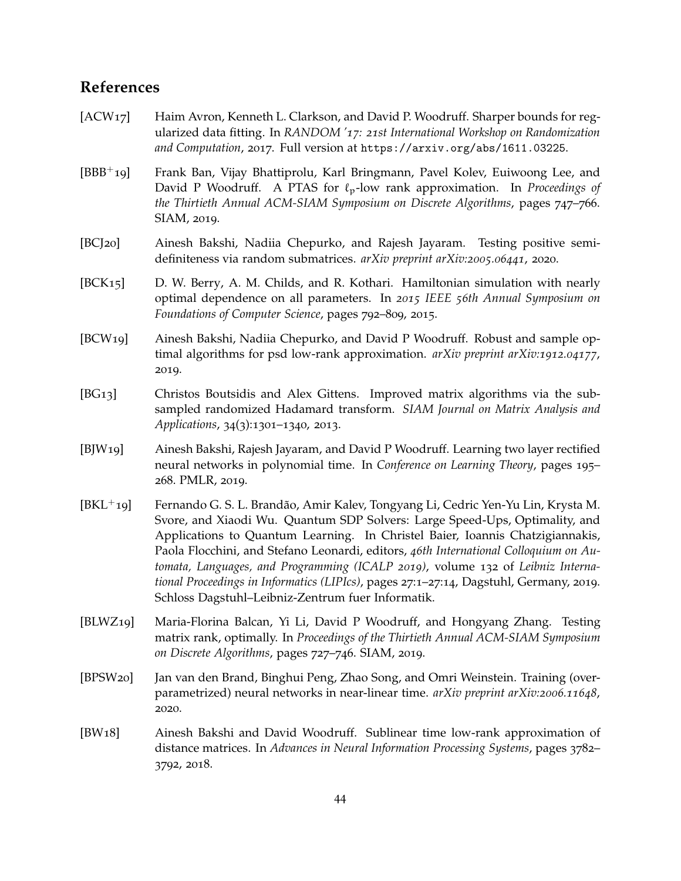## References

[ACW17] Haim Avron, Kenneth L. Clarkson, and David P. Woodruff. Sharper bounds for regularized data fitting. In *RANDOM '17: 21st International Workshop on Randomization and Computation*, 2017. Full version at `https://arxiv.org/abs/1611.03225`.

[BBB+19] Frank Ban, Vijay Bhattiprolu, Karl Bringmann, Pavel Kolev, Euiwoong Lee, and David P Woodruff. A PTAS for $\ell_p$-low rank approximation. In *Proceedings of the Thirtieth Annual ACM-SIAM Symposium on Discrete Algorithms*, pages 747–766. SIAM, 2019.

[BCJ20] Ainesh Bakshi, Nadiia Chepurko, and Rajesh Jayaram. Testing positive semi-definiteness via random submatrices. *arXiv preprint arXiv:2005.06441*, 2020.

[BCK15] D. W. Berry, A. M. Childs, and R. Kothari. Hamiltonian simulation with nearly optimal dependence on all parameters. In *2015 IEEE 56th Annual Symposium on Foundations of Computer Science*, pages 792–809, 2015.

[BCW19] Ainesh Bakshi, Nadiia Chepurko, and David P Woodruff. Robust and sample optimal algorithms for psd low-rank approximation. *arXiv preprint arXiv:1912.04177*, 2019.

[BG13] Christos Boutsidis and Alex Gittens. Improved matrix algorithms via the subsampled randomized Hadamard transform. *SIAM Journal on Matrix Analysis and Applications*, 34(3):1301–1340, 2013.

[BJW19] Ainesh Bakshi, Rajesh Jayaram, and David P Woodruff. Learning two layer rectified neural networks in polynomial time. In *Conference on Learning Theory*, pages 195–268. PMLR, 2019.

[BKL+19] Fernando G. S. L. Brandão, Amir Kalev, Tongyang Li, Cedric Yen-Yu Lin, Krysta M. Svore, and Xiaodi Wu. Quantum SDP Solvers: Large Speed-Ups, Optimality, and Applications to Quantum Learning. In Christel Baier, Ioannis Chatzigiannakis, Paola Flocchini, and Stefano Leonardi, editors, *46th International Colloquium on Automata, Languages, and Programming (ICALP 2019)*, volume 132 of *Leibniz International Proceedings in Informatics (LIPIcs)*, pages 27:1–27:14, Dagstuhl, Germany, 2019. Schloss Dagstuhl–Leibniz-Zentrum fuer Informatik.

[BLWZ19] Maria-Florina Balcan, Yi Li, David P Woodruff, and Hongyang Zhang. Testing matrix rank, optimally. In *Proceedings of the Thirtieth Annual ACM-SIAM Symposium on Discrete Algorithms*, pages 727–746. SIAM, 2019.

[BPSW20] Jan van den Brand, Binghui Peng, Zhao Song, and Omri Weinstein. Training (overparametrized) neural networks in near-linear time. *arXiv preprint arXiv:2006.11648*, 2020.

[BW18] Ainesh Bakshi and David Woodruff. Sublinear time low-rank approximation of distance matrices. In *Advances in Neural Information Processing Systems*, pages 3782–3792, 2018.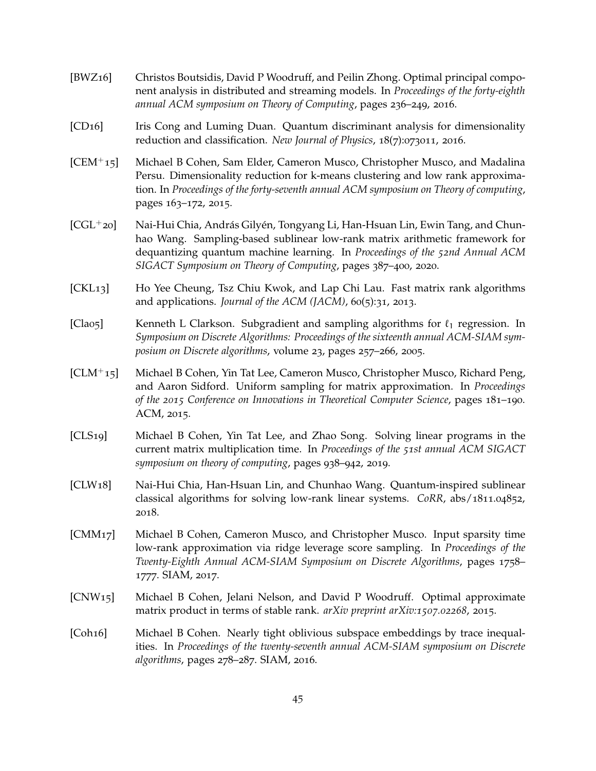[BWZ16] Christos Boutsidis, David P Woodruff, and Peilin Zhong. Optimal principal component analysis in distributed and streaming models. In *Proceedings of the forty-eighth annual ACM symposium on Theory of Computing*, pages 236–249, 2016.

[CD16] Iris Cong and Luming Duan. Quantum discriminant analysis for dimensionality reduction and classification. *New Journal of Physics*, 18(7):073011, 2016.

[CEM$^+$15] Michael B Cohen, Sam Elder, Cameron Musco, Christopher Musco, and Madalina Persu. Dimensionality reduction for k-means clustering and low rank approximation. In *Proceedings of the forty-seventh annual ACM symposium on Theory of computing*, pages 163–172, 2015.

[CGL$^+$20] Nai-Hui Chia, András Gilyén, Tongyang Li, Han-Hsuan Lin, Ewin Tang, and Chunhao Wang. Sampling-based sublinear low-rank matrix arithmetic framework for dequantizing quantum machine learning. In *Proceedings of the 52nd Annual ACM SIGACT Symposium on Theory of Computing*, pages 387–400, 2020.

[CKL13] Ho Yee Cheung, Tsz Chiu Kwok, and Lap Chi Lau. Fast matrix rank algorithms and applications. *Journal of the ACM (JACM)*, 60(5):31, 2013.

[Cla05] Kenneth L Clarkson. Subgradient and sampling algorithms for $\ell_1$ regression. In *Symposium on Discrete Algorithms: Proceedings of the sixteenth annual ACM-SIAM symposium on Discrete algorithms*, volume 23, pages 257–266, 2005.

[CLM$^+$15] Michael B Cohen, Yin Tat Lee, Cameron Musco, Christopher Musco, Richard Peng, and Aaron Sidford. Uniform sampling for matrix approximation. In *Proceedings of the 2015 Conference on Innovations in Theoretical Computer Science*, pages 181–190. ACM, 2015.

[CLS19] Michael B Cohen, Yin Tat Lee, and Zhao Song. Solving linear programs in the current matrix multiplication time. In *Proceedings of the 51st annual ACM SIGACT symposium on theory of computing*, pages 938–942, 2019.

[CLW18] Nai-Hui Chia, Han-Hsuan Lin, and Chunhao Wang. Quantum-inspired sublinear classical algorithms for solving low-rank linear systems. *CoRR*, abs/1811.04852, 2018.

[CMM17] Michael B Cohen, Cameron Musco, and Christopher Musco. Input sparsity time low-rank approximation via ridge leverage score sampling. In *Proceedings of the Twenty-Eighth Annual ACM-SIAM Symposium on Discrete Algorithms*, pages 1758–1777. SIAM, 2017.

[CNW15] Michael B Cohen, Jelani Nelson, and David P Woodruff. Optimal approximate matrix product in terms of stable rank. *arXiv preprint arXiv:1507.02268*, 2015.

[Coh16] Michael B Cohen. Nearly tight oblivious subspace embeddings by trace inequalities. In *Proceedings of the twenty-seventh annual ACM-SIAM symposium on Discrete algorithms*, pages 278–287. SIAM, 2016.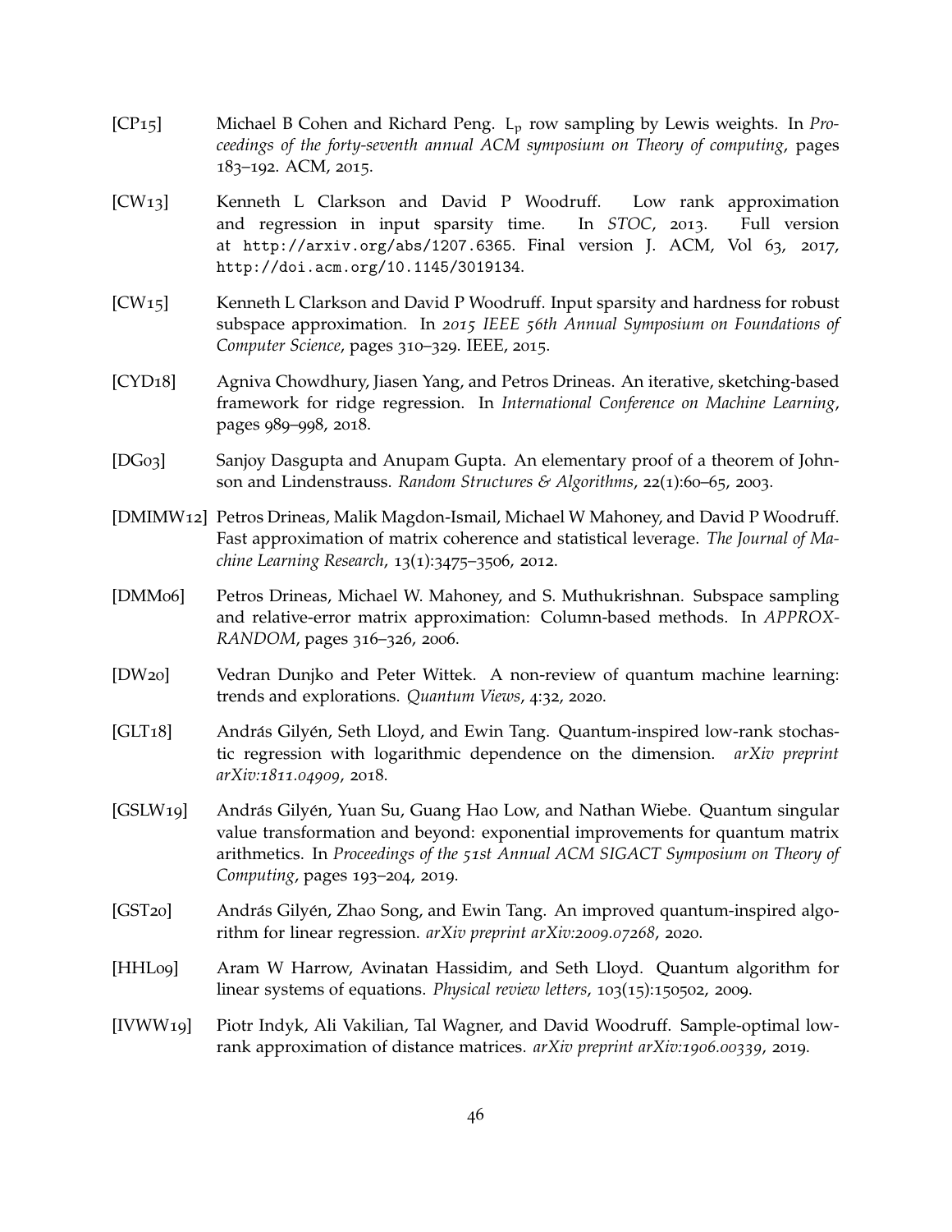[CP15] Michael B Cohen and Richard Peng. $L_p$ row sampling by Lewis weights. In *Proceedings of the forty-seventh annual ACM symposium on Theory of computing*, pages 183–192. ACM, 2015.

[CW13] Kenneth L Clarkson and David P Woodruff. Low rank approximation and regression in input sparsity time. In *STOC*, 2013. Full version at http://arxiv.org/abs/1207.6365. Final version J. ACM, Vol 63, 2017, http://doi.acm.org/10.1145/3019134.

[CW15] Kenneth L Clarkson and David P Woodruff. Input sparsity and hardness for robust subspace approximation. In *2015 IEEE 56th Annual Symposium on Foundations of Computer Science*, pages 310–329. IEEE, 2015.

[CYD18] Agniva Chowdhury, Jiasen Yang, and Petros Drineas. An iterative, sketching-based framework for ridge regression. In *International Conference on Machine Learning*, pages 989–998, 2018.

[DG03] Sanjoy Dasgupta and Anupam Gupta. An elementary proof of a theorem of Johnson and Lindenstrauss. *Random Structures & Algorithms*, 22(1):60–65, 2003.

[DMIMW12] Petros Drineas, Malik Magdon-Ismail, Michael W Mahoney, and David P Woodruff. Fast approximation of matrix coherence and statistical leverage. *The Journal of Machine Learning Research*, 13(1):3475–3506, 2012.

[DMM06] Petros Drineas, Michael W. Mahoney, and S. Muthukrishnan. Subspace sampling and relative-error matrix approximation: Column-based methods. In *APPROX-RANDOM*, pages 316–326, 2006.

[DW20] Vedran Dunjko and Peter Wittek. A non-review of quantum machine learning: trends and explorations. *Quantum Views*, 4:32, 2020.

[GLT18] András Gilyén, Seth Lloyd, and Ewin Tang. Quantum-inspired low-rank stochastic regression with logarithmic dependence on the dimension. *arXiv preprint arXiv:1811.04909*, 2018.

[GSLW19] András Gilyén, Yuan Su, Guang Hao Low, and Nathan Wiebe. Quantum singular value transformation and beyond: exponential improvements for quantum matrix arithmetics. In *Proceedings of the 51st Annual ACM SIGACT Symposium on Theory of Computing*, pages 193–204, 2019.

[GST20] András Gilyén, Zhao Song, and Ewin Tang. An improved quantum-inspired algorithm for linear regression. *arXiv preprint arXiv:2009.07268*, 2020.

[HHL09] Aram W Harrow, Avinatan Hassidim, and Seth Lloyd. Quantum algorithm for linear systems of equations. *Physical review letters*, 103(15):150502, 2009.

[IVWW19] Piotr Indyk, Ali Vakilian, Tal Wagner, and David Woodruff. Sample-optimal low-rank approximation of distance matrices. *arXiv preprint arXiv:1906.00339*, 2019.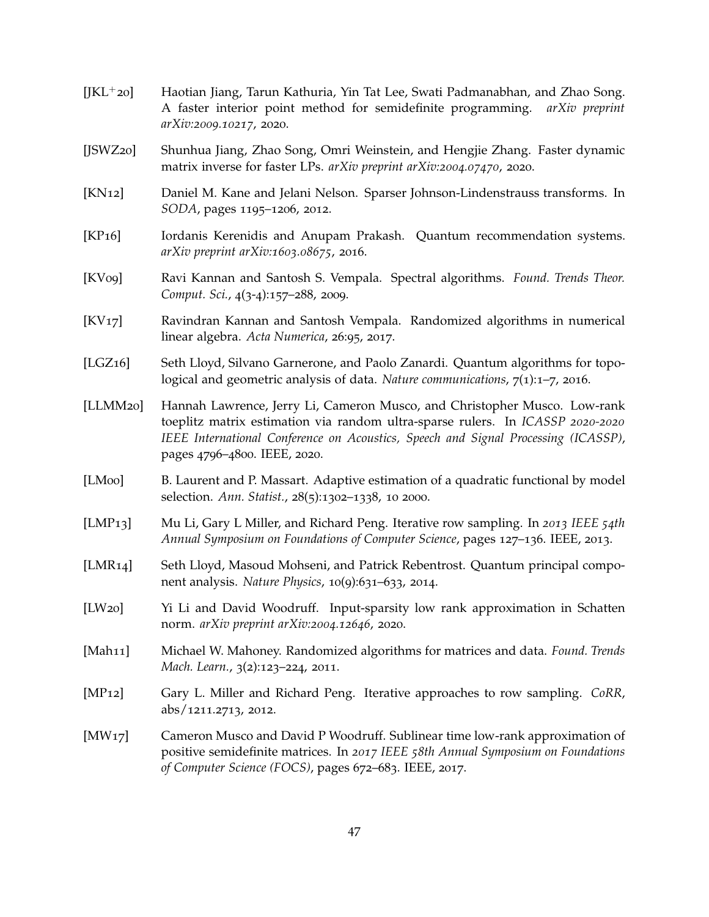[JKL+20] Haotian Jiang, Tarun Kathuria, Yin Tat Lee, Swati Padmanabhan, and Zhao Song. A faster interior point method for semidefinite programming. *arXiv preprint arXiv:2009.10217*, 2020.

[JSWZ20] Shunhua Jiang, Zhao Song, Omri Weinstein, and Hengjie Zhang. Faster dynamic matrix inverse for faster LPs. *arXiv preprint arXiv:2004.07470*, 2020.

[KN12] Daniel M. Kane and Jelani Nelson. Sparser Johnson-Lindenstrauss transforms. In *SODA*, pages 1195–1206, 2012.

[KP16] Iordanis Kerenidis and Anupam Prakash. Quantum recommendation systems. *arXiv preprint arXiv:1603.08675*, 2016.

[KV09] Ravi Kannan and Santosh S. Vempala. Spectral algorithms. *Found. Trends Theor. Comput. Sci.*, 4(3-4):157–288, 2009.

[KV17] Ravindran Kannan and Santosh Vempala. Randomized algorithms in numerical linear algebra. *Acta Numerica*, 26:95, 2017.

[LGZ16] Seth Lloyd, Silvano Garnerone, and Paolo Zanardi. Quantum algorithms for topological and geometric analysis of data. *Nature communications*, 7(1):1–7, 2016.

[LLMM20] Hannah Lawrence, Jerry Li, Cameron Musco, and Christopher Musco. Low-rank toeplitz matrix estimation via random ultra-sparse rulers. In *ICASSP 2020-2020 IEEE International Conference on Acoustics, Speech and Signal Processing (ICASSP)*, pages 4796–4800. IEEE, 2020.

[LM00] B. Laurent and P. Massart. Adaptive estimation of a quadratic functional by model selection. *Ann. Statist.*, 28(5):1302–1338, 10 2000.

[LMP13] Mu Li, Gary L Miller, and Richard Peng. Iterative row sampling. In *2013 IEEE 54th Annual Symposium on Foundations of Computer Science*, pages 127–136. IEEE, 2013.

[LMR14] Seth Lloyd, Masoud Mohseni, and Patrick Rebentrost. Quantum principal component analysis. *Nature Physics*, 10(9):631–633, 2014.

[LW20] Yi Li and David Woodruff. Input-sparsity low rank approximation in Schatten norm. *arXiv preprint arXiv:2004.12646*, 2020.

[Mah11] Michael W. Mahoney. Randomized algorithms for matrices and data. *Found. Trends Mach. Learn.*, 3(2):123–224, 2011.

[MP12] Gary L. Miller and Richard Peng. Iterative approaches to row sampling. *CoRR*, abs/1211.2713, 2012.

[MW17] Cameron Musco and David P Woodruff. Sublinear time low-rank approximation of positive semidefinite matrices. In *2017 IEEE 58th Annual Symposium on Foundations of Computer Science (FOCS)*, pages 672–683. IEEE, 2017.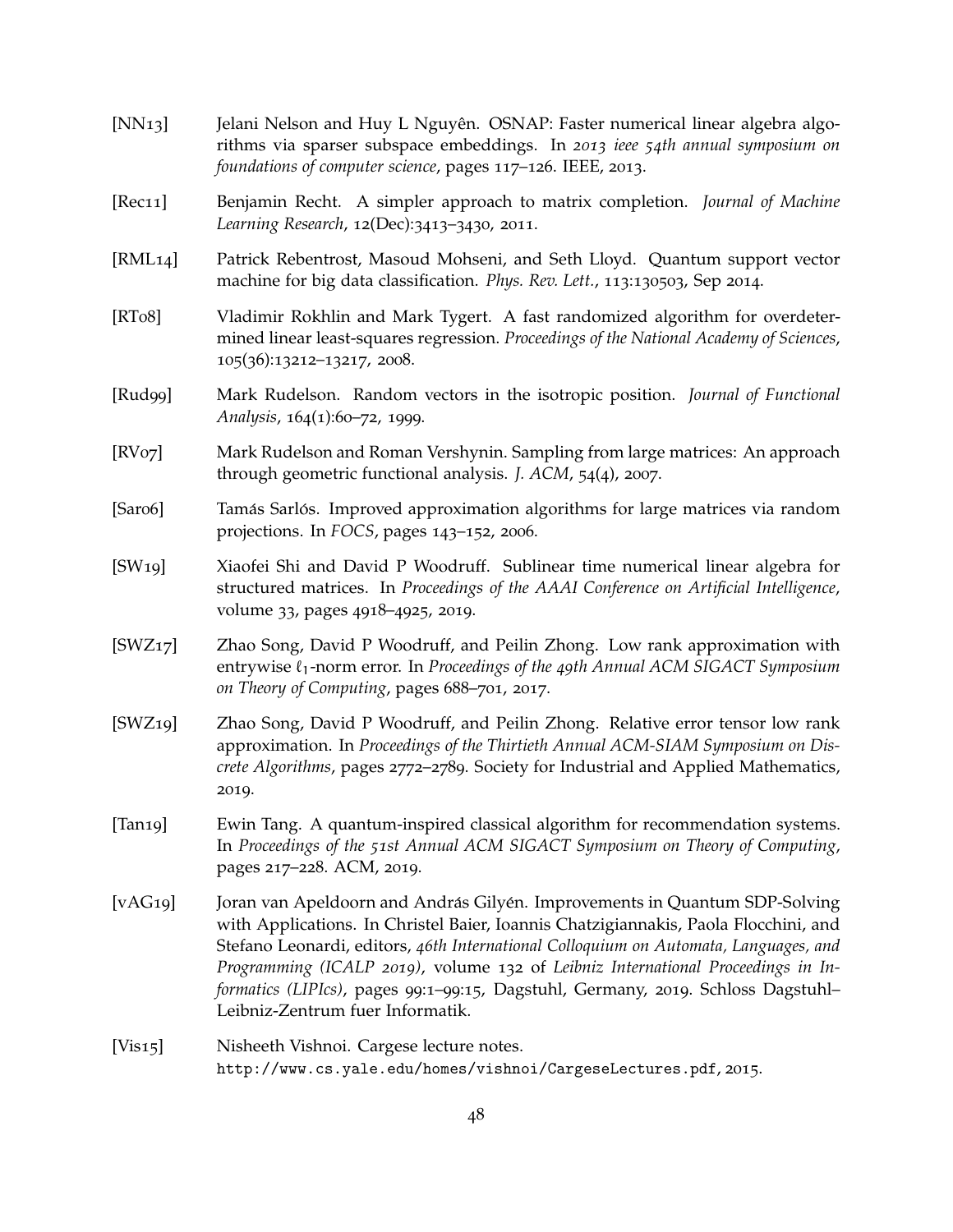[NN13] Jelani Nelson and Huy L Nguyên. OSNAP: Faster numerical linear algebra algorithms via sparser subspace embeddings. In *2013 ieee 54th annual symposium on foundations of computer science*, pages 117–126. IEEE, 2013.

[Rec11] Benjamin Recht. A simpler approach to matrix completion. *Journal of Machine Learning Research*, 12(Dec):3413–3430, 2011.

[RML14] Patrick Rebentrost, Masoud Mohseni, and Seth Lloyd. Quantum support vector machine for big data classification. *Phys. Rev. Lett.*, 113:130503, Sep 2014.

[RT08] Vladimir Rokhlin and Mark Tygert. A fast randomized algorithm for overdetermined linear least-squares regression. *Proceedings of the National Academy of Sciences*, 105(36):13212–13217, 2008.

[Rud99] Mark Rudelson. Random vectors in the isotropic position. *Journal of Functional Analysis*, 164(1):60–72, 1999.

[RV07] Mark Rudelson and Roman Vershynin. Sampling from large matrices: An approach through geometric functional analysis. *J. ACM*, 54(4), 2007.

[Sar06] Tamás Sarlós. Improved approximation algorithms for large matrices via random projections. In *FOCS*, pages 143–152, 2006.

[SW19] Xiaofei Shi and David P Woodruff. Sublinear time numerical linear algebra for structured matrices. In *Proceedings of the AAAI Conference on Artificial Intelligence*, volume 33, pages 4918–4925, 2019.

[SWZ17] Zhao Song, David P Woodruff, and Peilin Zhong. Low rank approximation with entrywise $\ell_1$-norm error. In *Proceedings of the 49th Annual ACM SIGACT Symposium on Theory of Computing*, pages 688–701, 2017.

[SWZ19] Zhao Song, David P Woodruff, and Peilin Zhong. Relative error tensor low rank approximation. In *Proceedings of the Thirtieth Annual ACM-SIAM Symposium on Discrete Algorithms*, pages 2772–2789. Society for Industrial and Applied Mathematics, 2019.

[Tan19] Ewin Tang. A quantum-inspired classical algorithm for recommendation systems. In *Proceedings of the 51st Annual ACM SIGACT Symposium on Theory of Computing*, pages 217–228. ACM, 2019.

[vAG19] Joran van Apeldoorn and András Gilyén. Improvements in Quantum SDP-Solving with Applications. In Christel Baier, Ioannis Chatzigiannakis, Paola Flocchini, and Stefano Leonardi, editors, *46th International Colloquium on Automata, Languages, and Programming (ICALP 2019)*, volume 132 of *Leibniz International Proceedings in Informatics (LIPIcs)*, pages 99:1–99:15, Dagstuhl, Germany, 2019. Schloss Dagstuhl–Leibniz-Zentrum fuer Informatik.

[Vis15] Nisheeth Vishnoi. Cargese lecture notes. `http://www.cs.yale.edu/homes/vishnoi/CargeseLectures.pdf`, 2015.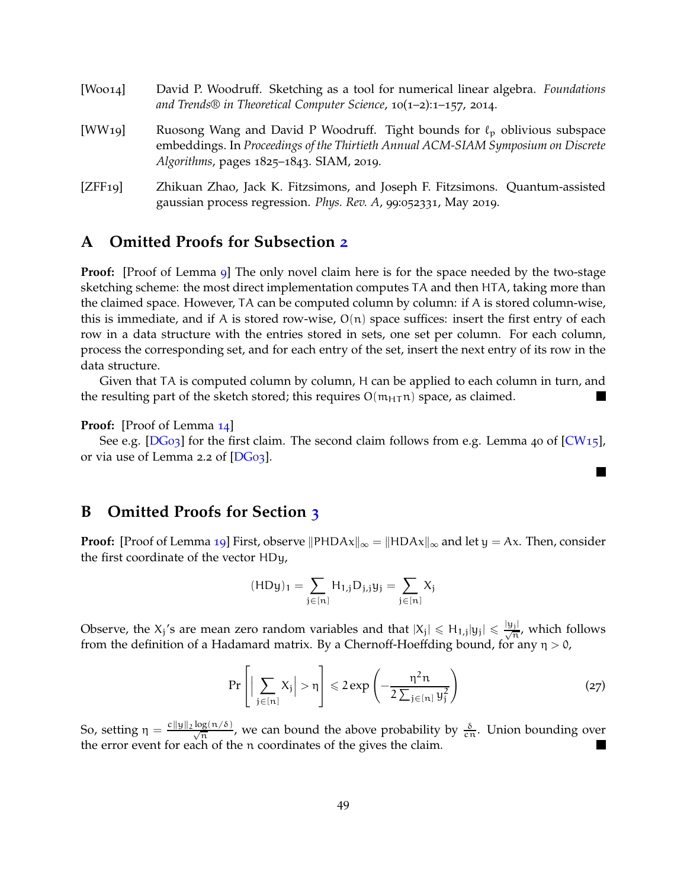[Woo14] David P. Woodruff. Sketching as a tool for numerical linear algebra. *Foundations and Trends® in Theoretical Computer Science*, 10(1–2):1–157, 2014.

[WW19] Ruosong Wang and David P Woodruff. Tight bounds for $\ell_p$ oblivious subspace embeddings. In *Proceedings of the Thirtieth Annual ACM-SIAM Symposium on Discrete Algorithms*, pages 1825–1843. SIAM, 2019.

[ZFF19] Zhikuan Zhao, Jack K. Fitzsimons, and Joseph F. Fitzsimons. Quantum-assisted gaussian process regression. *Phys. Rev. A*, 99:052331, May 2019.

## A Omitted Proofs for Subsection 2

**Proof:** [Proof of Lemma 9] The only novel claim here is for the space needed by the two-stage sketching scheme: the most direct implementation computes $TA$ and then $HTA$, taking more than the claimed space. However, $TA$ can be computed column by column: if $A$ is stored column-wise, this is immediate, and if $A$ is stored row-wise, $O(n)$ space suffices: insert the first entry of each row in a data structure with the entries stored in sets, one set per column. For each column, process the corresponding set, and for each entry of the set, insert the next entry of its row in the data structure.

Given that $TA$ is computed column by column, $H$ can be applied to each column in turn, and the resulting part of the sketch stored; this requires $O(m_{HT}n)$ space, as claimed. ■

**Proof:** [Proof of Lemma 14]

See e.g. [DG03] for the first claim. The second claim follows from e.g. Lemma 40 of [CW15], or via use of Lemma 2.2 of [DG03].

■

## B Omitted Proofs for Section 3

**Proof:** [Proof of Lemma 19] First, observe $\|PHDAx\|_\infty = \|HDAx\|_\infty$ and let $y = Ax$. Then, consider the first coordinate of the vector $HDy$,

$$(HDy)_1 = \sum_{j \in [n]} H_{1,j} D_{j,j} y_j = \sum_{j \in [n]} X_j$$

Observe, the $X_j$'s are mean zero random variables and that $|X_j| \leqslant H_{1,j}|y_j| \leqslant \frac{|y_j|}{\sqrt{n}}$, which follows from the definition of a Hadamard matrix. By a Chernoff-Hoeffding bound, for any $\eta > 0$,

$$\Pr\left[\Big|\sum_{j \in [n]} X_j\Big| > \eta\right] \leqslant 2\exp\left(-\frac{\eta^2 n}{2\sum_{j \in [n]} y_j^2}\right) \tag{27}$$

So, setting $\eta = \frac{c\|y\|_2 \log(n/\delta)}{\sqrt{n}}$, we can bound the above probability by $\frac{\delta}{cn}$. Union bounding over the error event for each of the $n$ coordinates of the gives the claim. ■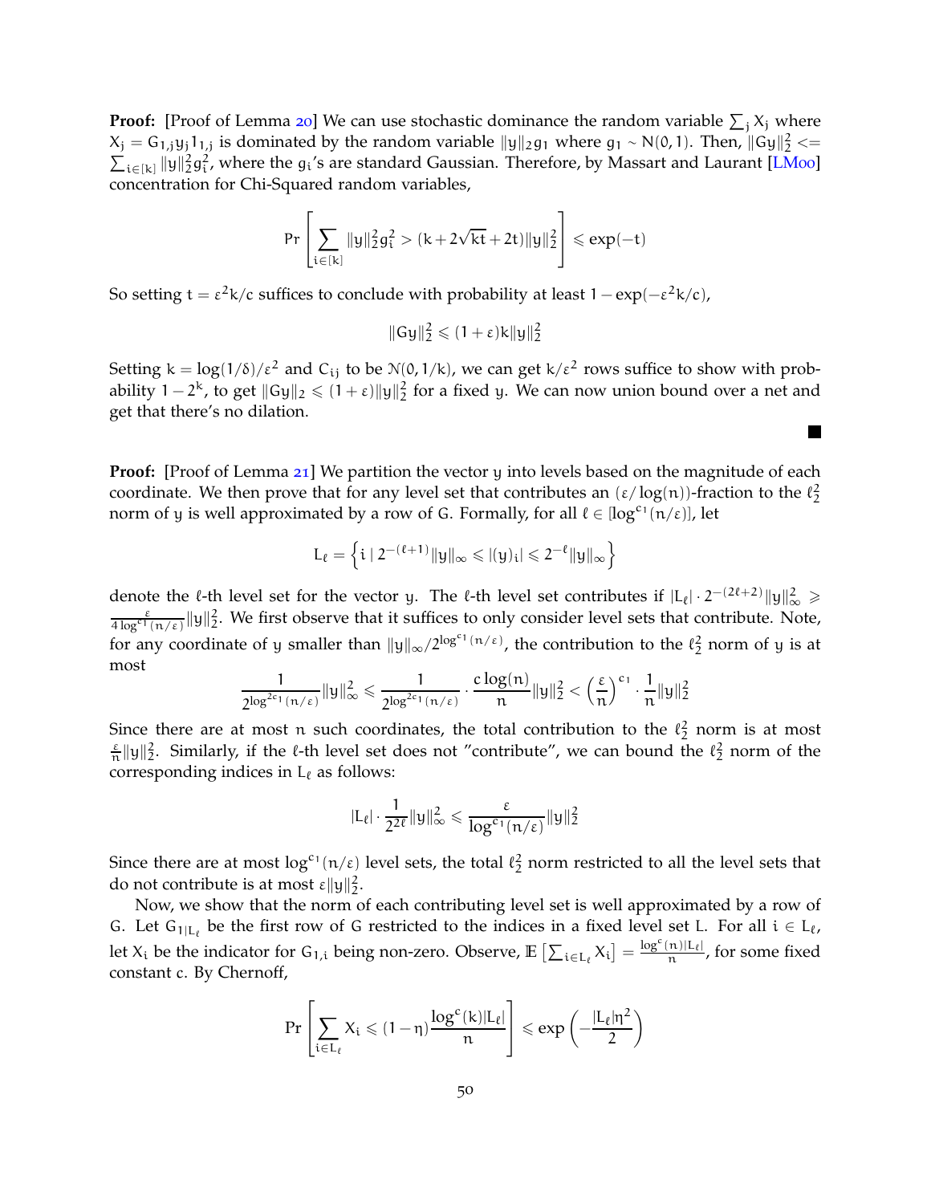**Proof:** [Proof of Lemma 20] We can use stochastic dominance the random variable $\sum_j X_j$ where $X_j = G_{1,j} y_j 1_{1,j}$ is dominated by the random variable $\|y\|_2 g_1$ where $g_1 \sim N(0,1)$. Then, $\|Gy\|_2^2 <= \sum_{i \in [k]} \|y\|_2^2 g_i^2$, where the $g_i$'s are standard Gaussian. Therefore, by Massart and Laurant [LM00] concentration for Chi-Squared random variables,

$$\Pr\left[\sum_{i\in[k]} \|y\|_2^2 g_i^2 > (k + 2\sqrt{kt} + 2t)\|y\|_2^2\right] \leqslant \exp(-t)$$

So setting $t = \varepsilon^2 k / c$ suffices to conclude with probability at least $1 - \exp(-\varepsilon^2 k / c)$,

$$\|Gy\|_2^2 \leqslant (1+\varepsilon) k \|y\|_2^2$$

Setting $k = \log(1/\delta)/\varepsilon^2$ and $C_{ij}$ to be $\mathcal{N}(0, 1/k)$, we can get $k/\varepsilon^2$ rows suffice to show with probability $1 - 2^k$, to get $\|Gy\|_2 \leqslant (1+\varepsilon)\|y\|_2^2$ for a fixed $y$. We can now union bound over a net and get that there's no dilation. ■

**Proof:** [Proof of Lemma 21] We partition the vector $y$ into levels based on the magnitude of each coordinate. We then prove that for any level set that contributes an $(\varepsilon/\log(n))$-fraction to the $\ell_2^2$ norm of $y$ is well approximated by a row of $G$. Formally, for all $\ell \in [\log^{c_1}(n/\varepsilon)]$, let

$$L_\ell = \left\{ i \mid 2^{-(\ell+1)} \|y\|_\infty \leqslant |(y)_i| \leqslant 2^{-\ell} \|y\|_\infty \right\}$$

denote the $\ell$-th level set for the vector $y$. The $\ell$-th level set contributes if $|L_\ell| \cdot 2^{-(2\ell+2)} \|y\|_\infty^2 \geqslant \frac{\varepsilon}{4 \log^{c_1}(n/\varepsilon)} \|y\|_2^2$. We first observe that it suffices to only consider level sets that contribute. Note, for any coordinate of $y$ smaller than $\|y\|_\infty / 2^{\log^{c_1}(n/\varepsilon)}$, the contribution to the $\ell_2^2$ norm of $y$ is at most

$$\frac{1}{2^{\log^{2c_1}(n/\varepsilon)}} \|y\|_\infty^2 \leqslant \frac{1}{2^{\log^{2c_1}(n/\varepsilon)}} \cdot \frac{c \log(n)}{n} \|y\|_2^2 < \left(\frac{\varepsilon}{n}\right)^{c_1} \cdot \frac{1}{n} \|y\|_2^2$$

Since there are at most $n$ such coordinates, the total contribution to the $\ell_2^2$ norm is at most $\frac{\varepsilon}{n} \|y\|_2^2$. Similarly, if the $\ell$-th level set does not "contribute", we can bound the $\ell_2^2$ norm of the corresponding indices in $L_\ell$ as follows:

$$|L_\ell| \cdot \frac{1}{2^{2\ell}} \|y\|_\infty^2 \leqslant \frac{\varepsilon}{\log^{c_1}(n/\varepsilon)} \|y\|_2^2$$

Since there are at most $\log^{c_1}(n/\varepsilon)$ level sets, the total $\ell_2^2$ norm restricted to all the level sets that do not contribute is at most $\varepsilon \|y\|_2^2$.

Now, we show that the norm of each contributing level set is well approximated by a row of $G$. Let $G_{1|L_\ell}$ be the first row of $G$ restricted to the indices in a fixed level set $L$. For all $i \in L_\ell$, let $X_i$ be the indicator for $G_{1,i}$ being non-zero. Observe, $\mathbb{E}\left[\sum_{i \in L_\ell} X_i\right] = \frac{\log^c(n) |L_\ell|}{n}$, for some fixed constant $c$. By Chernoff,

$$\Pr\left[\sum_{i \in L_\ell} X_i \leqslant (1-\eta) \frac{\log^c(k) |L_\ell|}{n}\right] \leqslant \exp\left(-\frac{|L_\ell| \eta^2}{2}\right)$$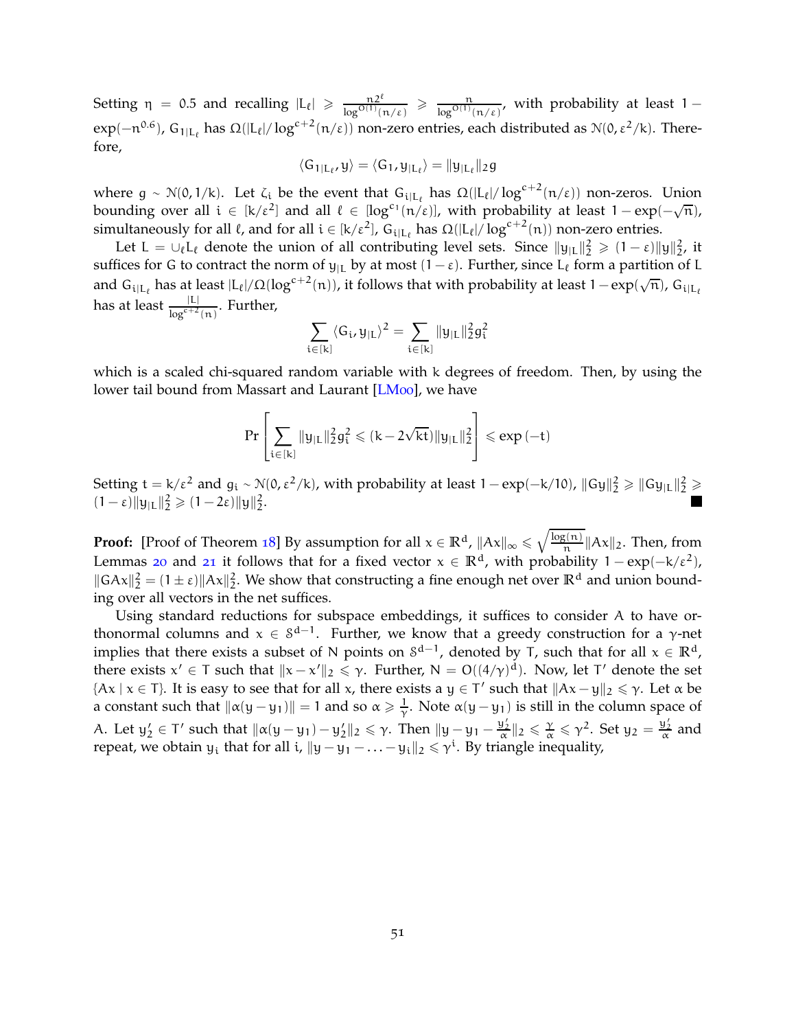Setting $\eta = 0.5$ and recalling $|L_\ell| \geqslant \frac{n2^\ell}{\log^{O(1)}(n/\varepsilon)} \geqslant \frac{n}{\log^{O(1)}(n/\varepsilon)}$, with probability at least $1 - \exp(-n^{0.6})$, $G_{1|L_\ell}$ has $\Omega(|L_\ell|/\log^{c+2}(n/\varepsilon))$ non-zero entries, each distributed as $\mathcal{N}(0, \varepsilon^2/k)$. Therefore,

$$\langle G_{1|L_\ell}, y\rangle = \langle G_1, y_{|L_\ell}\rangle = \|y_{|L_\ell}\|_2 g$$

where $g \sim \mathcal{N}(0, 1/k)$. Let $\zeta_i$ be the event that $G_{i|L_\ell}$ has $\Omega(|L_\ell|/\log^{c+2}(n/\varepsilon))$ non-zeros. Union bounding over all $i \in [k/\varepsilon^2]$ and all $\ell \in [\log^{c_1}(n/\varepsilon)]$, with probability at least $1 - \exp(-\sqrt{n})$, simultaneously for all $\ell$, and for all $i \in [k/\varepsilon^2]$, $G_{i|L_\ell}$ has $\Omega(|L_\ell|/\log^{c+2}(n))$ non-zero entries.

Let $L = \cup_\ell L_\ell$ denote the union of all contributing level sets. Since $\|y_{|L}\|_2^2 \geqslant (1-\varepsilon)\|y\|_2^2$, it suffices for $G$ to contract the norm of $y_{|L}$ by at most $(1-\varepsilon)$. Further, since $L_\ell$ form a partition of $L$ and $G_{i|L_\ell}$ has at least $|L_\ell|/\Omega(\log^{c+2}(n))$, it follows that with probability at least $1 - \exp(\sqrt{n})$, $G_{i|L_\ell}$ has at least $\frac{|L|}{\log^{c+2}(n)}$. Further,

$$\sum_{i \in [k]} \langle G_i, y_{|L}\rangle^2 = \sum_{i \in [k]} \|y_{|L}\|_2^2 g_i^2$$

which is a scaled chi-squared random variable with $k$ degrees of freedom. Then, by using the lower tail bound from Massart and Laurant [LM00], we have

$$\Pr\left[\sum_{i \in [k]} \|y_{|L}\|_2^2 g_i^2 \leqslant (k - 2\sqrt{kt})\|y_{|L}\|_2^2\right] \leqslant \exp(-t)$$

Setting $t = k/\varepsilon^2$ and $g_i \sim \mathcal{N}(0, \varepsilon^2/k)$, with probability at least $1 - \exp(-k/10)$, $\|Gy\|_2^2 \geqslant \|Gy_{|L}\|_2^2 \geqslant (1-\varepsilon)\|y_{|L}\|_2^2 \geqslant (1-2\varepsilon)\|y\|_2^2$. ■

**Proof:** [Proof of Theorem 18] By assumption for all $x \in \mathbb{R}^d$, $\|Ax\|_\infty \leqslant \sqrt{\frac{\log(n)}{n}}\|Ax\|_2$. Then, from Lemmas 20 and 21 it follows that for a fixed vector $x \in \mathbb{R}^d$, with probability $1 - \exp(-k/\varepsilon^2)$, $\|GAx\|_2^2 = (1 \pm \varepsilon)\|Ax\|_2^2$. We show that constructing a fine enough net over $\mathbb{R}^d$ and union bounding over all vectors in the net suffices.

Using standard reductions for subspace embeddings, it suffices to consider $A$ to have orthonormal columns and $x \in \mathcal{S}^{d-1}$. Further, we know that a greedy construction for a $\gamma$-net implies that there exists a subset of $N$ points on $\mathcal{S}^{d-1}$, denoted by $T$, such that for all $x \in \mathbb{R}^d$, there exists $x' \in T$ such that $\|x - x'\|_2 \leqslant \gamma$. Further, $N = O((4/\gamma)^d)$. Now, let $T'$ denote the set $\{Ax \mid x \in T\}$. It is easy to see that for all $x$, there exists a $y \in T'$ such that $\|Ax - y\|_2 \leqslant \gamma$. Let $\alpha$ be a constant such that $\|\alpha(y - y_1)\| = 1$ and so $\alpha \geqslant \frac{1}{\gamma}$. Note $\alpha(y - y_1)$ is still in the column space of $A$. Let $y_2' \in T'$ such that $\|\alpha(y - y_1) - y_2'\|_2 \leqslant \gamma$. Then $\|y - y_1 - \frac{y_2'}{\alpha}\|_2 \leqslant \frac{\gamma}{\alpha} \leqslant \gamma^2$. Set $y_2 = \frac{y_2'}{\alpha}$ and repeat, we obtain $y_i$ that for all $i$, $\|y - y_1 - \ldots - y_i\|_2 \leqslant \gamma^i$. By triangle inequality,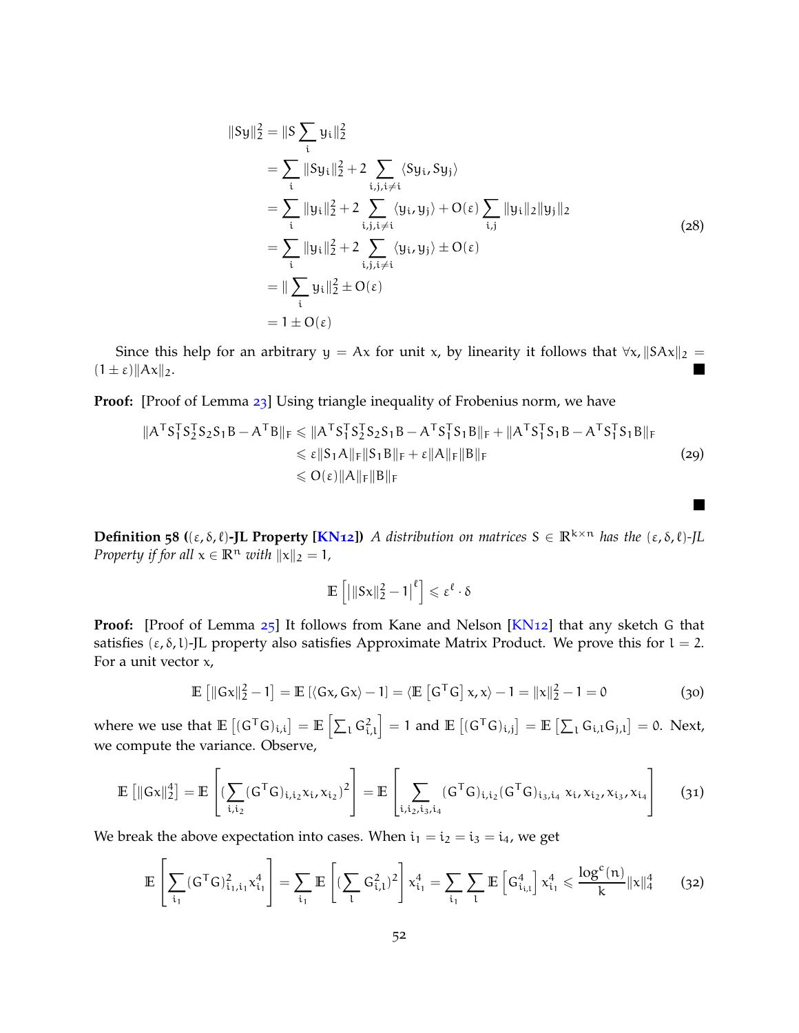$$
\begin{aligned}
\|Sy\|_2^2 &= \|S\sum_i y_i\|_2^2 \\
&= \sum_i \|Sy_i\|_2^2 + 2\sum_{i,j,i\neq i} \langle Sy_i, Sy_j\rangle \\
&= \sum_i \|y_i\|_2^2 + 2\sum_{i,j,i\neq i} \langle y_i, y_j\rangle + O(\varepsilon)\sum_{i,j} \|y_i\|_2\|y_j\|_2 \\
&= \sum_i \|y_i\|_2^2 + 2\sum_{i,j,i\neq i} \langle y_i, y_j\rangle \pm O(\varepsilon) \\
&= \|\sum_i y_i\|_2^2 \pm O(\varepsilon) \\
&= 1 \pm O(\varepsilon)
\end{aligned}
\tag{28}
$$

Since this help for an arbitrary $y = Ax$ for unit $x$, by linearity it follows that $\forall x, \|SAx\|_2 = (1\pm\varepsilon)\|Ax\|_2$. ■

**Proof:** [Proof of Lemma 23] Using triangle inequality of Frobenius norm, we have

$$
\begin{aligned}
\|A^TS_1^TS_2^TS_2S_1B - A^TB\|_F &\leqslant \|A^TS_1^TS_2^TS_2S_1B - A^TS_1^TS_1B\|_F + \|A^TS_1^TS_1B - A^TS_1^TS_1B\|_F \\
&\leqslant \varepsilon\|S_1A\|_F\|S_1B\|_F + \varepsilon\|A\|_F\|B\|_F \\
&\leqslant O(\varepsilon)\|A\|_F\|B\|_F
\end{aligned}
\tag{29}
$$

■

**Definition 58** **($(\varepsilon, \delta, \ell)$-JL Property [KN12])** *A distribution on matrices $S \in \mathbb{R}^{k\times n}$ has the $(\varepsilon, \delta, \ell)$-JL Property if for all $x \in \mathbb{R}^n$ with $\|x\|_2 = 1$,*

$$
\mathbb{E}\left[\left|\|Sx\|_2^2 - 1\right|^\ell\right] \leqslant \varepsilon^\ell \cdot \delta
$$

**Proof:** [Proof of Lemma 25] It follows from Kane and Nelson [KN12] that any sketch $G$ that satisfies $(\varepsilon, \delta, l)$-JL property also satisfies Approximate Matrix Product. We prove this for $l = 2$. For a unit vector $x$,

$$
\mathbb{E}\left[\|Gx\|_2^2 - 1\right] = \mathbb{E}\left[\langle Gx, Gx\rangle - 1\right] = \langle \mathbb{E}\left[G^TG\right]x, x\rangle - 1 = \|x\|_2^2 - 1 = 0 \tag{30}
$$

where we use that $\mathbb{E}\left[(G^TG)_{i,i}\right] = \mathbb{E}\left[\sum_l G_{i,l}^2\right] = 1$ and $\mathbb{E}\left[(G^TG)_{i,j}\right] = \mathbb{E}\left[\sum_l G_{i,l}G_{j,l}\right] = 0$. Next, we compute the variance. Observe,

$$
\mathbb{E}\left[\|Gx\|_2^4\right] = \mathbb{E}\left[(\sum_{i,i_2}(G^TG)_{i,i_2}x_i, x_{i_2})^2\right] = \mathbb{E}\left[\sum_{i,i_2,i_3,i_4}(G^TG)_{i,i_2}(G^TG)_{i_3,i_4}\; x_i, x_{i_2}, x_{i_3}, x_{i_4}\right] \tag{31}
$$

We break the above expectation into cases. When $i_1 = i_2 = i_3 = i_4$, we get

$$
\mathbb{E}\left[\sum_{i_1}(G^TG)_{i_1,i_1}^2 x_{i_1}^4\right] = \sum_{i_1}\mathbb{E}\left[(\sum_l G_{i,l}^2)^2\right]x_{i_1}^4 = \sum_{i_1}\sum_l \mathbb{E}\left[G_{i_1,l}^4\right]x_{i_1}^4 \leqslant \frac{\log^c(n)}{k}\|x\|_4^4 \tag{32}
$$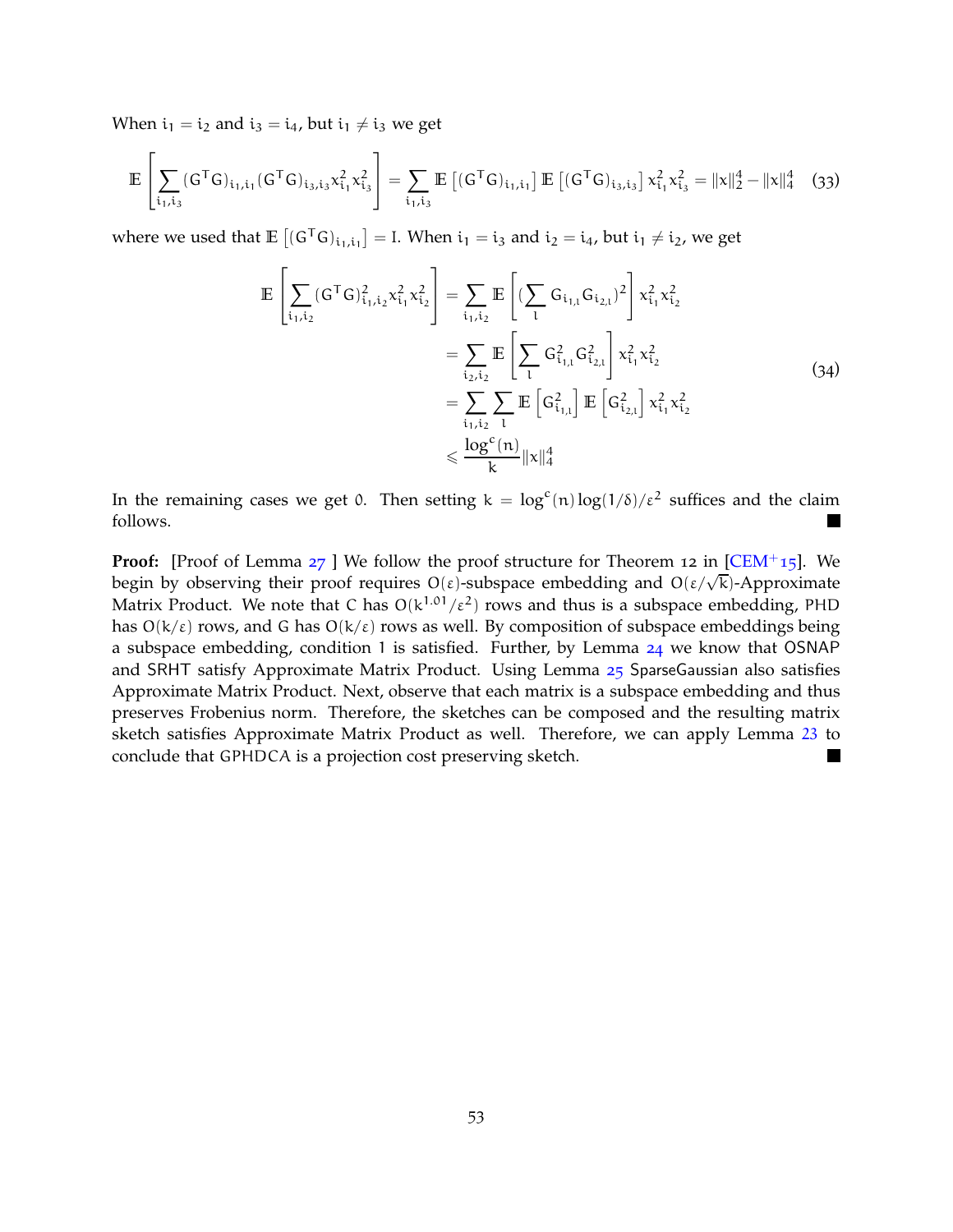When $i_1 = i_2$ and $i_3 = i_4$, but $i_1 \neq i_3$ we get

$$\mathbb{E}\left[\sum_{i_1,i_3} (G^TG)_{i_1,i_1}(G^TG)_{i_3,i_3} x_{i_1}^2 x_{i_3}^2\right] = \sum_{i_1,i_3} \mathbb{E}\left[(G^TG)_{i_1,i_1}\right] \mathbb{E}\left[(G^TG)_{i_3,i_3}\right] x_{i_1}^2 x_{i_3}^2 = \|x\|_2^4 - \|x\|_4^4 \quad (33)$$

where we used that $\mathbb{E}\left[(G^TG)_{i_1,i_1}\right] = I$. When $i_1 = i_3$ and $i_2 = i_4$, but $i_1 \neq i_2$, we get

$$\begin{aligned}
\mathbb{E}\left[\sum_{i_1,i_2} (G^TG)_{i_1,i_2}^2 x_{i_1}^2 x_{i_2}^2\right] &= \sum_{i_1,i_2} \mathbb{E}\left[(\sum_l G_{i_1,l} G_{i_2,l})^2\right] x_{i_1}^2 x_{i_2}^2 \\
&= \sum_{i_2,i_2} \mathbb{E}\left[\sum_l G_{i_1,l}^2 G_{i_2,l}^2\right] x_{i_1}^2 x_{i_2}^2 \\
&= \sum_{i_1,i_2} \sum_l \mathbb{E}\left[G_{i_1,l}^2\right] \mathbb{E}\left[G_{i_2,l}^2\right] x_{i_1}^2 x_{i_2}^2 \\
&\leqslant \frac{\log^c(n)}{k} \|x\|_4^4
\end{aligned} \quad (34)$$

In the remaining cases we get 0. Then setting $k = \log^c(n)\log(1/\delta)/\varepsilon^2$ suffices and the claim follows. ∎

**Proof:** [Proof of Lemma 27 ] We follow the proof structure for Theorem 12 in [CEM+15]. We begin by observing their proof requires $O(\varepsilon)$-subspace embedding and $O(\varepsilon/\sqrt{k})$-Approximate Matrix Product. We note that C has $O(k^{1.01}/\varepsilon^2)$ rows and thus is a subspace embedding, PHD has $O(k/\varepsilon)$ rows, and G has $O(k/\varepsilon)$ rows as well. By composition of subspace embeddings being a subspace embedding, condition 1 is satisfied. Further, by Lemma 24 we know that OSNAP and SRHT satisfy Approximate Matrix Product. Using Lemma 25 SparseGaussian also satisfies Approximate Matrix Product. Next, observe that each matrix is a subspace embedding and thus preserves Frobenius norm. Therefore, the sketches can be composed and the resulting matrix sketch satisfies Approximate Matrix Product as well. Therefore, we can apply Lemma 23 to conclude that GPHDCA is a projection cost preserving sketch. ∎